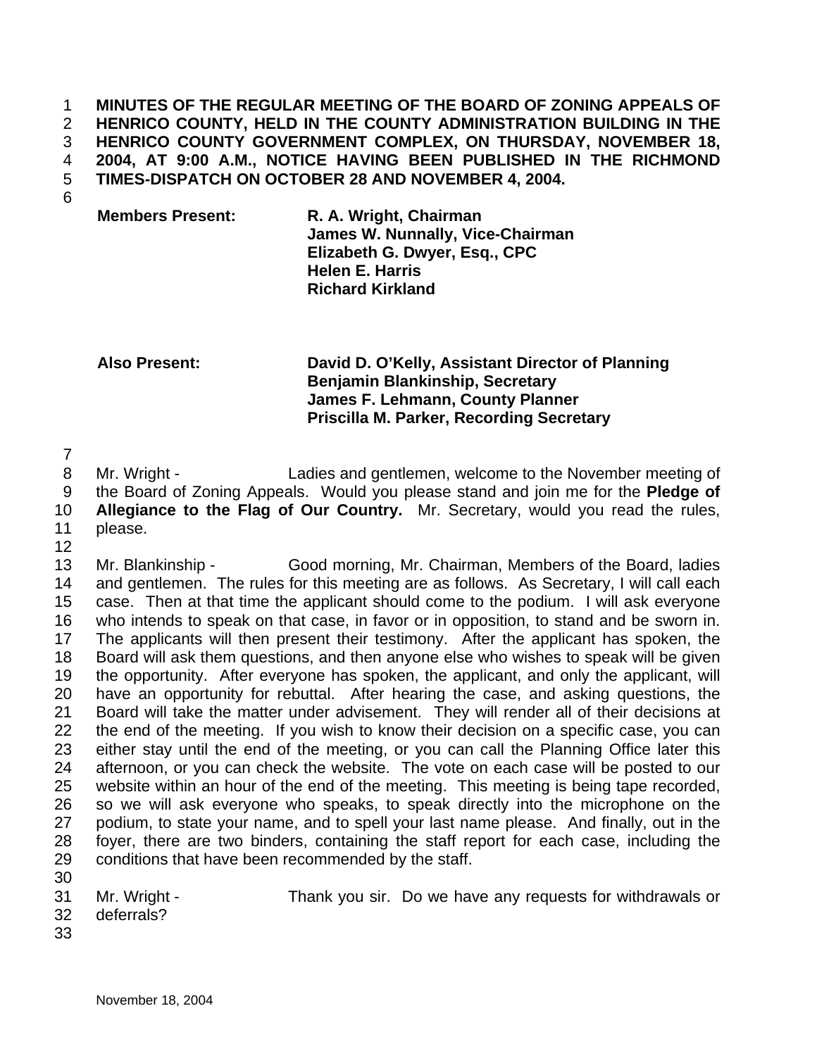**MINUTES OF THE REGULAR MEETING OF THE BOARD OF ZONING APPEALS OF HENRICO COUNTY, HELD IN THE COUNTY ADMINISTRATION BUILDING IN THE HENRICO COUNTY GOVERNMENT COMPLEX, ON THURSDAY, NOVEMBER 18, 2004, AT 9:00 A.M., NOTICE HAVING BEEN PUBLISHED IN THE RICHMOND TIMES-DISPATCH ON OCTOBER 28 AND NOVEMBER 4, 2004.**

**Members Present:** **R. A. Wright, Chairman**
**James W. Nunnally, Vice-Chairman**
**Elizabeth G. Dwyer, Esq., CPC**
**Helen E. Harris**
**Richard Kirkland**

**Also Present:** **David D. O'Kelly, Assistant Director of Planning**
**Benjamin Blankinship, Secretary**
**James F. Lehmann, County Planner**
**Priscilla M. Parker, Recording Secretary**

Mr. Wright - Ladies and gentlemen, welcome to the November meeting of the Board of Zoning Appeals. Would you please stand and join me for the **Pledge of Allegiance to the Flag of Our Country.** Mr. Secretary, would you read the rules, please.

Mr. Blankinship - Good morning, Mr. Chairman, Members of the Board, ladies and gentlemen. The rules for this meeting are as follows. As Secretary, I will call each case. Then at that time the applicant should come to the podium. I will ask everyone who intends to speak on that case, in favor or in opposition, to stand and be sworn in. The applicants will then present their testimony. After the applicant has spoken, the Board will ask them questions, and then anyone else who wishes to speak will be given the opportunity. After everyone has spoken, the applicant, and only the applicant, will have an opportunity for rebuttal. After hearing the case, and asking questions, the Board will take the matter under advisement. They will render all of their decisions at the end of the meeting. If you wish to know their decision on a specific case, you can either stay until the end of the meeting, or you can call the Planning Office later this afternoon, or you can check the website. The vote on each case will be posted to our website within an hour of the end of the meeting. This meeting is being tape recorded, so we will ask everyone who speaks, to speak directly into the microphone on the podium, to state your name, and to spell your last name please. And finally, out in the foyer, there are two binders, containing the staff report for each case, including the conditions that have been recommended by the staff.

Mr. Wright - Thank you sir. Do we have any requests for withdrawals or deferrals?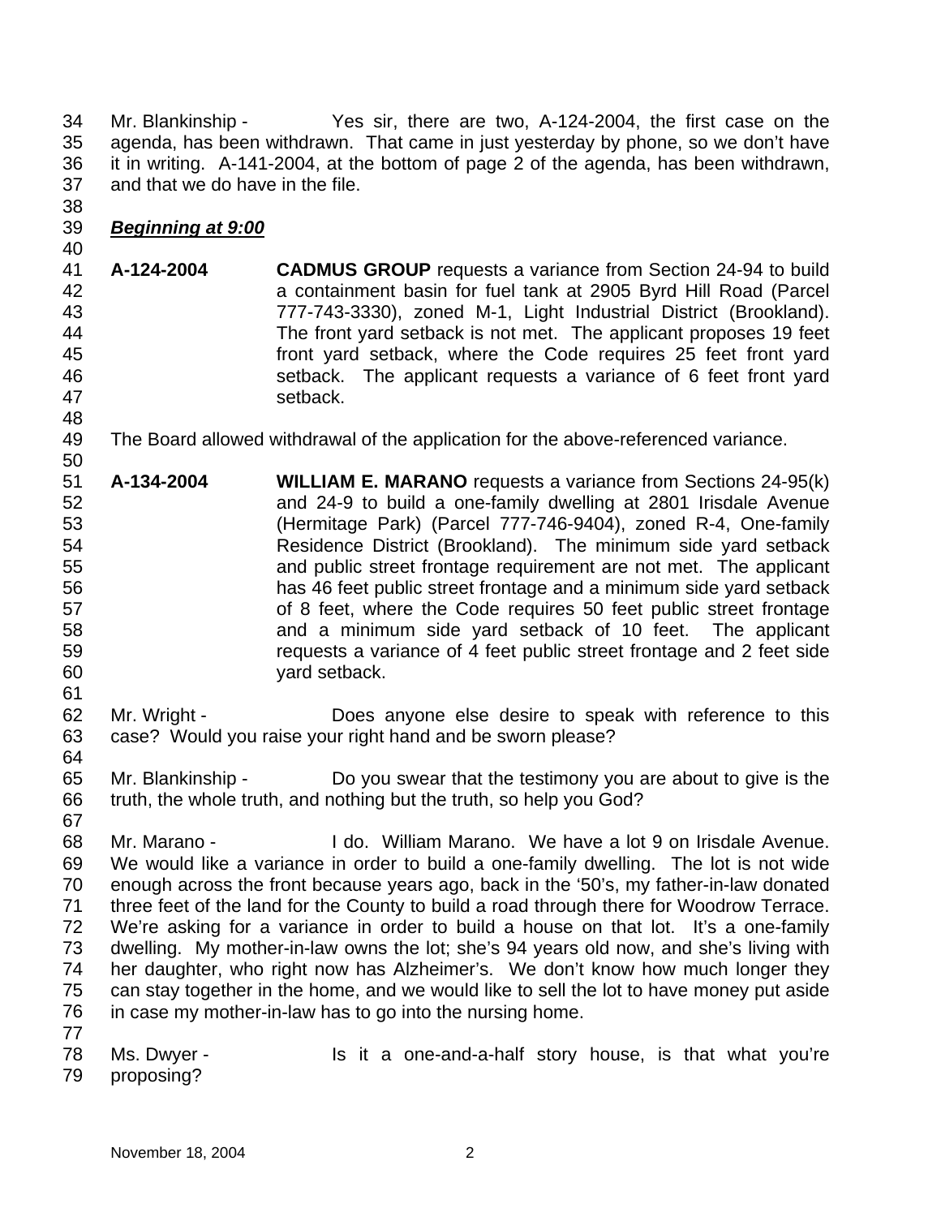Mr. Blankinship - Yes sir, there are two, A-124-2004, the first case on the agenda, has been withdrawn. That came in just yesterday by phone, so we don't have it in writing. A-141-2004, at the bottom of page 2 of the agenda, has been withdrawn, and that we do have in the file.

***Beginning at 9:00***

**A-124-2004** **CADMUS GROUP** requests a variance from Section 24-94 to build a containment basin for fuel tank at 2905 Byrd Hill Road (Parcel 777-743-3330), zoned M-1, Light Industrial District (Brookland). The front yard setback is not met. The applicant proposes 19 feet front yard setback, where the Code requires 25 feet front yard setback. The applicant requests a variance of 6 feet front yard setback.

The Board allowed withdrawal of the application for the above-referenced variance.

**A-134-2004** **WILLIAM E. MARANO** requests a variance from Sections 24-95(k) and 24-9 to build a one-family dwelling at 2801 Irisdale Avenue (Hermitage Park) (Parcel 777-746-9404), zoned R-4, One-family Residence District (Brookland). The minimum side yard setback and public street frontage requirement are not met. The applicant has 46 feet public street frontage and a minimum side yard setback of 8 feet, where the Code requires 50 feet public street frontage and a minimum side yard setback of 10 feet. The applicant requests a variance of 4 feet public street frontage and 2 feet side yard setback.

Mr. Wright - Does anyone else desire to speak with reference to this case? Would you raise your right hand and be sworn please?

Mr. Blankinship - Do you swear that the testimony you are about to give is the truth, the whole truth, and nothing but the truth, so help you God?

Mr. Marano - I do. William Marano. We have a lot 9 on Irisdale Avenue. We would like a variance in order to build a one-family dwelling. The lot is not wide enough across the front because years ago, back in the '50's, my father-in-law donated three feet of the land for the County to build a road through there for Woodrow Terrace. We're asking for a variance in order to build a house on that lot. It's a one-family dwelling. My mother-in-law owns the lot; she's 94 years old now, and she's living with her daughter, who right now has Alzheimer's. We don't know how much longer they can stay together in the home, and we would like to sell the lot to have money put aside in case my mother-in-law has to go into the nursing home.

Ms. Dwyer - Is it a one-and-a-half story house, is that what you're proposing?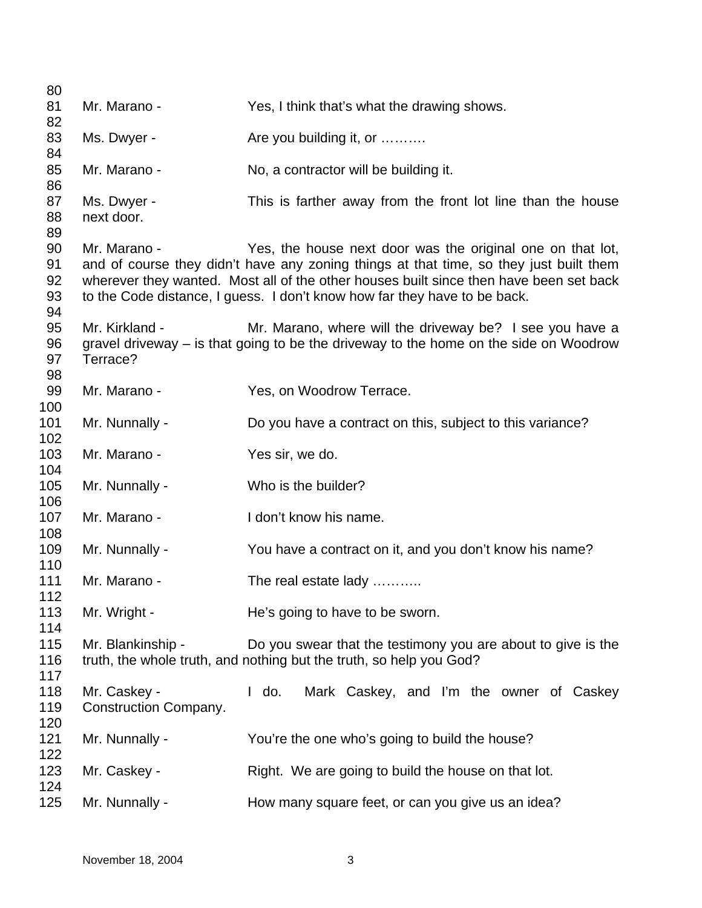80

81 Mr. Marano - Yes, I think that's what the drawing shows.

82

83 Ms. Dwyer - Are you building it, or ……….

84

85 Mr. Marano - No, a contractor will be building it.

86

87 Ms. Dwyer - This is farther away from the front lot line than the house
88 next door.

89

90 Mr. Marano - Yes, the house next door was the original one on that lot,
91 and of course they didn't have any zoning things at that time, so they just built them
92 wherever they wanted. Most all of the other houses built since then have been set back
93 to the Code distance, I guess. I don't know how far they have to be back.

94

95 Mr. Kirkland - Mr. Marano, where will the driveway be? I see you have a
96 gravel driveway – is that going to be the driveway to the home on the side on Woodrow
97 Terrace?

98

99 Mr. Marano - Yes, on Woodrow Terrace.

100

101 Mr. Nunnally - Do you have a contract on this, subject to this variance?

102

103 Mr. Marano - Yes sir, we do.

104

105 Mr. Nunnally - Who is the builder?

106

107 Mr. Marano - I don't know his name.

108

109 Mr. Nunnally - You have a contract on it, and you don't know his name?

110

111 Mr. Marano - The real estate lady ………..

112

113 Mr. Wright - He's going to have to be sworn.

114

115 Mr. Blankinship - Do you swear that the testimony you are about to give is the
116 truth, the whole truth, and nothing but the truth, so help you God?

117

118 Mr. Caskey - I do. Mark Caskey, and I'm the owner of Caskey
119 Construction Company.

120

121 Mr. Nunnally - You're the one who's going to build the house?

122

123 Mr. Caskey - Right. We are going to build the house on that lot.

124

125 Mr. Nunnally - How many square feet, or can you give us an idea?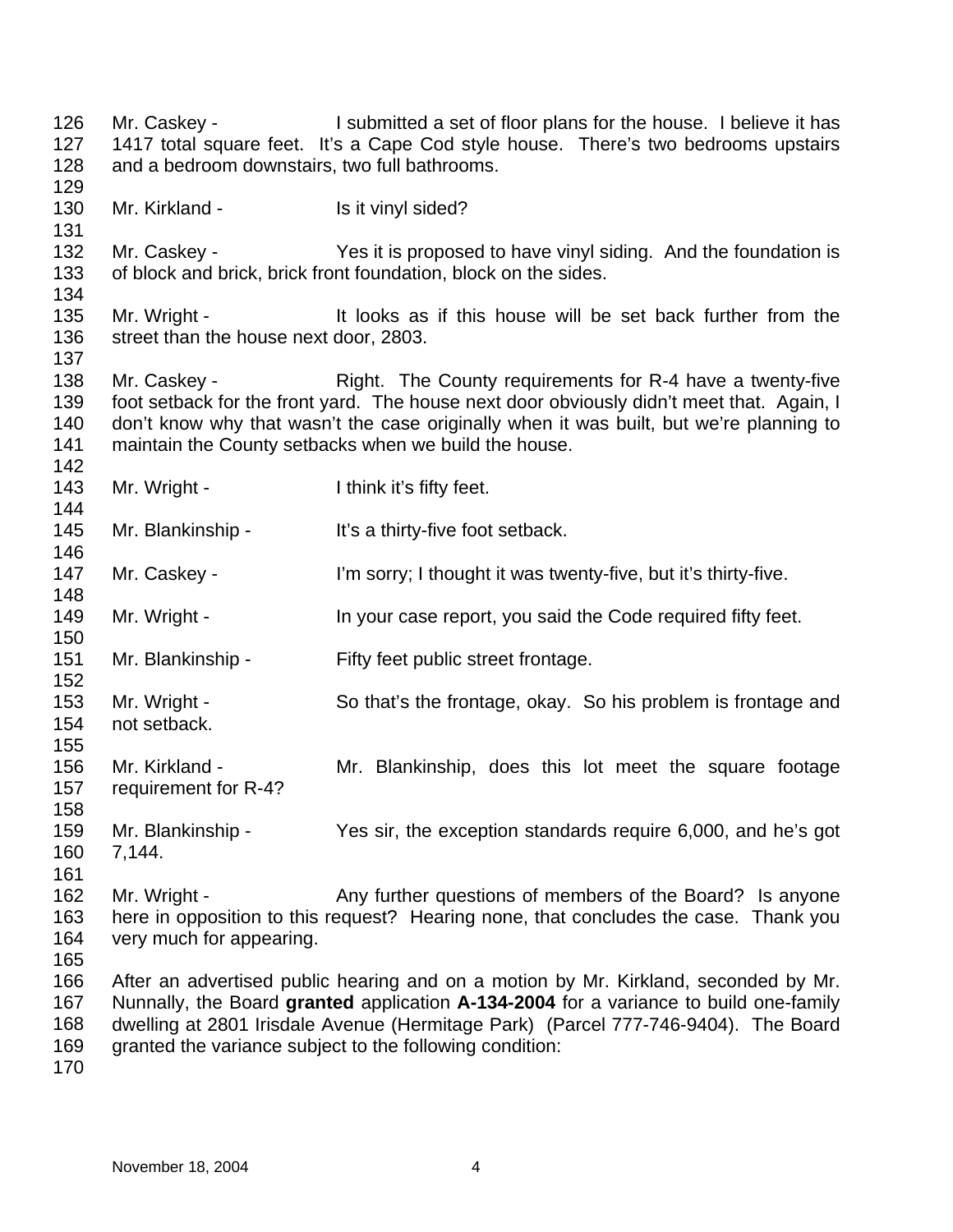Mr. Caskey - I submitted a set of floor plans for the house. I believe it has 1417 total square feet. It's a Cape Cod style house. There's two bedrooms upstairs and a bedroom downstairs, two full bathrooms.

Mr. Kirkland - Is it vinyl sided?

Mr. Caskey - Yes it is proposed to have vinyl siding. And the foundation is of block and brick, brick front foundation, block on the sides.

Mr. Wright - It looks as if this house will be set back further from the street than the house next door, 2803.

Mr. Caskey - Right. The County requirements for R-4 have a twenty-five foot setback for the front yard. The house next door obviously didn't meet that. Again, I don't know why that wasn't the case originally when it was built, but we're planning to maintain the County setbacks when we build the house.

Mr. Wright - I think it's fifty feet.

Mr. Blankinship - It's a thirty-five foot setback.

Mr. Caskey - I'm sorry; I thought it was twenty-five, but it's thirty-five.

Mr. Wright - In your case report, you said the Code required fifty feet.

Mr. Blankinship - Fifty feet public street frontage.

Mr. Wright - So that's the frontage, okay. So his problem is frontage and not setback.

Mr. Kirkland - Mr. Blankinship, does this lot meet the square footage requirement for R-4?

Mr. Blankinship - Yes sir, the exception standards require 6,000, and he's got 7,144.

Mr. Wright - Any further questions of members of the Board? Is anyone here in opposition to this request? Hearing none, that concludes the case. Thank you very much for appearing.

After an advertised public hearing and on a motion by Mr. Kirkland, seconded by Mr. Nunnally, the Board **granted** application **A-134-2004** for a variance to build one-family dwelling at 2801 Irisdale Avenue (Hermitage Park) (Parcel 777-746-9404). The Board granted the variance subject to the following condition: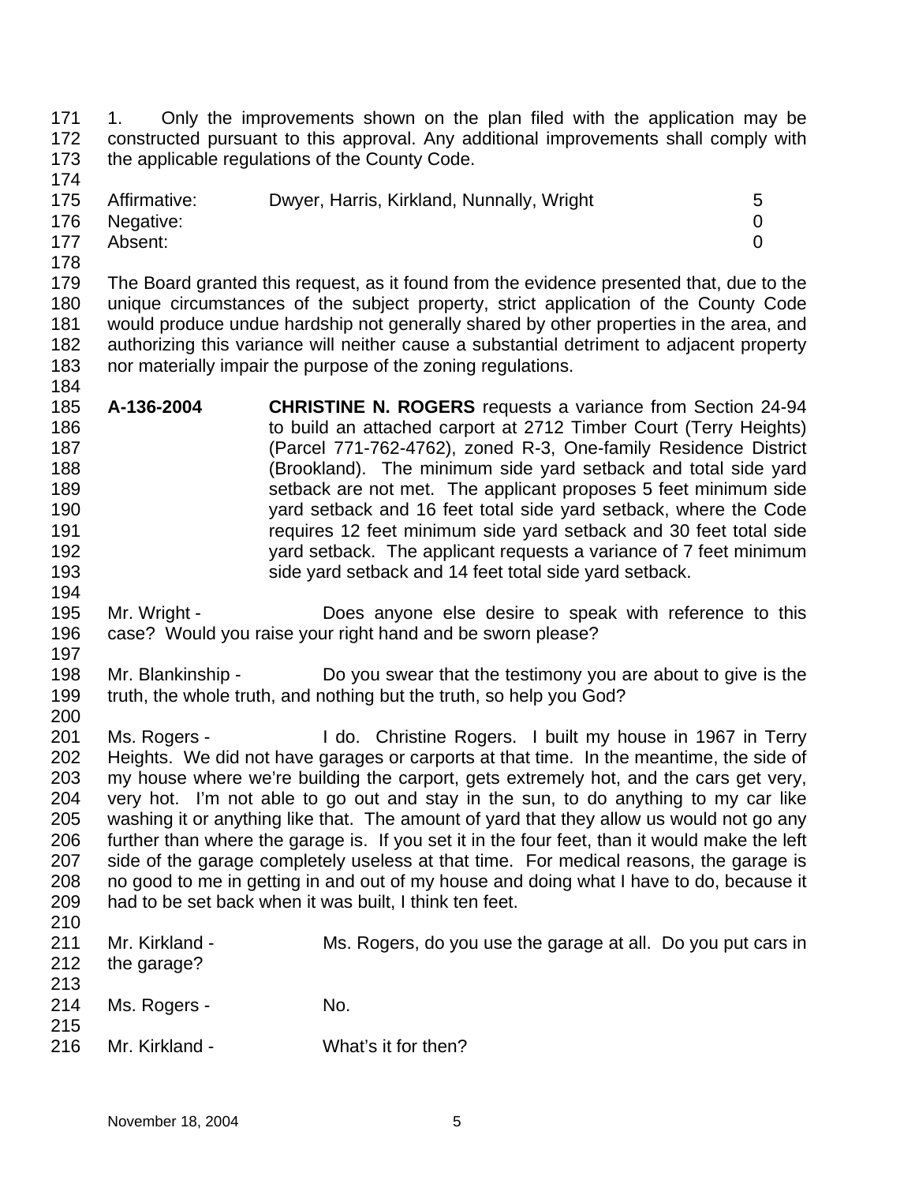1. Only the improvements shown on the plan filed with the application may be constructed pursuant to this approval. Any additional improvements shall comply with the applicable regulations of the County Code.

| Affirmative: | Dwyer, Harris, Kirkland, Nunnally, Wright | 5 |
|---|---|---|
| Negative: | | 0 |
| Absent: | | 0 |

The Board granted this request, as it found from the evidence presented that, due to the unique circumstances of the subject property, strict application of the County Code would produce undue hardship not generally shared by other properties in the area, and authorizing this variance will neither cause a substantial detriment to adjacent property nor materially impair the purpose of the zoning regulations.

**A-136-2004** **CHRISTINE N. ROGERS** requests a variance from Section 24-94 to build an attached carport at 2712 Timber Court (Terry Heights) (Parcel 771-762-4762), zoned R-3, One-family Residence District (Brookland). The minimum side yard setback and total side yard setback are not met. The applicant proposes 5 feet minimum side yard setback and 16 feet total side yard setback, where the Code requires 12 feet minimum side yard setback and 30 feet total side yard setback. The applicant requests a variance of 7 feet minimum side yard setback and 14 feet total side yard setback.

Mr. Wright - Does anyone else desire to speak with reference to this case? Would you raise your right hand and be sworn please?

Mr. Blankinship - Do you swear that the testimony you are about to give is the truth, the whole truth, and nothing but the truth, so help you God?

Ms. Rogers - I do. Christine Rogers. I built my house in 1967 in Terry Heights. We did not have garages or carports at that time. In the meantime, the side of my house where we're building the carport, gets extremely hot, and the cars get very, very hot. I'm not able to go out and stay in the sun, to do anything to my car like washing it or anything like that. The amount of yard that they allow us would not go any further than where the garage is. If you set it in the four feet, than it would make the left side of the garage completely useless at that time. For medical reasons, the garage is no good to me in getting in and out of my house and doing what I have to do, because it had to be set back when it was built, I think ten feet.

Mr. Kirkland - Ms. Rogers, do you use the garage at all. Do you put cars in the garage?

Ms. Rogers - No.

Mr. Kirkland - What's it for then?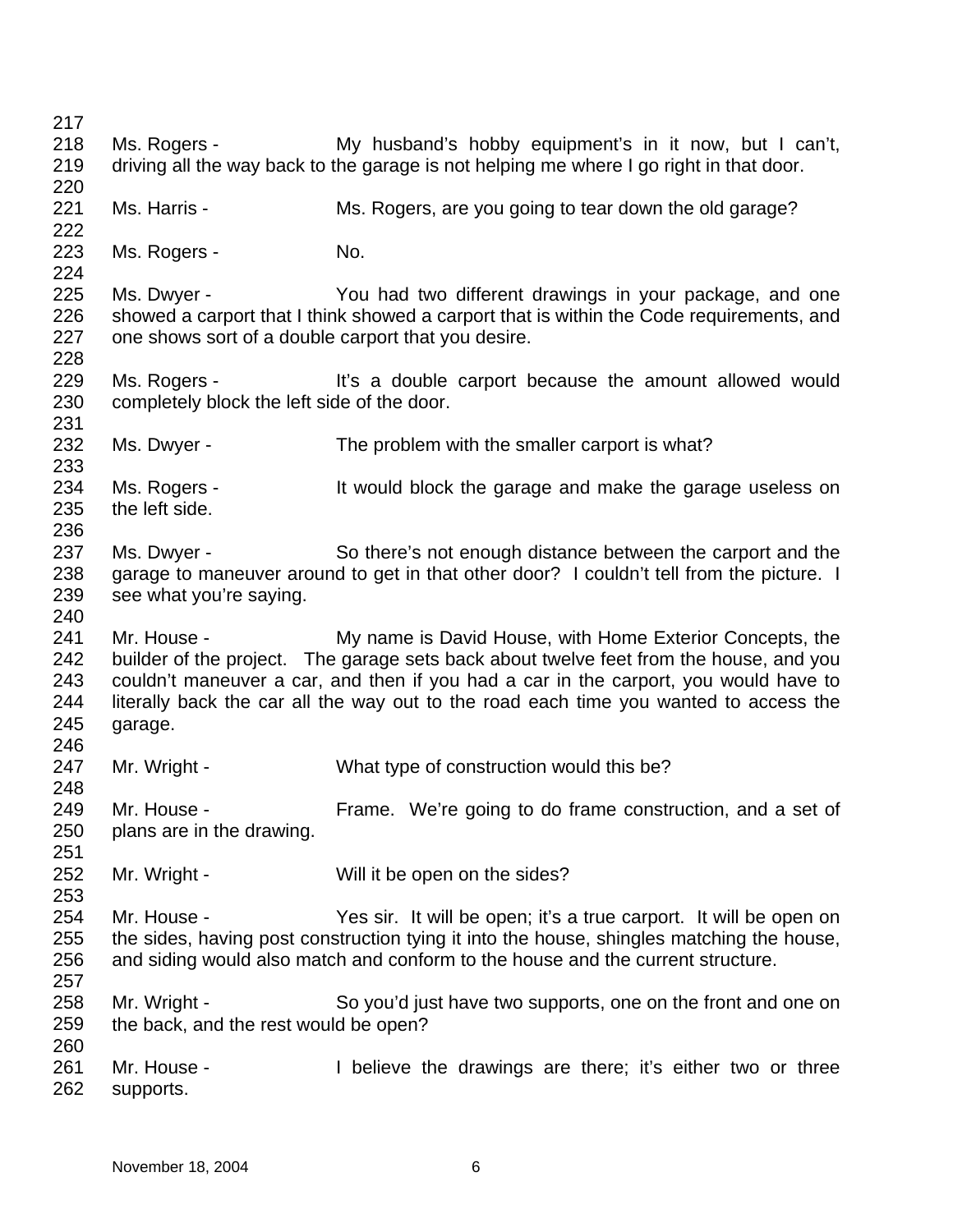Ms. Rogers - My husband's hobby equipment's in it now, but I can't, driving all the way back to the garage is not helping me where I go right in that door.

Ms. Harris - Ms. Rogers, are you going to tear down the old garage?

Ms. Rogers - No.

Ms. Dwyer - You had two different drawings in your package, and one showed a carport that I think showed a carport that is within the Code requirements, and one shows sort of a double carport that you desire.

Ms. Rogers - It's a double carport because the amount allowed would completely block the left side of the door.

Ms. Dwyer - The problem with the smaller carport is what?

Ms. Rogers - It would block the garage and make the garage useless on the left side.

Ms. Dwyer - So there's not enough distance between the carport and the garage to maneuver around to get in that other door? I couldn't tell from the picture. I see what you're saying.

Mr. House - My name is David House, with Home Exterior Concepts, the builder of the project. The garage sets back about twelve feet from the house, and you couldn't maneuver a car, and then if you had a car in the carport, you would have to literally back the car all the way out to the road each time you wanted to access the garage.

Mr. Wright - What type of construction would this be?

Mr. House - Frame. We're going to do frame construction, and a set of plans are in the drawing.

Mr. Wright - Will it be open on the sides?

Mr. House - Yes sir. It will be open; it's a true carport. It will be open on the sides, having post construction tying it into the house, shingles matching the house, and siding would also match and conform to the house and the current structure.

Mr. Wright - So you'd just have two supports, one on the front and one on the back, and the rest would be open?

Mr. House - I believe the drawings are there; it's either two or three supports.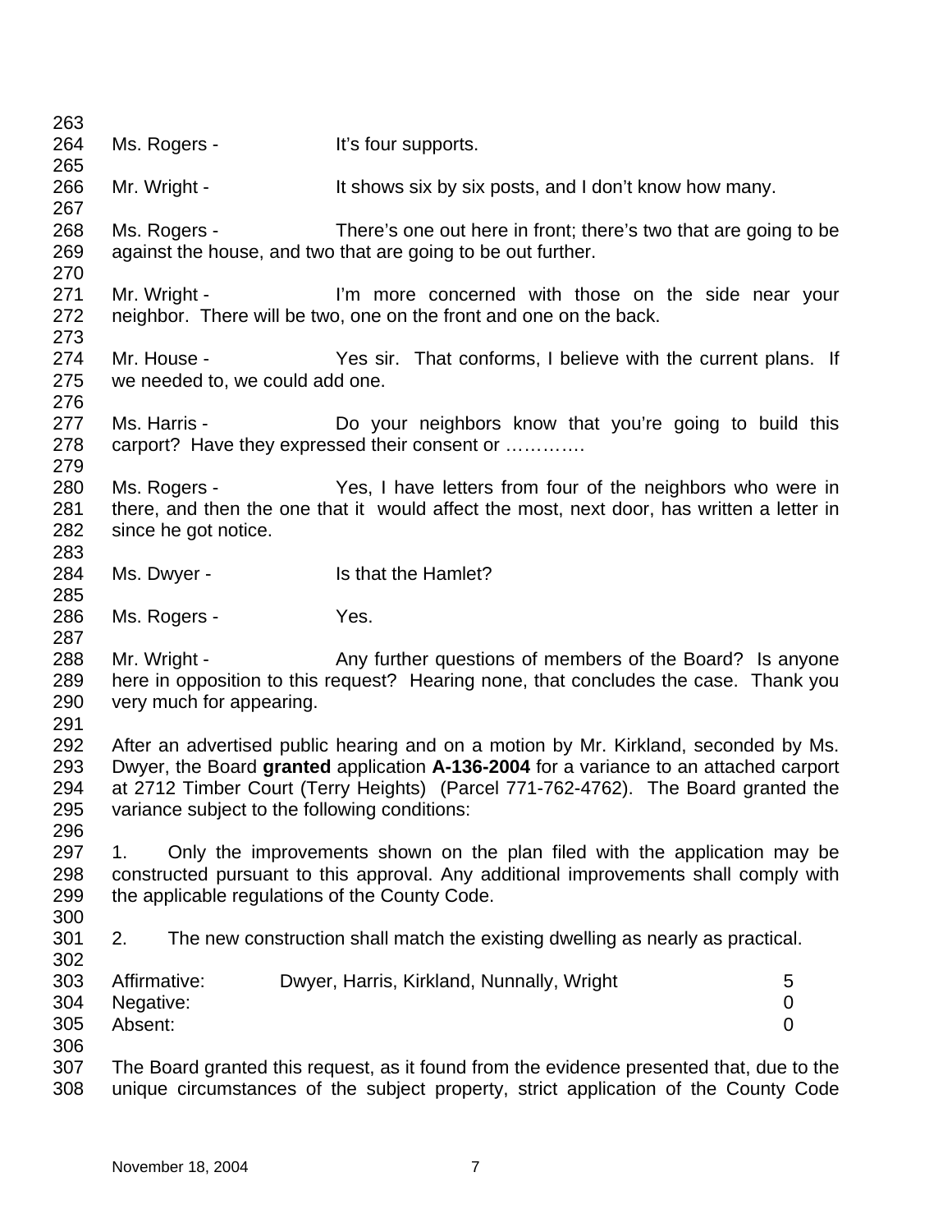Ms. Rogers - It's four supports.

Mr. Wright - It shows six by six posts, and I don't know how many.

Ms. Rogers - There's one out here in front; there's two that are going to be against the house, and two that are going to be out further.

Mr. Wright - I'm more concerned with those on the side near your neighbor. There will be two, one on the front and one on the back.

Mr. House - Yes sir. That conforms, I believe with the current plans. If we needed to, we could add one.

Ms. Harris - Do your neighbors know that you're going to build this carport? Have they expressed their consent or ………….

Ms. Rogers - Yes, I have letters from four of the neighbors who were in there, and then the one that it would affect the most, next door, has written a letter in since he got notice.

Ms. Dwyer - Is that the Hamlet?

Ms. Rogers - Yes.

Mr. Wright - Any further questions of members of the Board? Is anyone here in opposition to this request? Hearing none, that concludes the case. Thank you very much for appearing.

After an advertised public hearing and on a motion by Mr. Kirkland, seconded by Ms. Dwyer, the Board **granted** application **A-136-2004** for a variance to an attached carport at 2712 Timber Court (Terry Heights) (Parcel 771-762-4762). The Board granted the variance subject to the following conditions:

1. Only the improvements shown on the plan filed with the application may be constructed pursuant to this approval. Any additional improvements shall comply with the applicable regulations of the County Code.

2. The new construction shall match the existing dwelling as nearly as practical.

| | | |
|---|---|---|
| Affirmative: | Dwyer, Harris, Kirkland, Nunnally, Wright | 5 |
| Negative: | | 0 |
| Absent: | | 0 |

The Board granted this request, as it found from the evidence presented that, due to the unique circumstances of the subject property, strict application of the County Code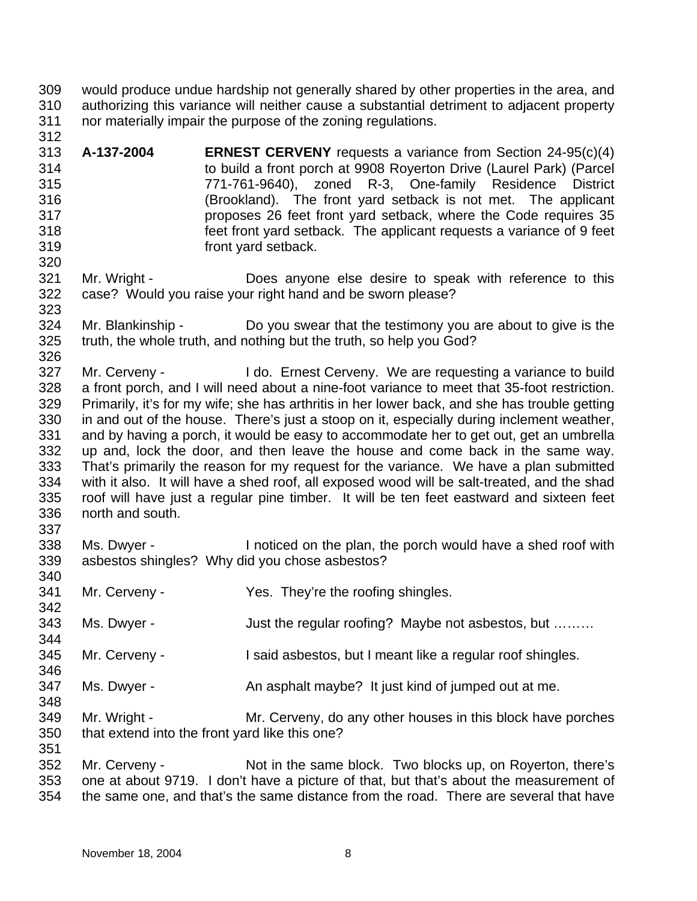would produce undue hardship not generally shared by other properties in the area, and authorizing this variance will neither cause a substantial detriment to adjacent property nor materially impair the purpose of the zoning regulations.

**A-137-2004** **ERNEST CERVENY** requests a variance from Section 24-95(c)(4) to build a front porch at 9908 Royerton Drive (Laurel Park) (Parcel 771-761-9640), zoned R-3, One-family Residence District (Brookland). The front yard setback is not met. The applicant proposes 26 feet front yard setback, where the Code requires 35 feet front yard setback. The applicant requests a variance of 9 feet front yard setback.

Mr. Wright - Does anyone else desire to speak with reference to this case? Would you raise your right hand and be sworn please?

Mr. Blankinship - Do you swear that the testimony you are about to give is the truth, the whole truth, and nothing but the truth, so help you God?

Mr. Cerveny - I do. Ernest Cerveny. We are requesting a variance to build a front porch, and I will need about a nine-foot variance to meet that 35-foot restriction. Primarily, it's for my wife; she has arthritis in her lower back, and she has trouble getting in and out of the house. There's just a stoop on it, especially during inclement weather, and by having a porch, it would be easy to accommodate her to get out, get an umbrella up and, lock the door, and then leave the house and come back in the same way. That's primarily the reason for my request for the variance. We have a plan submitted with it also. It will have a shed roof, all exposed wood will be salt-treated, and the shad roof will have just a regular pine timber. It will be ten feet eastward and sixteen feet north and south.

Ms. Dwyer - I noticed on the plan, the porch would have a shed roof with asbestos shingles? Why did you chose asbestos?

Mr. Cerveny - Yes. They're the roofing shingles.

Ms. Dwyer - Just the regular roofing? Maybe not asbestos, but ………

Mr. Cerveny - I said asbestos, but I meant like a regular roof shingles.

Ms. Dwyer - An asphalt maybe? It just kind of jumped out at me.

Mr. Wright - Mr. Cerveny, do any other houses in this block have porches that extend into the front yard like this one?

Mr. Cerveny - Not in the same block. Two blocks up, on Royerton, there's one at about 9719. I don't have a picture of that, but that's about the measurement of the same one, and that's the same distance from the road. There are several that have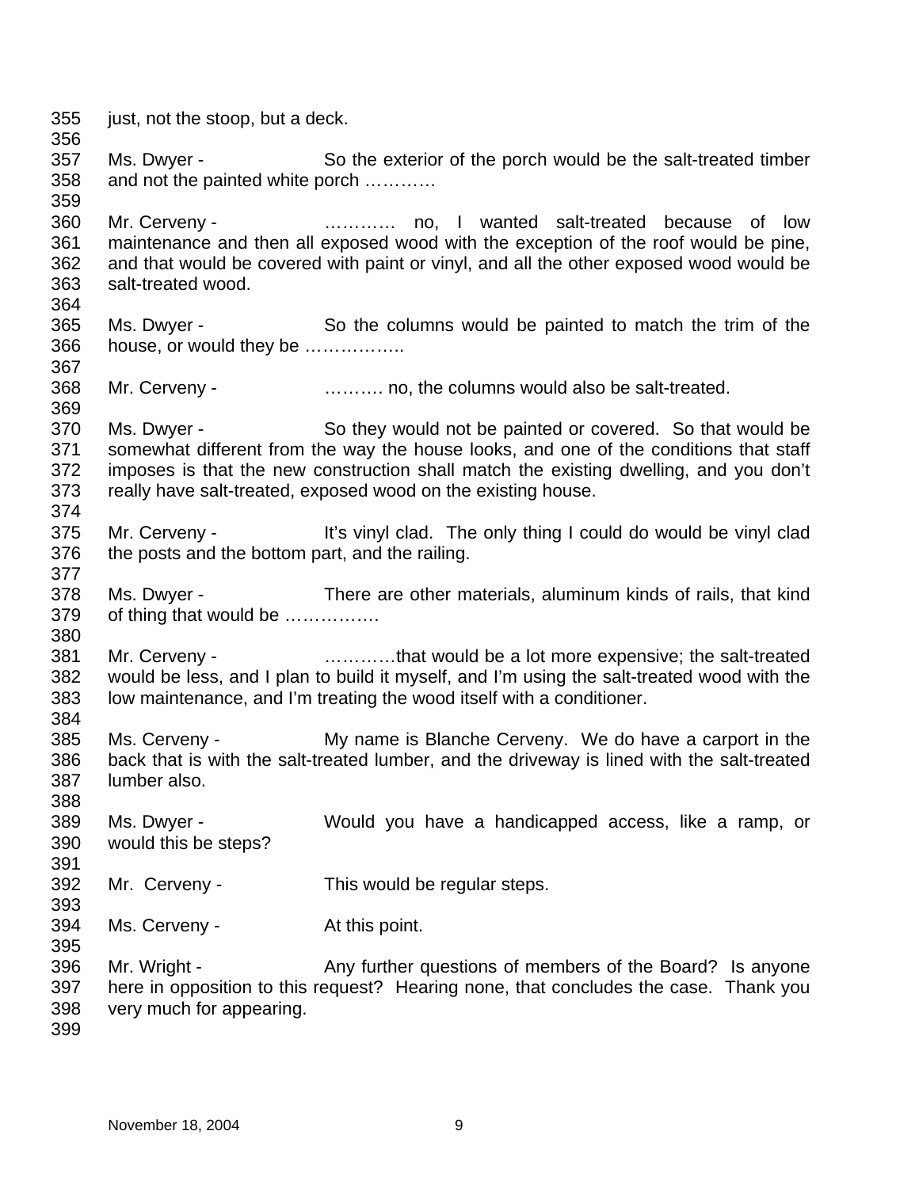just, not the stoop, but a deck.

Ms. Dwyer - So the exterior of the porch would be the salt-treated timber and not the painted white porch …………

Mr. Cerveny - ………… no, I wanted salt-treated because of low maintenance and then all exposed wood with the exception of the roof would be pine, and that would be covered with paint or vinyl, and all the other exposed wood would be salt-treated wood.

Ms. Dwyer - So the columns would be painted to match the trim of the house, or would they be ……………..

Mr. Cerveny - ………. no, the columns would also be salt-treated.

Ms. Dwyer - So they would not be painted or covered. So that would be somewhat different from the way the house looks, and one of the conditions that staff imposes is that the new construction shall match the existing dwelling, and you don't really have salt-treated, exposed wood on the existing house.

Mr. Cerveny - It's vinyl clad. The only thing I could do would be vinyl clad the posts and the bottom part, and the railing.

Ms. Dwyer - There are other materials, aluminum kinds of rails, that kind of thing that would be …………….

Mr. Cerveny - …………that would be a lot more expensive; the salt-treated would be less, and I plan to build it myself, and I'm using the salt-treated wood with the low maintenance, and I'm treating the wood itself with a conditioner.

Ms. Cerveny - My name is Blanche Cerveny. We do have a carport in the back that is with the salt-treated lumber, and the driveway is lined with the salt-treated lumber also.

Ms. Dwyer - Would you have a handicapped access, like a ramp, or would this be steps?

Mr. Cerveny - This would be regular steps.

Ms. Cerveny - At this point.

Mr. Wright - Any further questions of members of the Board? Is anyone here in opposition to this request? Hearing none, that concludes the case. Thank you very much for appearing.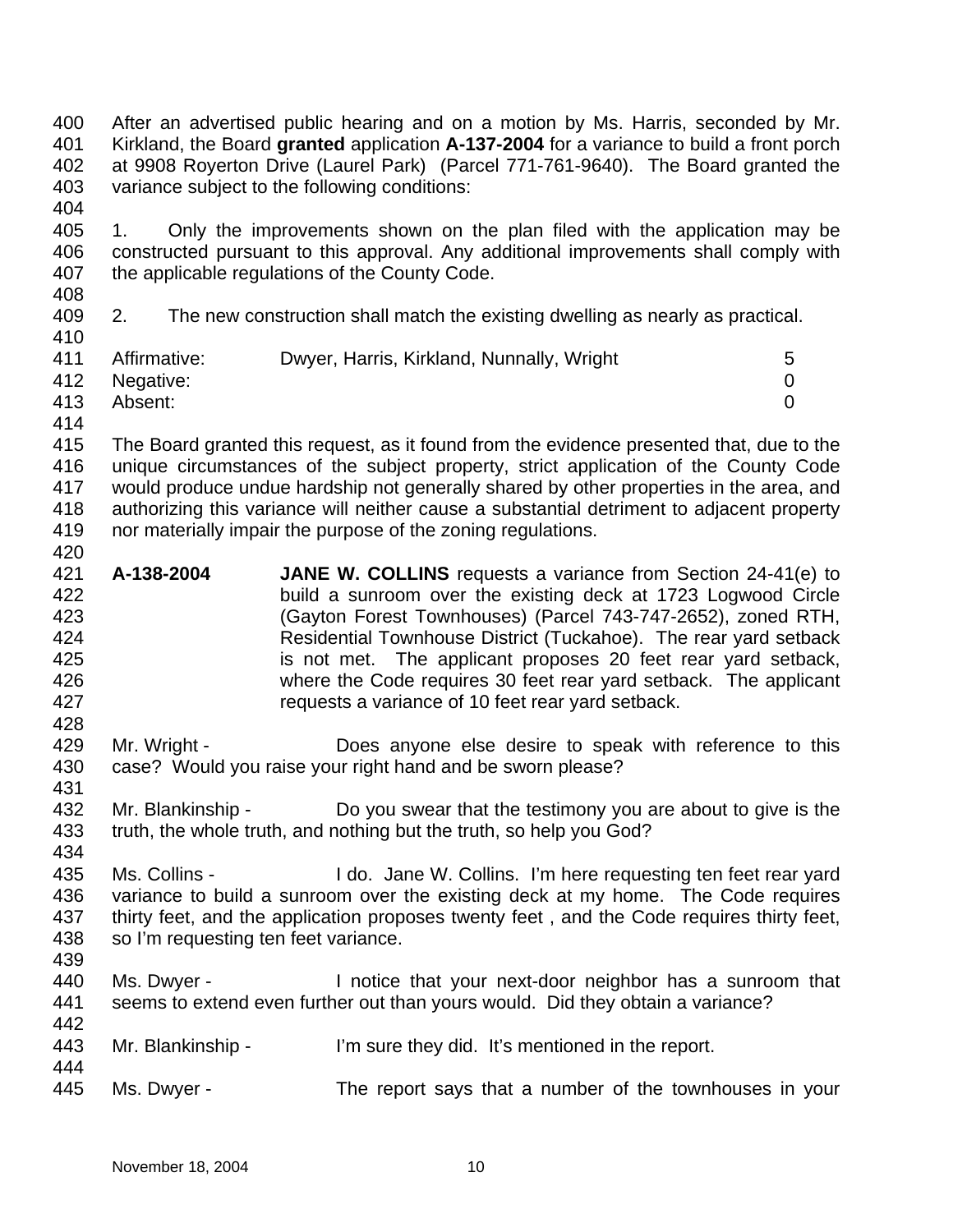After an advertised public hearing and on a motion by Ms. Harris, seconded by Mr. Kirkland, the Board **granted** application **A-137-2004** for a variance to build a front porch at 9908 Royerton Drive (Laurel Park) (Parcel 771-761-9640). The Board granted the variance subject to the following conditions:

1. Only the improvements shown on the plan filed with the application may be constructed pursuant to this approval. Any additional improvements shall comply with the applicable regulations of the County Code.

2. The new construction shall match the existing dwelling as nearly as practical.

| | | |
|---|---|---|
| Affirmative: | Dwyer, Harris, Kirkland, Nunnally, Wright | 5 |
| Negative: | | 0 |
| Absent: | | 0 |

The Board granted this request, as it found from the evidence presented that, due to the unique circumstances of the subject property, strict application of the County Code would produce undue hardship not generally shared by other properties in the area, and authorizing this variance will neither cause a substantial detriment to adjacent property nor materially impair the purpose of the zoning regulations.

**A-138-2004** **JANE W. COLLINS** requests a variance from Section 24-41(e) to build a sunroom over the existing deck at 1723 Logwood Circle (Gayton Forest Townhouses) (Parcel 743-747-2652), zoned RTH, Residential Townhouse District (Tuckahoe). The rear yard setback is not met. The applicant proposes 20 feet rear yard setback, where the Code requires 30 feet rear yard setback. The applicant requests a variance of 10 feet rear yard setback.

Mr. Wright - Does anyone else desire to speak with reference to this case? Would you raise your right hand and be sworn please?

Mr. Blankinship - Do you swear that the testimony you are about to give is the truth, the whole truth, and nothing but the truth, so help you God?

Ms. Collins - I do. Jane W. Collins. I'm here requesting ten feet rear yard variance to build a sunroom over the existing deck at my home. The Code requires thirty feet, and the application proposes twenty feet , and the Code requires thirty feet, so I'm requesting ten feet variance.

Ms. Dwyer - I notice that your next-door neighbor has a sunroom that seems to extend even further out than yours would. Did they obtain a variance?

Mr. Blankinship - I'm sure they did. It's mentioned in the report.

Ms. Dwyer - The report says that a number of the townhouses in your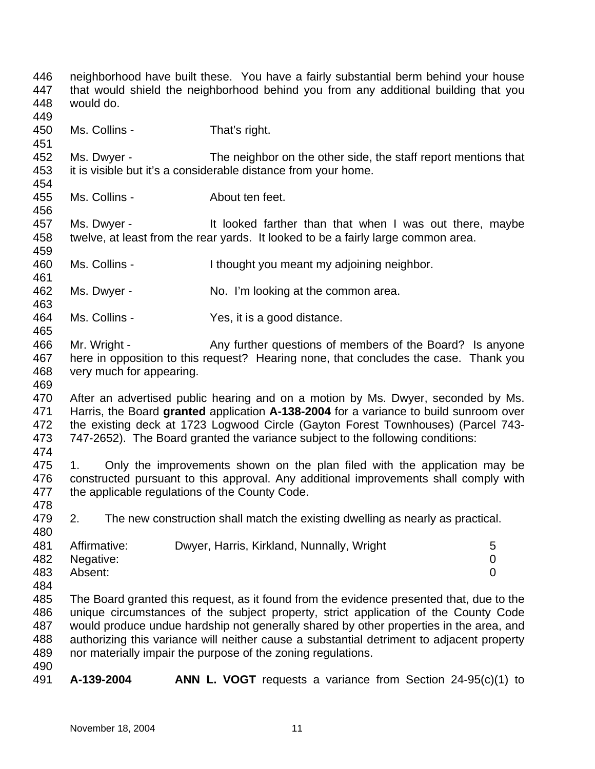neighborhood have built these. You have a fairly substantial berm behind your house that would shield the neighborhood behind you from any additional building that you would do.

Ms. Collins - That's right.

Ms. Dwyer - The neighbor on the other side, the staff report mentions that it is visible but it's a considerable distance from your home.

Ms. Collins - About ten feet.

Ms. Dwyer - It looked farther than that when I was out there, maybe twelve, at least from the rear yards. It looked to be a fairly large common area.

Ms. Collins - I thought you meant my adjoining neighbor.

Ms. Dwyer - No. I'm looking at the common area.

Ms. Collins - Yes, it is a good distance.

Mr. Wright - Any further questions of members of the Board? Is anyone here in opposition to this request? Hearing none, that concludes the case. Thank you very much for appearing.

After an advertised public hearing and on a motion by Ms. Dwyer, seconded by Ms. Harris, the Board **granted** application **A-138-2004** for a variance to build sunroom over the existing deck at 1723 Logwood Circle (Gayton Forest Townhouses) (Parcel 743-747-2652). The Board granted the variance subject to the following conditions:

1. Only the improvements shown on the plan filed with the application may be constructed pursuant to this approval. Any additional improvements shall comply with the applicable regulations of the County Code.

2. The new construction shall match the existing dwelling as nearly as practical.

| | | |
|---|---|---|
| Affirmative: | Dwyer, Harris, Kirkland, Nunnally, Wright | 5 |
| Negative: | | 0 |
| Absent: | | 0 |

The Board granted this request, as it found from the evidence presented that, due to the unique circumstances of the subject property, strict application of the County Code would produce undue hardship not generally shared by other properties in the area, and authorizing this variance will neither cause a substantial detriment to adjacent property nor materially impair the purpose of the zoning regulations.

**A-139-2004** **ANN L. VOGT** requests a variance from Section 24-95(c)(1) to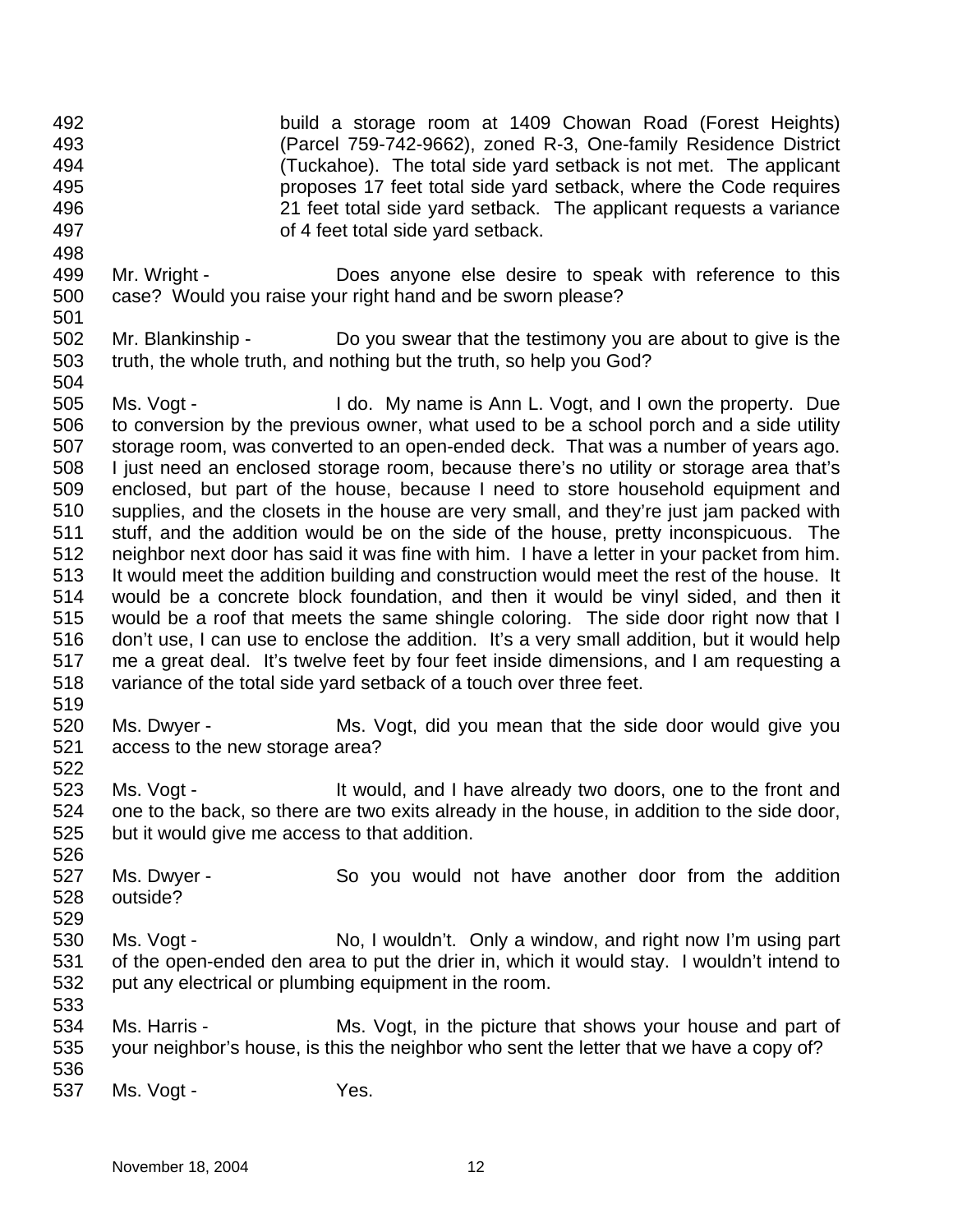build a storage room at 1409 Chowan Road (Forest Heights) (Parcel 759-742-9662), zoned R-3, One-family Residence District (Tuckahoe). The total side yard setback is not met. The applicant proposes 17 feet total side yard setback, where the Code requires 21 feet total side yard setback. The applicant requests a variance of 4 feet total side yard setback.

Mr. Wright - Does anyone else desire to speak with reference to this case? Would you raise your right hand and be sworn please?

Mr. Blankinship - Do you swear that the testimony you are about to give is the truth, the whole truth, and nothing but the truth, so help you God?

Ms. Vogt - I do. My name is Ann L. Vogt, and I own the property. Due to conversion by the previous owner, what used to be a school porch and a side utility storage room, was converted to an open-ended deck. That was a number of years ago. I just need an enclosed storage room, because there's no utility or storage area that's enclosed, but part of the house, because I need to store household equipment and supplies, and the closets in the house are very small, and they're just jam packed with stuff, and the addition would be on the side of the house, pretty inconspicuous. The neighbor next door has said it was fine with him. I have a letter in your packet from him. It would meet the addition building and construction would meet the rest of the house. It would be a concrete block foundation, and then it would be vinyl sided, and then it would be a roof that meets the same shingle coloring. The side door right now that I don't use, I can use to enclose the addition. It's a very small addition, but it would help me a great deal. It's twelve feet by four feet inside dimensions, and I am requesting a variance of the total side yard setback of a touch over three feet.

Ms. Dwyer - Ms. Vogt, did you mean that the side door would give you access to the new storage area?

Ms. Vogt - It would, and I have already two doors, one to the front and one to the back, so there are two exits already in the house, in addition to the side door, but it would give me access to that addition.

Ms. Dwyer - So you would not have another door from the addition outside?

Ms. Vogt - No, I wouldn't. Only a window, and right now I'm using part of the open-ended den area to put the drier in, which it would stay. I wouldn't intend to put any electrical or plumbing equipment in the room.

Ms. Harris - Ms. Vogt, in the picture that shows your house and part of your neighbor's house, is this the neighbor who sent the letter that we have a copy of?

Ms. Vogt - Yes.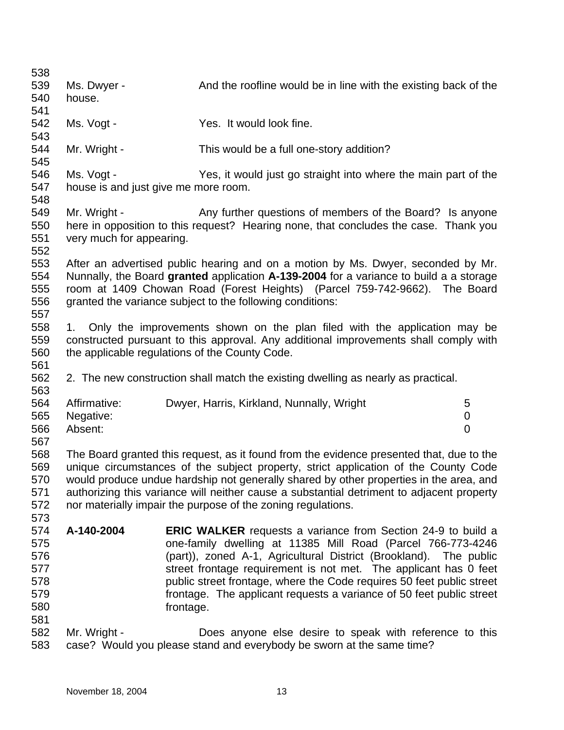Ms. Dwyer - And the roofline would be in line with the existing back of the house.

Ms. Vogt - Yes. It would look fine.

Mr. Wright - This would be a full one-story addition?

Ms. Vogt - Yes, it would just go straight into where the main part of the house is and just give me more room.

Mr. Wright - Any further questions of members of the Board? Is anyone here in opposition to this request? Hearing none, that concludes the case. Thank you very much for appearing.

After an advertised public hearing and on a motion by Ms. Dwyer, seconded by Mr. Nunnally, the Board **granted** application **A-139-2004** for a variance to build a a storage room at 1409 Chowan Road (Forest Heights) (Parcel 759-742-9662). The Board granted the variance subject to the following conditions:

1. Only the improvements shown on the plan filed with the application may be constructed pursuant to this approval. Any additional improvements shall comply with the applicable regulations of the County Code.

2. The new construction shall match the existing dwelling as nearly as practical.

| | | |
|---|---|---|
| Affirmative: | Dwyer, Harris, Kirkland, Nunnally, Wright | 5 |
| Negative: | | 0 |
| Absent: | | 0 |

The Board granted this request, as it found from the evidence presented that, due to the unique circumstances of the subject property, strict application of the County Code would produce undue hardship not generally shared by other properties in the area, and authorizing this variance will neither cause a substantial detriment to adjacent property nor materially impair the purpose of the zoning regulations.

**A-140-2004** **ERIC WALKER** requests a variance from Section 24-9 to build a one-family dwelling at 11385 Mill Road (Parcel 766-773-4246 (part)), zoned A-1, Agricultural District (Brookland). The public street frontage requirement is not met. The applicant has 0 feet public street frontage, where the Code requires 50 feet public street frontage. The applicant requests a variance of 50 feet public street frontage.

Mr. Wright - Does anyone else desire to speak with reference to this case? Would you please stand and everybody be sworn at the same time?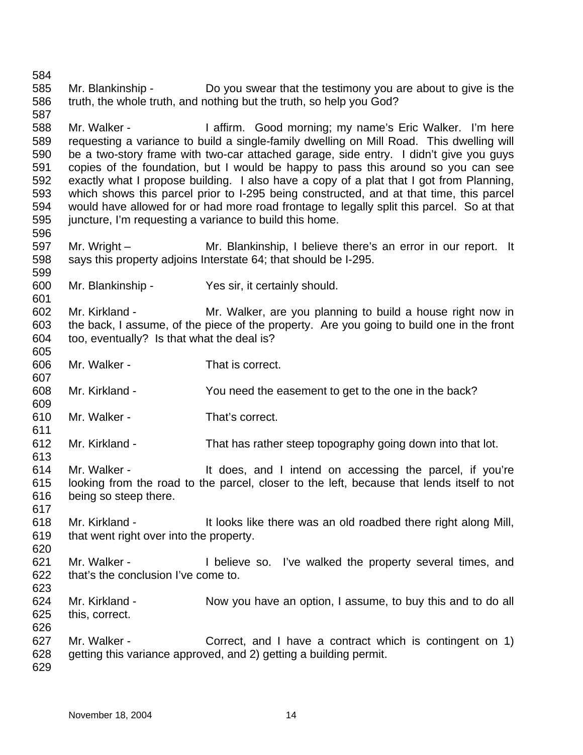Mr. Blankinship - Do you swear that the testimony you are about to give is the truth, the whole truth, and nothing but the truth, so help you God?

Mr. Walker - I affirm. Good morning; my name's Eric Walker. I'm here requesting a variance to build a single-family dwelling on Mill Road. This dwelling will be a two-story frame with two-car attached garage, side entry. I didn't give you guys copies of the foundation, but I would be happy to pass this around so you can see exactly what I propose building. I also have a copy of a plat that I got from Planning, which shows this parcel prior to I-295 being constructed, and at that time, this parcel would have allowed for or had more road frontage to legally split this parcel. So at that juncture, I'm requesting a variance to build this home.

Mr. Wright – Mr. Blankinship, I believe there's an error in our report. It says this property adjoins Interstate 64; that should be I-295.

Mr. Blankinship - Yes sir, it certainly should.

Mr. Kirkland - Mr. Walker, are you planning to build a house right now in the back, I assume, of the piece of the property. Are you going to build one in the front too, eventually? Is that what the deal is?

Mr. Walker - That is correct.

Mr. Kirkland - You need the easement to get to the one in the back?

Mr. Walker - That's correct.

Mr. Kirkland - That has rather steep topography going down into that lot.

Mr. Walker - It does, and I intend on accessing the parcel, if you're looking from the road to the parcel, closer to the left, because that lends itself to not being so steep there.

Mr. Kirkland - It looks like there was an old roadbed there right along Mill, that went right over into the property.

Mr. Walker - I believe so. I've walked the property several times, and that's the conclusion I've come to.

Mr. Kirkland - Now you have an option, I assume, to buy this and to do all this, correct.

Mr. Walker - Correct, and I have a contract which is contingent on 1) getting this variance approved, and 2) getting a building permit.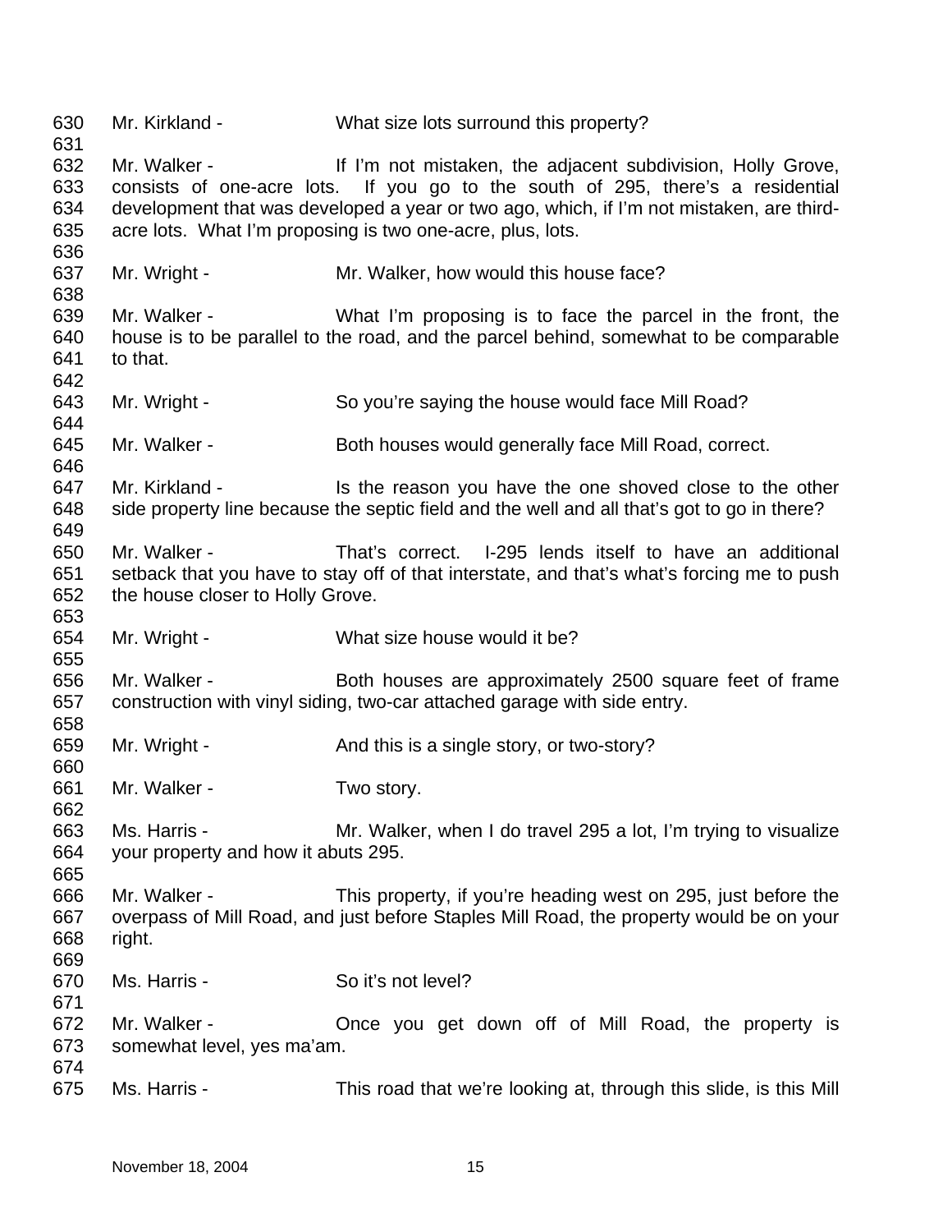Mr. Kirkland - What size lots surround this property?

Mr. Walker - If I'm not mistaken, the adjacent subdivision, Holly Grove, consists of one-acre lots. If you go to the south of 295, there's a residential development that was developed a year or two ago, which, if I'm not mistaken, are third-acre lots. What I'm proposing is two one-acre, plus, lots.

Mr. Wright - Mr. Walker, how would this house face?

Mr. Walker - What I'm proposing is to face the parcel in the front, the house is to be parallel to the road, and the parcel behind, somewhat to be comparable to that.

Mr. Wright - So you're saying the house would face Mill Road?

Mr. Walker - Both houses would generally face Mill Road, correct.

Mr. Kirkland - Is the reason you have the one shoved close to the other side property line because the septic field and the well and all that's got to go in there?

Mr. Walker - That's correct. I-295 lends itself to have an additional setback that you have to stay off of that interstate, and that's what's forcing me to push the house closer to Holly Grove.

Mr. Wright - What size house would it be?

Mr. Walker - Both houses are approximately 2500 square feet of frame construction with vinyl siding, two-car attached garage with side entry.

Mr. Wright - And this is a single story, or two-story?

Mr. Walker - Two story.

Ms. Harris - Mr. Walker, when I do travel 295 a lot, I'm trying to visualize your property and how it abuts 295.

Mr. Walker - This property, if you're heading west on 295, just before the overpass of Mill Road, and just before Staples Mill Road, the property would be on your right.

Ms. Harris - So it's not level?

Mr. Walker - Once you get down off of Mill Road, the property is somewhat level, yes ma'am.

Ms. Harris - This road that we're looking at, through this slide, is this Mill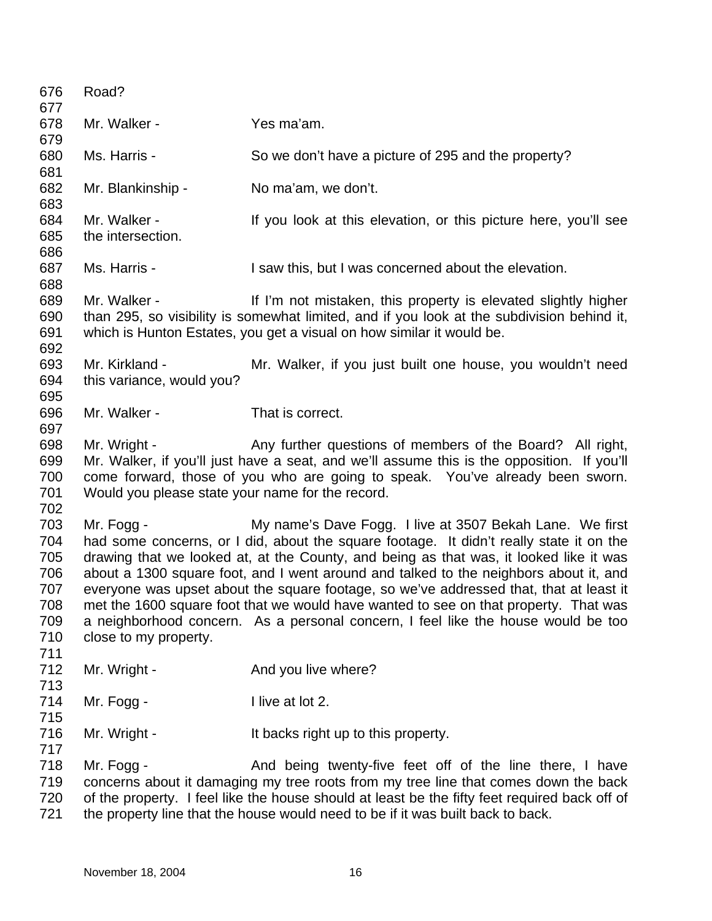Road?

Mr. Walker - Yes ma'am.

Ms. Harris - So we don't have a picture of 295 and the property?

Mr. Blankinship - No ma'am, we don't.

Mr. Walker - If you look at this elevation, or this picture here, you'll see the intersection.

Ms. Harris - I saw this, but I was concerned about the elevation.

Mr. Walker - If I'm not mistaken, this property is elevated slightly higher than 295, so visibility is somewhat limited, and if you look at the subdivision behind it, which is Hunton Estates, you get a visual on how similar it would be.

Mr. Kirkland - Mr. Walker, if you just built one house, you wouldn't need this variance, would you?

Mr. Walker - That is correct.

Mr. Wright - Any further questions of members of the Board? All right, Mr. Walker, if you'll just have a seat, and we'll assume this is the opposition. If you'll come forward, those of you who are going to speak. You've already been sworn. Would you please state your name for the record.

Mr. Fogg - My name's Dave Fogg. I live at 3507 Bekah Lane. We first had some concerns, or I did, about the square footage. It didn't really state it on the drawing that we looked at, at the County, and being as that was, it looked like it was about a 1300 square foot, and I went around and talked to the neighbors about it, and everyone was upset about the square footage, so we've addressed that, that at least it met the 1600 square foot that we would have wanted to see on that property. That was a neighborhood concern. As a personal concern, I feel like the house would be too close to my property.

Mr. Wright - And you live where?

Mr. Fogg - I live at lot 2.

Mr. Wright - It backs right up to this property.

Mr. Fogg - And being twenty-five feet off of the line there, I have concerns about it damaging my tree roots from my tree line that comes down the back of the property. I feel like the house should at least be the fifty feet required back off of the property line that the house would need to be if it was built back to back.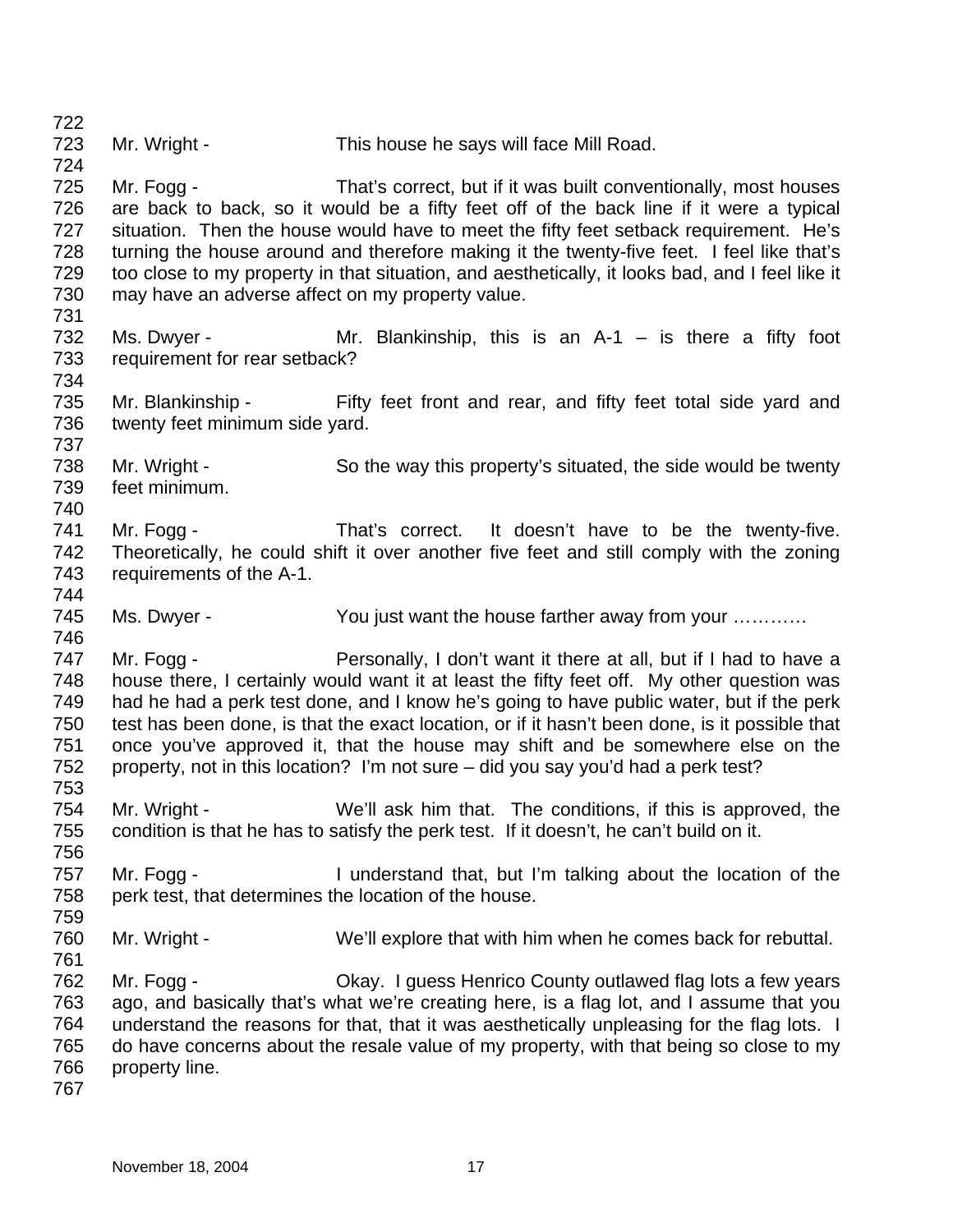Mr. Wright - This house he says will face Mill Road.

Mr. Fogg - That's correct, but if it was built conventionally, most houses are back to back, so it would be a fifty feet off of the back line if it were a typical situation. Then the house would have to meet the fifty feet setback requirement. He's turning the house around and therefore making it the twenty-five feet. I feel like that's too close to my property in that situation, and aesthetically, it looks bad, and I feel like it may have an adverse affect on my property value.

Ms. Dwyer - Mr. Blankinship, this is an A-1 – is there a fifty foot requirement for rear setback?

Mr. Blankinship - Fifty feet front and rear, and fifty feet total side yard and twenty feet minimum side yard.

Mr. Wright - So the way this property's situated, the side would be twenty feet minimum.

Mr. Fogg - That's correct. It doesn't have to be the twenty-five. Theoretically, he could shift it over another five feet and still comply with the zoning requirements of the A-1.

Ms. Dwyer - You just want the house farther away from your …………

Mr. Fogg - Personally, I don't want it there at all, but if I had to have a house there, I certainly would want it at least the fifty feet off. My other question was had he had a perk test done, and I know he's going to have public water, but if the perk test has been done, is that the exact location, or if it hasn't been done, is it possible that once you've approved it, that the house may shift and be somewhere else on the property, not in this location? I'm not sure – did you say you'd had a perk test?

Mr. Wright - We'll ask him that. The conditions, if this is approved, the condition is that he has to satisfy the perk test. If it doesn't, he can't build on it.

Mr. Fogg - I understand that, but I'm talking about the location of the perk test, that determines the location of the house.

Mr. Wright - We'll explore that with him when he comes back for rebuttal.

Mr. Fogg - Okay. I guess Henrico County outlawed flag lots a few years ago, and basically that's what we're creating here, is a flag lot, and I assume that you understand the reasons for that, that it was aesthetically unpleasing for the flag lots. I do have concerns about the resale value of my property, with that being so close to my property line.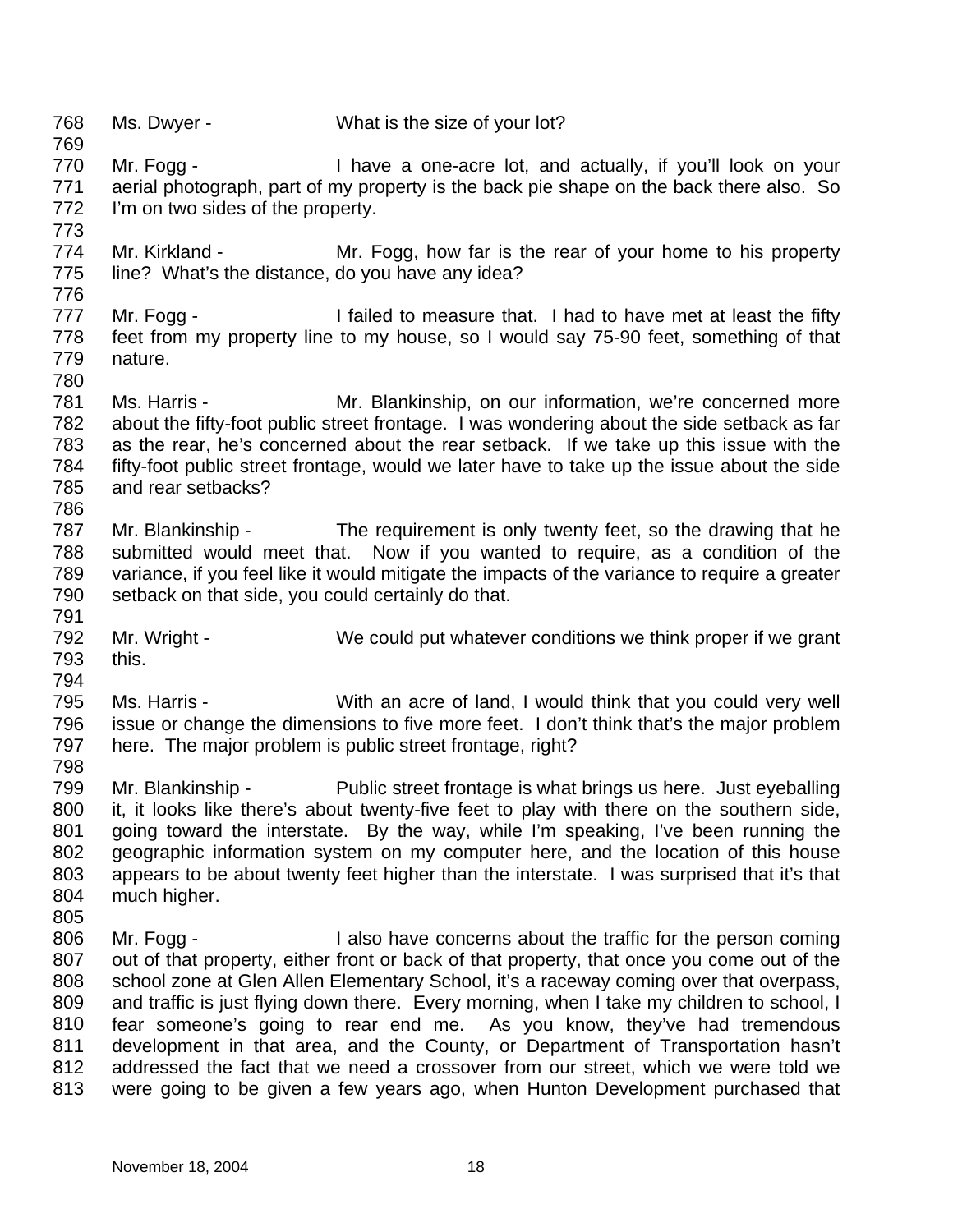768 Ms. Dwyer - What is the size of your lot?

769

770 Mr. Fogg - I have a one-acre lot, and actually, if you'll look on your
771 aerial photograph, part of my property is the back pie shape on the back there also. So
772 I'm on two sides of the property.

773

774 Mr. Kirkland - Mr. Fogg, how far is the rear of your home to his property
775 line? What's the distance, do you have any idea?

776

777 Mr. Fogg - I failed to measure that. I had to have met at least the fifty
778 feet from my property line to my house, so I would say 75-90 feet, something of that
779 nature.

780

781 Ms. Harris - Mr. Blankinship, on our information, we're concerned more
782 about the fifty-foot public street frontage. I was wondering about the side setback as far
783 as the rear, he's concerned about the rear setback. If we take up this issue with the
784 fifty-foot public street frontage, would we later have to take up the issue about the side
785 and rear setbacks?

786

787 Mr. Blankinship - The requirement is only twenty feet, so the drawing that he
788 submitted would meet that. Now if you wanted to require, as a condition of the
789 variance, if you feel like it would mitigate the impacts of the variance to require a greater
790 setback on that side, you could certainly do that.

791

792 Mr. Wright - We could put whatever conditions we think proper if we grant
793 this.

794

795 Ms. Harris - With an acre of land, I would think that you could very well
796 issue or change the dimensions to five more feet. I don't think that's the major problem
797 here. The major problem is public street frontage, right?

798

799 Mr. Blankinship - Public street frontage is what brings us here. Just eyeballing
800 it, it looks like there's about twenty-five feet to play with there on the southern side,
801 going toward the interstate. By the way, while I'm speaking, I've been running the
802 geographic information system on my computer here, and the location of this house
803 appears to be about twenty feet higher than the interstate. I was surprised that it's that
804 much higher.

805

806 Mr. Fogg - I also have concerns about the traffic for the person coming
807 out of that property, either front or back of that property, that once you come out of the
808 school zone at Glen Allen Elementary School, it's a raceway coming over that overpass,
809 and traffic is just flying down there. Every morning, when I take my children to school, I
810 fear someone's going to rear end me. As you know, they've had tremendous
811 development in that area, and the County, or Department of Transportation hasn't
812 addressed the fact that we need a crossover from our street, which we were told we
813 were going to be given a few years ago, when Hunton Development purchased that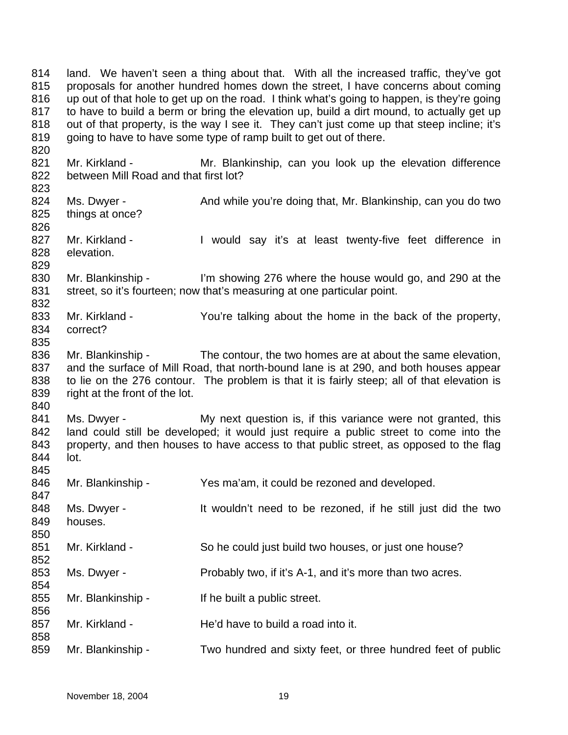814 land. We haven't seen a thing about that. With all the increased traffic, they've got
815 proposals for another hundred homes down the street, I have concerns about coming
816 up out of that hole to get up on the road. I think what's going to happen, is they're going
817 to have to build a berm or bring the elevation up, build a dirt mound, to actually get up
818 out of that property, is the way I see it. They can't just come up that steep incline; it's
819 going to have to have some type of ramp built to get out of there.
820
821 Mr. Kirkland - Mr. Blankinship, can you look up the elevation difference
822 between Mill Road and that first lot?
823
824 Ms. Dwyer - And while you're doing that, Mr. Blankinship, can you do two
825 things at once?
826
827 Mr. Kirkland - I would say it's at least twenty-five feet difference in
828 elevation.
829
830 Mr. Blankinship - I'm showing 276 where the house would go, and 290 at the
831 street, so it's fourteen; now that's measuring at one particular point.
832
833 Mr. Kirkland - You're talking about the home in the back of the property,
834 correct?
835
836 Mr. Blankinship - The contour, the two homes are at about the same elevation,
837 and the surface of Mill Road, that north-bound lane is at 290, and both houses appear
838 to lie on the 276 contour. The problem is that it is fairly steep; all of that elevation is
839 right at the front of the lot.
840
841 Ms. Dwyer - My next question is, if this variance were not granted, this
842 land could still be developed; it would just require a public street to come into the
843 property, and then houses to have access to that public street, as opposed to the flag
844 lot.
845
846 Mr. Blankinship - Yes ma'am, it could be rezoned and developed.
847
848 Ms. Dwyer - It wouldn't need to be rezoned, if he still just did the two
849 houses.
850
851 Mr. Kirkland - So he could just build two houses, or just one house?
852
853 Ms. Dwyer - Probably two, if it's A-1, and it's more than two acres.
854
855 Mr. Blankinship - If he built a public street.
856
857 Mr. Kirkland - He'd have to build a road into it.
858
859 Mr. Blankinship - Two hundred and sixty feet, or three hundred feet of public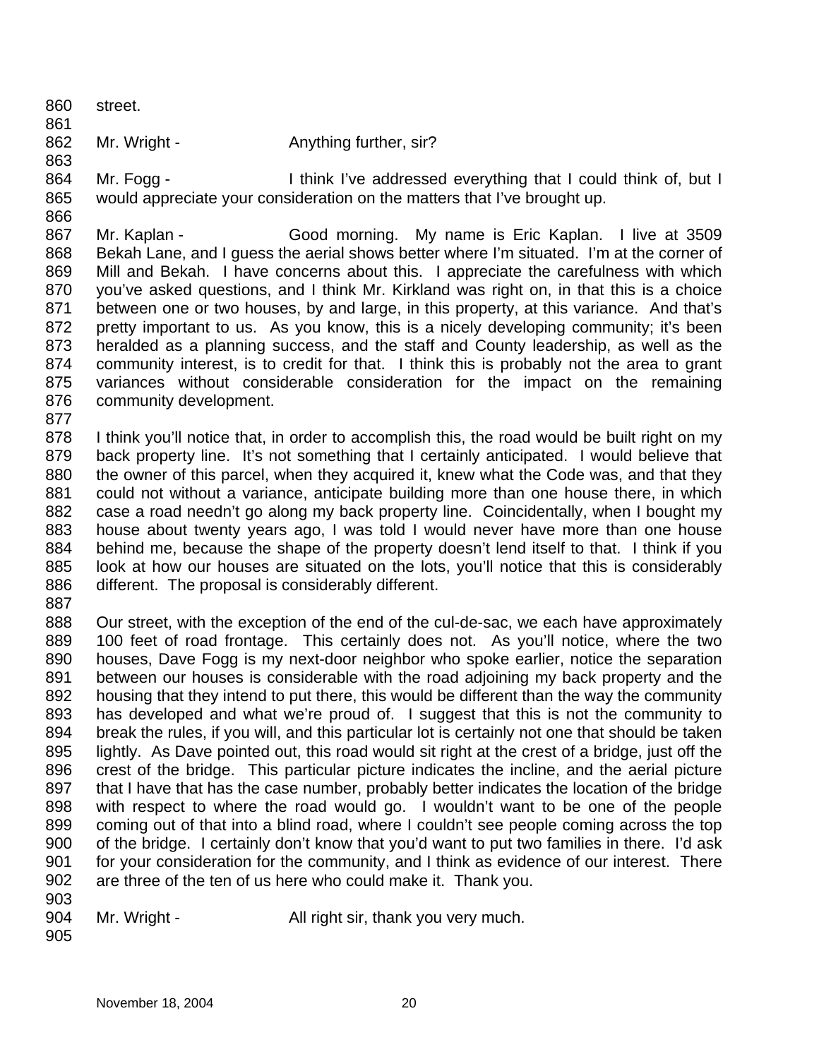street.

Mr. Wright - Anything further, sir?

Mr. Fogg - I think I've addressed everything that I could think of, but I would appreciate your consideration on the matters that I've brought up.

Mr. Kaplan - Good morning. My name is Eric Kaplan. I live at 3509 Bekah Lane, and I guess the aerial shows better where I'm situated. I'm at the corner of Mill and Bekah. I have concerns about this. I appreciate the carefulness with which you've asked questions, and I think Mr. Kirkland was right on, in that this is a choice between one or two houses, by and large, in this property, at this variance. And that's pretty important to us. As you know, this is a nicely developing community; it's been heralded as a planning success, and the staff and County leadership, as well as the community interest, is to credit for that. I think this is probably not the area to grant variances without considerable consideration for the impact on the remaining community development.

I think you'll notice that, in order to accomplish this, the road would be built right on my back property line. It's not something that I certainly anticipated. I would believe that the owner of this parcel, when they acquired it, knew what the Code was, and that they could not without a variance, anticipate building more than one house there, in which case a road needn't go along my back property line. Coincidentally, when I bought my house about twenty years ago, I was told I would never have more than one house behind me, because the shape of the property doesn't lend itself to that. I think if you look at how our houses are situated on the lots, you'll notice that this is considerably different. The proposal is considerably different.

Our street, with the exception of the end of the cul-de-sac, we each have approximately 100 feet of road frontage. This certainly does not. As you'll notice, where the two houses, Dave Fogg is my next-door neighbor who spoke earlier, notice the separation between our houses is considerable with the road adjoining my back property and the housing that they intend to put there, this would be different than the way the community has developed and what we're proud of. I suggest that this is not the community to break the rules, if you will, and this particular lot is certainly not one that should be taken lightly. As Dave pointed out, this road would sit right at the crest of a bridge, just off the crest of the bridge. This particular picture indicates the incline, and the aerial picture that I have that has the case number, probably better indicates the location of the bridge with respect to where the road would go. I wouldn't want to be one of the people coming out of that into a blind road, where I couldn't see people coming across the top of the bridge. I certainly don't know that you'd want to put two families in there. I'd ask for your consideration for the community, and I think as evidence of our interest. There are three of the ten of us here who could make it. Thank you.

Mr. Wright - All right sir, thank you very much.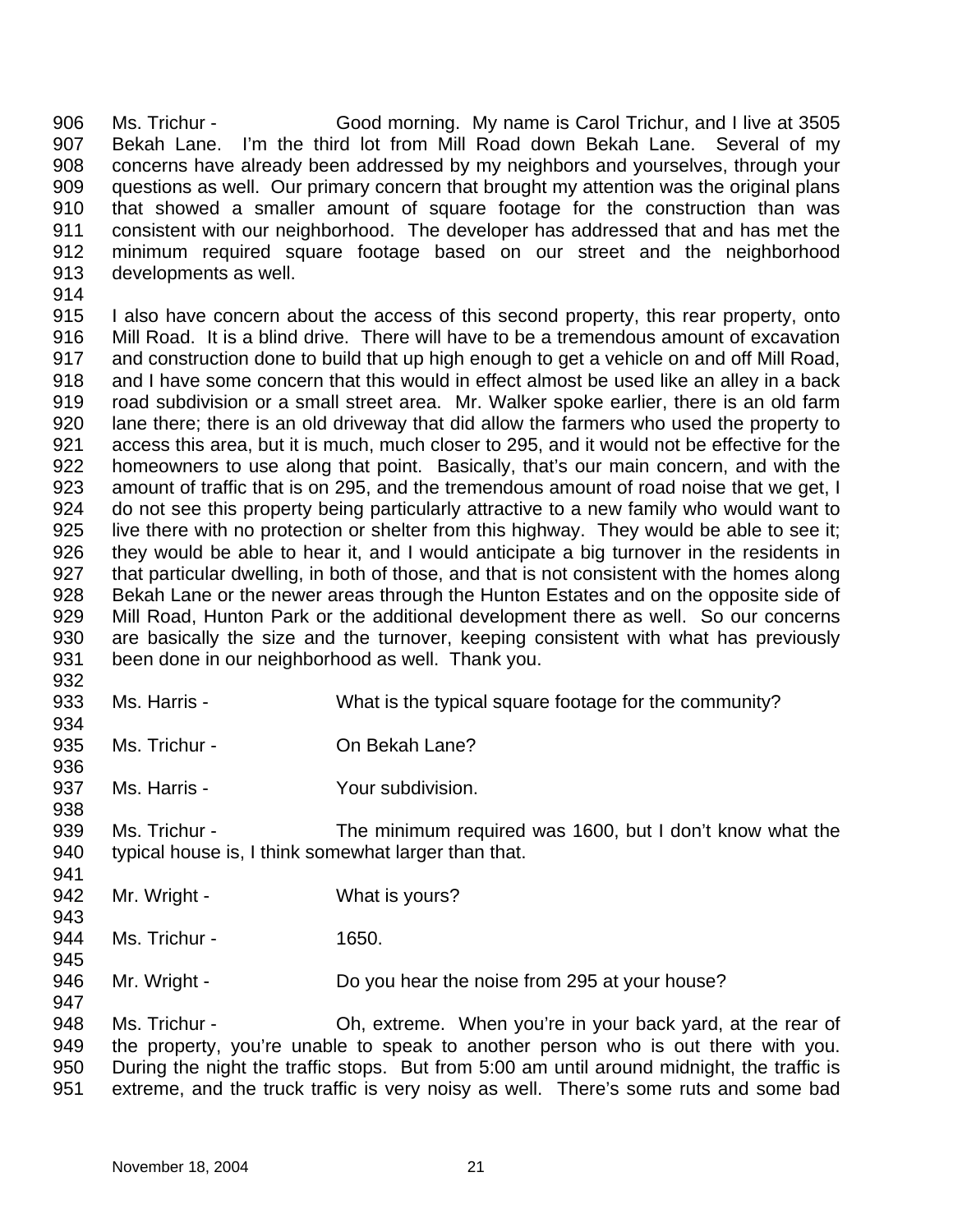906 Ms. Trichur - Good morning. My name is Carol Trichur, and I live at 3505
907 Bekah Lane. I'm the third lot from Mill Road down Bekah Lane. Several of my
908 concerns have already been addressed by my neighbors and yourselves, through your
909 questions as well. Our primary concern that brought my attention was the original plans
910 that showed a smaller amount of square footage for the construction than was
911 consistent with our neighborhood. The developer has addressed that and has met the
912 minimum required square footage based on our street and the neighborhood
913 developments as well.
914
915 I also have concern about the access of this second property, this rear property, onto
916 Mill Road. It is a blind drive. There will have to be a tremendous amount of excavation
917 and construction done to build that up high enough to get a vehicle on and off Mill Road,
918 and I have some concern that this would in effect almost be used like an alley in a back
919 road subdivision or a small street area. Mr. Walker spoke earlier, there is an old farm
920 lane there; there is an old driveway that did allow the farmers who used the property to
921 access this area, but it is much, much closer to 295, and it would not be effective for the
922 homeowners to use along that point. Basically, that's our main concern, and with the
923 amount of traffic that is on 295, and the tremendous amount of road noise that we get, I
924 do not see this property being particularly attractive to a new family who would want to
925 live there with no protection or shelter from this highway. They would be able to see it;
926 they would be able to hear it, and I would anticipate a big turnover in the residents in
927 that particular dwelling, in both of those, and that is not consistent with the homes along
928 Bekah Lane or the newer areas through the Hunton Estates and on the opposite side of
929 Mill Road, Hunton Park or the additional development there as well. So our concerns
930 are basically the size and the turnover, keeping consistent with what has previously
931 been done in our neighborhood as well. Thank you.
932
933 Ms. Harris - What is the typical square footage for the community?
934
935 Ms. Trichur - On Bekah Lane?
936
937 Ms. Harris - Your subdivision.
938
939 Ms. Trichur - The minimum required was 1600, but I don't know what the
940 typical house is, I think somewhat larger than that.
941
942 Mr. Wright - What is yours?
943
944 Ms. Trichur - 1650.
945
946 Mr. Wright - Do you hear the noise from 295 at your house?
947
948 Ms. Trichur - Oh, extreme. When you're in your back yard, at the rear of
949 the property, you're unable to speak to another person who is out there with you.
950 During the night the traffic stops. But from 5:00 am until around midnight, the traffic is
951 extreme, and the truck traffic is very noisy as well. There's some ruts and some bad

November 18, 2004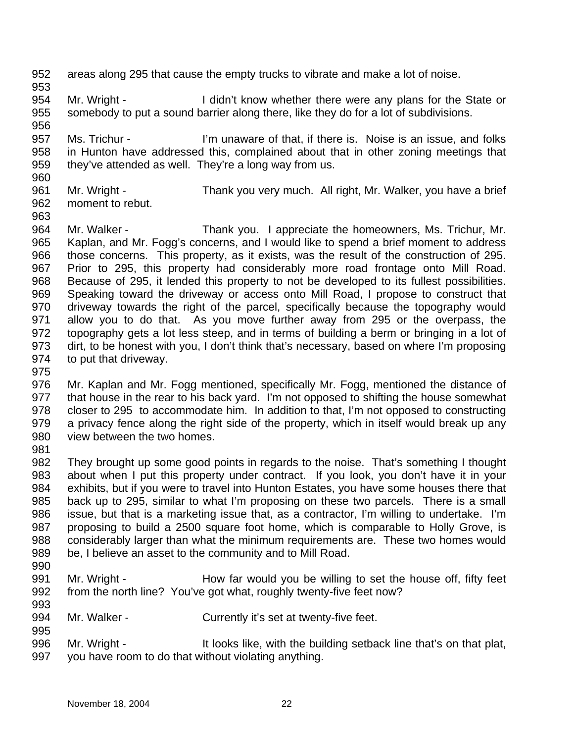areas along 295 that cause the empty trucks to vibrate and make a lot of noise.

Mr. Wright - I didn't know whether there were any plans for the State or somebody to put a sound barrier along there, like they do for a lot of subdivisions.

Ms. Trichur - I'm unaware of that, if there is. Noise is an issue, and folks in Hunton have addressed this, complained about that in other zoning meetings that they've attended as well. They're a long way from us.

Mr. Wright - Thank you very much. All right, Mr. Walker, you have a brief moment to rebut.

Mr. Walker - Thank you. I appreciate the homeowners, Ms. Trichur, Mr. Kaplan, and Mr. Fogg's concerns, and I would like to spend a brief moment to address those concerns. This property, as it exists, was the result of the construction of 295. Prior to 295, this property had considerably more road frontage onto Mill Road. Because of 295, it lended this property to not be developed to its fullest possibilities. Speaking toward the driveway or access onto Mill Road, I propose to construct that driveway towards the right of the parcel, specifically because the topography would allow you to do that. As you move further away from 295 or the overpass, the topography gets a lot less steep, and in terms of building a berm or bringing in a lot of dirt, to be honest with you, I don't think that's necessary, based on where I'm proposing to put that driveway.

Mr. Kaplan and Mr. Fogg mentioned, specifically Mr. Fogg, mentioned the distance of that house in the rear to his back yard. I'm not opposed to shifting the house somewhat closer to 295 to accommodate him. In addition to that, I'm not opposed to constructing a privacy fence along the right side of the property, which in itself would break up any view between the two homes.

They brought up some good points in regards to the noise. That's something I thought about when I put this property under contract. If you look, you don't have it in your exhibits, but if you were to travel into Hunton Estates, you have some houses there that back up to 295, similar to what I'm proposing on these two parcels. There is a small issue, but that is a marketing issue that, as a contractor, I'm willing to undertake. I'm proposing to build a 2500 square foot home, which is comparable to Holly Grove, is considerably larger than what the minimum requirements are. These two homes would be, I believe an asset to the community and to Mill Road.

Mr. Wright - How far would you be willing to set the house off, fifty feet from the north line? You've got what, roughly twenty-five feet now?

Mr. Walker - Currently it's set at twenty-five feet.

Mr. Wright - It looks like, with the building setback line that's on that plat, you have room to do that without violating anything.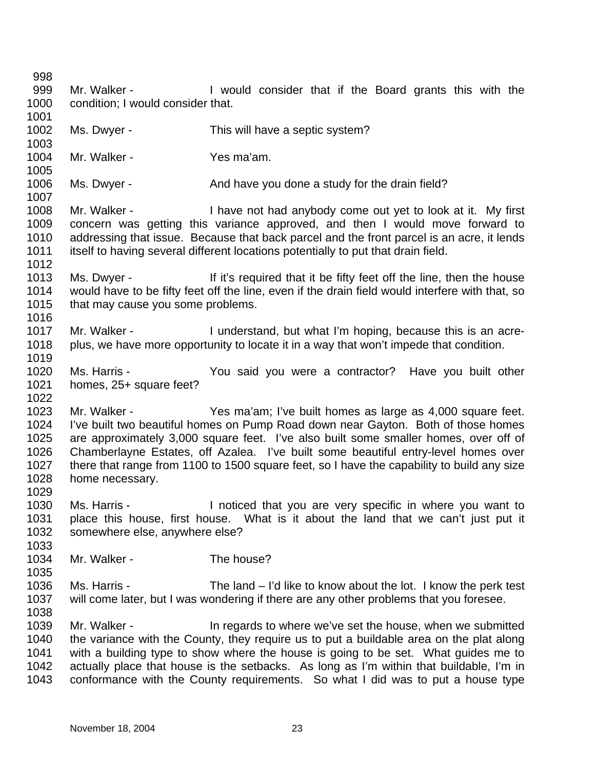Mr. Walker - I would consider that if the Board grants this with the condition; I would consider that.

Ms. Dwyer - This will have a septic system?

Mr. Walker - Yes ma'am.

Ms. Dwyer - And have you done a study for the drain field?

Mr. Walker - I have not had anybody come out yet to look at it. My first concern was getting this variance approved, and then I would move forward to addressing that issue. Because that back parcel and the front parcel is an acre, it lends itself to having several different locations potentially to put that drain field.

Ms. Dwyer - If it's required that it be fifty feet off the line, then the house would have to be fifty feet off the line, even if the drain field would interfere with that, so that may cause you some problems.

Mr. Walker - I understand, but what I'm hoping, because this is an acre-plus, we have more opportunity to locate it in a way that won't impede that condition.

Ms. Harris - You said you were a contractor? Have you built other homes, 25+ square feet?

Mr. Walker - Yes ma'am; I've built homes as large as 4,000 square feet. I've built two beautiful homes on Pump Road down near Gayton. Both of those homes are approximately 3,000 square feet. I've also built some smaller homes, over off of Chamberlayne Estates, off Azalea. I've built some beautiful entry-level homes over there that range from 1100 to 1500 square feet, so I have the capability to build any size home necessary.

Ms. Harris - I noticed that you are very specific in where you want to place this house, first house. What is it about the land that we can't just put it somewhere else, anywhere else?

Mr. Walker - The house?

Ms. Harris - The land – I'd like to know about the lot. I know the perk test will come later, but I was wondering if there are any other problems that you foresee.

Mr. Walker - In regards to where we've set the house, when we submitted the variance with the County, they require us to put a buildable area on the plat along with a building type to show where the house is going to be set. What guides me to actually place that house is the setbacks. As long as I'm within that buildable, I'm in conformance with the County requirements. So what I did was to put a house type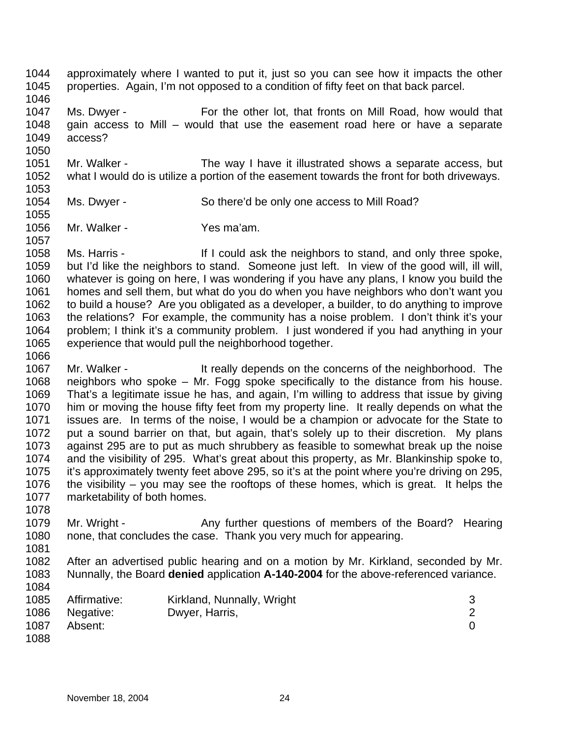approximately where I wanted to put it, just so you can see how it impacts the other properties. Again, I'm not opposed to a condition of fifty feet on that back parcel.

Ms. Dwyer - For the other lot, that fronts on Mill Road, how would that gain access to Mill – would that use the easement road here or have a separate access?

Mr. Walker - The way I have it illustrated shows a separate access, but what I would do is utilize a portion of the easement towards the front for both driveways.

Ms. Dwyer - So there'd be only one access to Mill Road?

Mr. Walker - Yes ma'am.

Ms. Harris - If I could ask the neighbors to stand, and only three spoke, but I'd like the neighbors to stand. Someone just left. In view of the good will, ill will, whatever is going on here, I was wondering if you have any plans, I know you build the homes and sell them, but what do you do when you have neighbors who don't want you to build a house? Are you obligated as a developer, a builder, to do anything to improve the relations? For example, the community has a noise problem. I don't think it's your problem; I think it's a community problem. I just wondered if you had anything in your experience that would pull the neighborhood together.

Mr. Walker - It really depends on the concerns of the neighborhood. The neighbors who spoke – Mr. Fogg spoke specifically to the distance from his house. That's a legitimate issue he has, and again, I'm willing to address that issue by giving him or moving the house fifty feet from my property line. It really depends on what the issues are. In terms of the noise, I would be a champion or advocate for the State to put a sound barrier on that, but again, that's solely up to their discretion. My plans against 295 are to put as much shrubbery as feasible to somewhat break up the noise and the visibility of 295. What's great about this property, as Mr. Blankinship spoke to, it's approximately twenty feet above 295, so it's at the point where you're driving on 295, the visibility – you may see the rooftops of these homes, which is great. It helps the marketability of both homes.

Mr. Wright - Any further questions of members of the Board? Hearing none, that concludes the case. Thank you very much for appearing.

After an advertised public hearing and on a motion by Mr. Kirkland, seconded by Mr. Nunnally, the Board **denied** application **A-140-2004** for the above-referenced variance.

| | | |
|---|---|---|
| Affirmative: | Kirkland, Nunnally, Wright | 3 |
| Negative: | Dwyer, Harris, | 2 |
| Absent: | | 0 |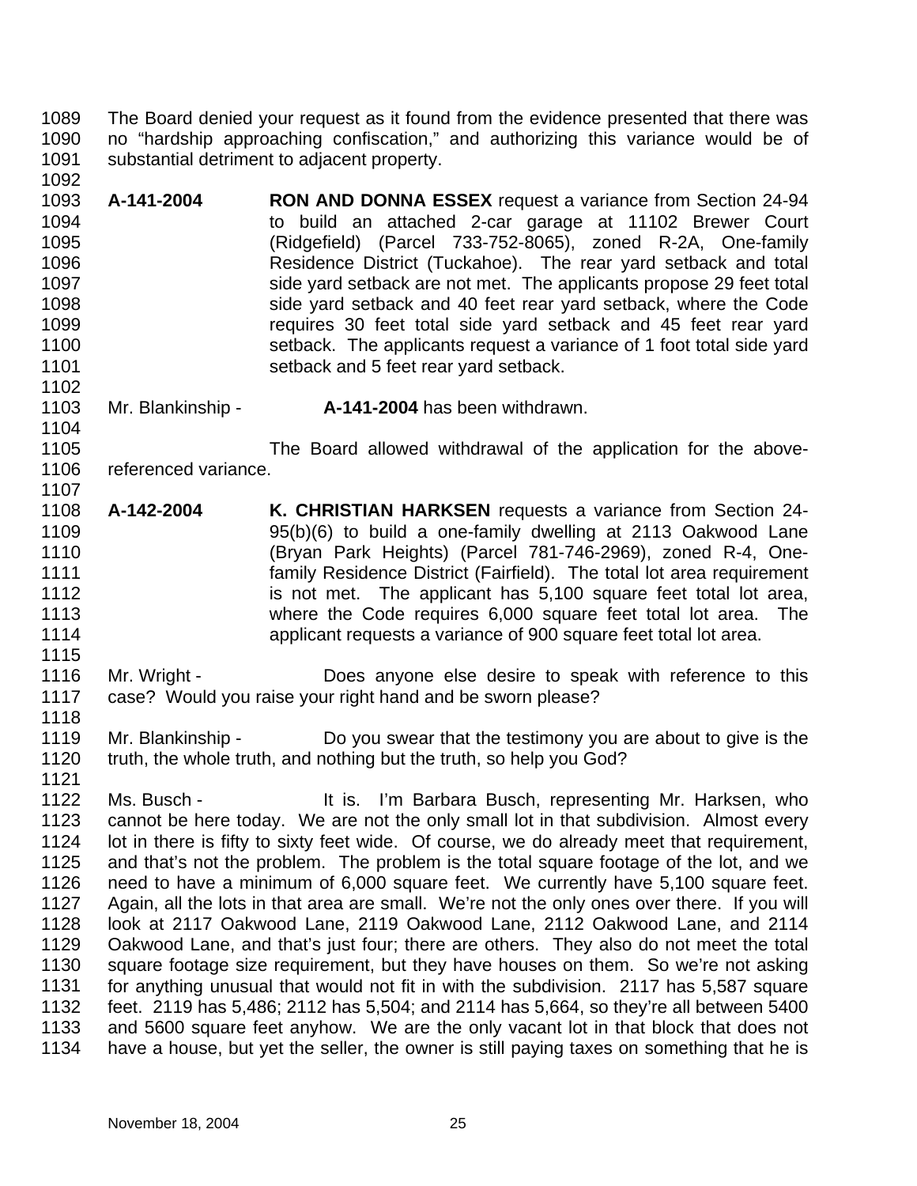The Board denied your request as it found from the evidence presented that there was no "hardship approaching confiscation," and authorizing this variance would be of substantial detriment to adjacent property.

**A-141-2004** **RON AND DONNA ESSEX** request a variance from Section 24-94 to build an attached 2-car garage at 11102 Brewer Court (Ridgefield) (Parcel 733-752-8065), zoned R-2A, One-family Residence District (Tuckahoe). The rear yard setback and total side yard setback are not met. The applicants propose 29 feet total side yard setback and 40 feet rear yard setback, where the Code requires 30 feet total side yard setback and 45 feet rear yard setback. The applicants request a variance of 1 foot total side yard setback and 5 feet rear yard setback.

Mr. Blankinship - **A-141-2004** has been withdrawn.

The Board allowed withdrawal of the application for the above-referenced variance.

**A-142-2004** **K. CHRISTIAN HARKSEN** requests a variance from Section 24-95(b)(6) to build a one-family dwelling at 2113 Oakwood Lane (Bryan Park Heights) (Parcel 781-746-2969), zoned R-4, One-family Residence District (Fairfield). The total lot area requirement is not met. The applicant has 5,100 square feet total lot area, where the Code requires 6,000 square feet total lot area. The applicant requests a variance of 900 square feet total lot area.

Mr. Wright - Does anyone else desire to speak with reference to this case? Would you raise your right hand and be sworn please?

Mr. Blankinship - Do you swear that the testimony you are about to give is the truth, the whole truth, and nothing but the truth, so help you God?

Ms. Busch - It is. I'm Barbara Busch, representing Mr. Harksen, who cannot be here today. We are not the only small lot in that subdivision. Almost every lot in there is fifty to sixty feet wide. Of course, we do already meet that requirement, and that's not the problem. The problem is the total square footage of the lot, and we need to have a minimum of 6,000 square feet. We currently have 5,100 square feet. Again, all the lots in that area are small. We're not the only ones over there. If you will look at 2117 Oakwood Lane, 2119 Oakwood Lane, 2112 Oakwood Lane, and 2114 Oakwood Lane, and that's just four; there are others. They also do not meet the total square footage size requirement, but they have houses on them. So we're not asking for anything unusual that would not fit in with the subdivision. 2117 has 5,587 square feet. 2119 has 5,486; 2112 has 5,504; and 2114 has 5,664, so they're all between 5400 and 5600 square feet anyhow. We are the only vacant lot in that block that does not have a house, but yet the seller, the owner is still paying taxes on something that he is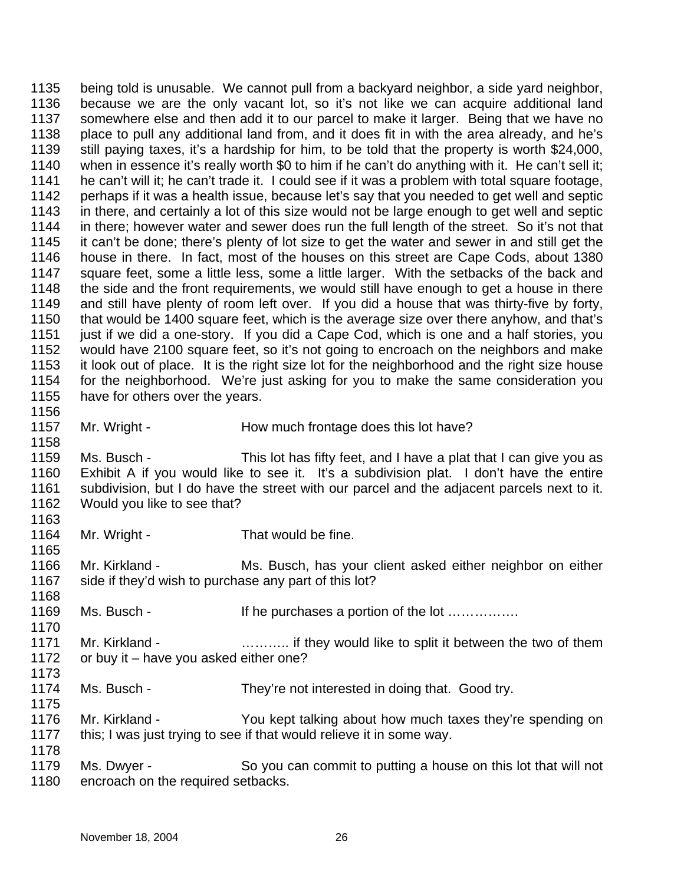1135 being told is unusable. We cannot pull from a backyard neighbor, a side yard neighbor, 1136 because we are the only vacant lot, so it's not like we can acquire additional land 1137 somewhere else and then add it to our parcel to make it larger. Being that we have no 1138 place to pull any additional land from, and it does fit in with the area already, and he's 1139 still paying taxes, it's a hardship for him, to be told that the property is worth $24,000, 1140 when in essence it's really worth $0 to him if he can't do anything with it. He can't sell it; 1141 he can't will it; he can't trade it. I could see if it was a problem with total square footage, 1142 perhaps if it was a health issue, because let's say that you needed to get well and septic 1143 in there, and certainly a lot of this size would not be large enough to get well and septic 1144 in there; however water and sewer does run the full length of the street. So it's not that 1145 it can't be done; there's plenty of lot size to get the water and sewer in and still get the 1146 house in there. In fact, most of the houses on this street are Cape Cods, about 1380 1147 square feet, some a little less, some a little larger. With the setbacks of the back and 1148 the side and the front requirements, we would still have enough to get a house in there 1149 and still have plenty of room left over. If you did a house that was thirty-five by forty, 1150 that would be 1400 square feet, which is the average size over there anyhow, and that's 1151 just if we did a one-story. If you did a Cape Cod, which is one and a half stories, you 1152 would have 2100 square feet, so it's not going to encroach on the neighbors and make 1153 it look out of place. It is the right size lot for the neighborhood and the right size house 1154 for the neighborhood. We're just asking for you to make the same consideration you 1155 have for others over the years.
1156
1157 Mr. Wright - How much frontage does this lot have?
1158
1159 Ms. Busch - This lot has fifty feet, and I have a plat that I can give you as 1160 Exhibit A if you would like to see it. It's a subdivision plat. I don't have the entire 1161 subdivision, but I do have the street with our parcel and the adjacent parcels next to it. 1162 Would you like to see that?
1163
1164 Mr. Wright - That would be fine.
1165
1166 Mr. Kirkland - Ms. Busch, has your client asked either neighbor on either 1167 side if they'd wish to purchase any part of this lot?
1168
1169 Ms. Busch - If he purchases a portion of the lot …………….
1170
1171 Mr. Kirkland - ……….. if they would like to split it between the two of them 1172 or buy it – have you asked either one?
1173
1174 Ms. Busch - They're not interested in doing that. Good try.
1175
1176 Mr. Kirkland - You kept talking about how much taxes they're spending on 1177 this; I was just trying to see if that would relieve it in some way.
1178
1179 Ms. Dwyer - So you can commit to putting a house on this lot that will not 1180 encroach on the required setbacks.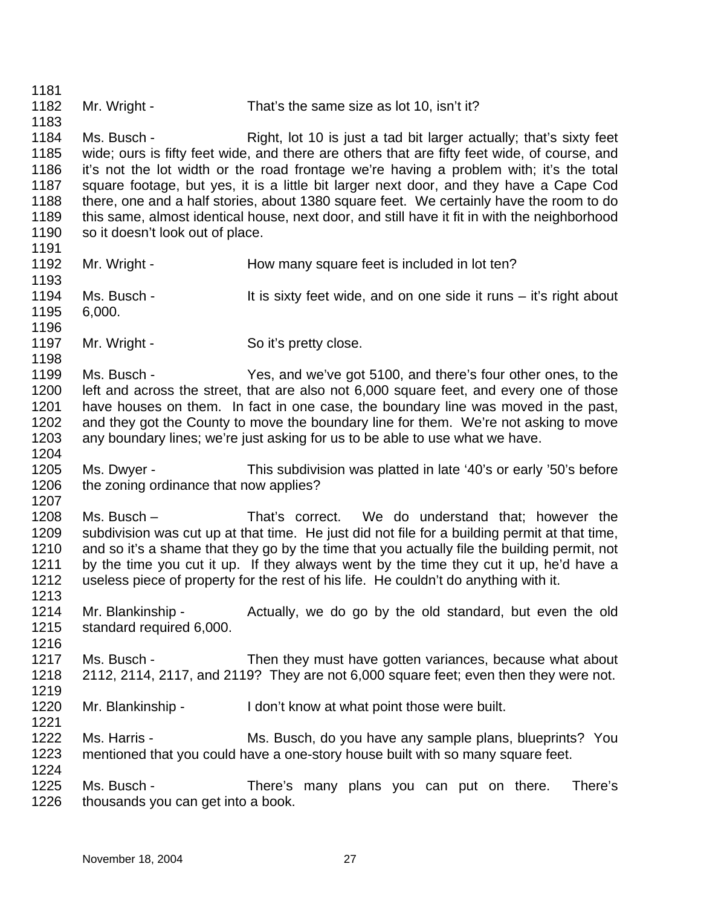1181

1182 Mr. Wright - That's the same size as lot 10, isn't it?

1183

1184 Ms. Busch - Right, lot 10 is just a tad bit larger actually; that's sixty feet
1185 wide; ours is fifty feet wide, and there are others that are fifty feet wide, of course, and
1186 it's not the lot width or the road frontage we're having a problem with; it's the total
1187 square footage, but yes, it is a little bit larger next door, and they have a Cape Cod
1188 there, one and a half stories, about 1380 square feet. We certainly have the room to do
1189 this same, almost identical house, next door, and still have it fit in with the neighborhood
1190 so it doesn't look out of place.

1191

1192 Mr. Wright - How many square feet is included in lot ten?

1193

1194 Ms. Busch - It is sixty feet wide, and on one side it runs – it's right about
1195 6,000.

1196

1197 Mr. Wright - So it's pretty close.

1198

1199 Ms. Busch - Yes, and we've got 5100, and there's four other ones, to the
1200 left and across the street, that are also not 6,000 square feet, and every one of those
1201 have houses on them. In fact in one case, the boundary line was moved in the past,
1202 and they got the County to move the boundary line for them. We're not asking to move
1203 any boundary lines; we're just asking for us to be able to use what we have.

1204

1205 Ms. Dwyer - This subdivision was platted in late '40's or early '50's before
1206 the zoning ordinance that now applies?

1207

1208 Ms. Busch – That's correct. We do understand that; however the
1209 subdivision was cut up at that time. He just did not file for a building permit at that time,
1210 and so it's a shame that they go by the time that you actually file the building permit, not
1211 by the time you cut it up. If they always went by the time they cut it up, he'd have a
1212 useless piece of property for the rest of his life. He couldn't do anything with it.

1213

1214 Mr. Blankinship - Actually, we do go by the old standard, but even the old
1215 standard required 6,000.

1216

1217 Ms. Busch - Then they must have gotten variances, because what about
1218 2112, 2114, 2117, and 2119? They are not 6,000 square feet; even then they were not.

1219

1220 Mr. Blankinship - I don't know at what point those were built.

1221

1222 Ms. Harris - Ms. Busch, do you have any sample plans, blueprints? You
1223 mentioned that you could have a one-story house built with so many square feet.

1224

1225 Ms. Busch - There's many plans you can put on there. There's
1226 thousands you can get into a book.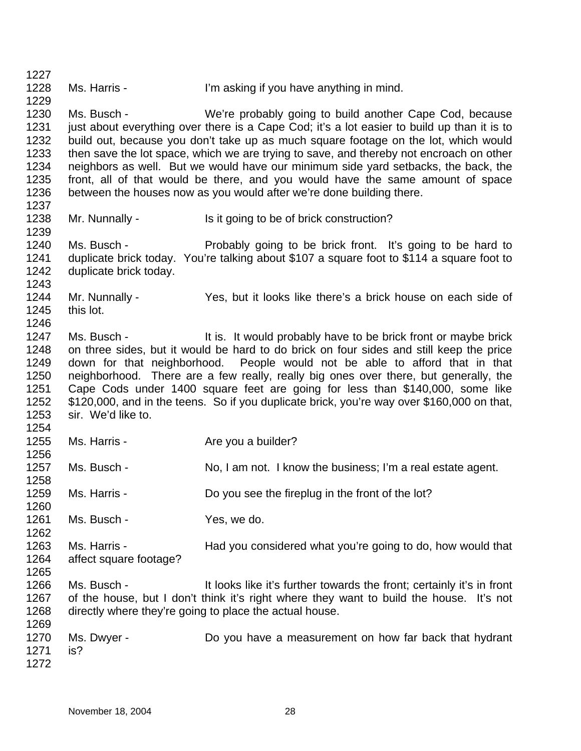Ms. Harris - I'm asking if you have anything in mind.

Ms. Busch - We're probably going to build another Cape Cod, because just about everything over there is a Cape Cod; it's a lot easier to build up than it is to build out, because you don't take up as much square footage on the lot, which would then save the lot space, which we are trying to save, and thereby not encroach on other neighbors as well. But we would have our minimum side yard setbacks, the back, the front, all of that would be there, and you would have the same amount of space between the houses now as you would after we're done building there.

Mr. Nunnally - Is it going to be of brick construction?

Ms. Busch - Probably going to be brick front. It's going to be hard to duplicate brick today. You're talking about $107 a square foot to $114 a square foot to duplicate brick today.

Mr. Nunnally - Yes, but it looks like there's a brick house on each side of this lot.

Ms. Busch - It is. It would probably have to be brick front or maybe brick on three sides, but it would be hard to do brick on four sides and still keep the price down for that neighborhood. People would not be able to afford that in that neighborhood. There are a few really, really big ones over there, but generally, the Cape Cods under 1400 square feet are going for less than $140,000, some like $120,000, and in the teens. So if you duplicate brick, you're way over $160,000 on that, sir. We'd like to.

Ms. Harris - Are you a builder?

Ms. Busch - No, I am not. I know the business; I'm a real estate agent.

Ms. Harris - Do you see the fireplug in the front of the lot?

Ms. Busch - Yes, we do.

Ms. Harris - Had you considered what you're going to do, how would that affect square footage?

Ms. Busch - It looks like it's further towards the front; certainly it's in front of the house, but I don't think it's right where they want to build the house. It's not directly where they're going to place the actual house.

Ms. Dwyer - Do you have a measurement on how far back that hydrant is?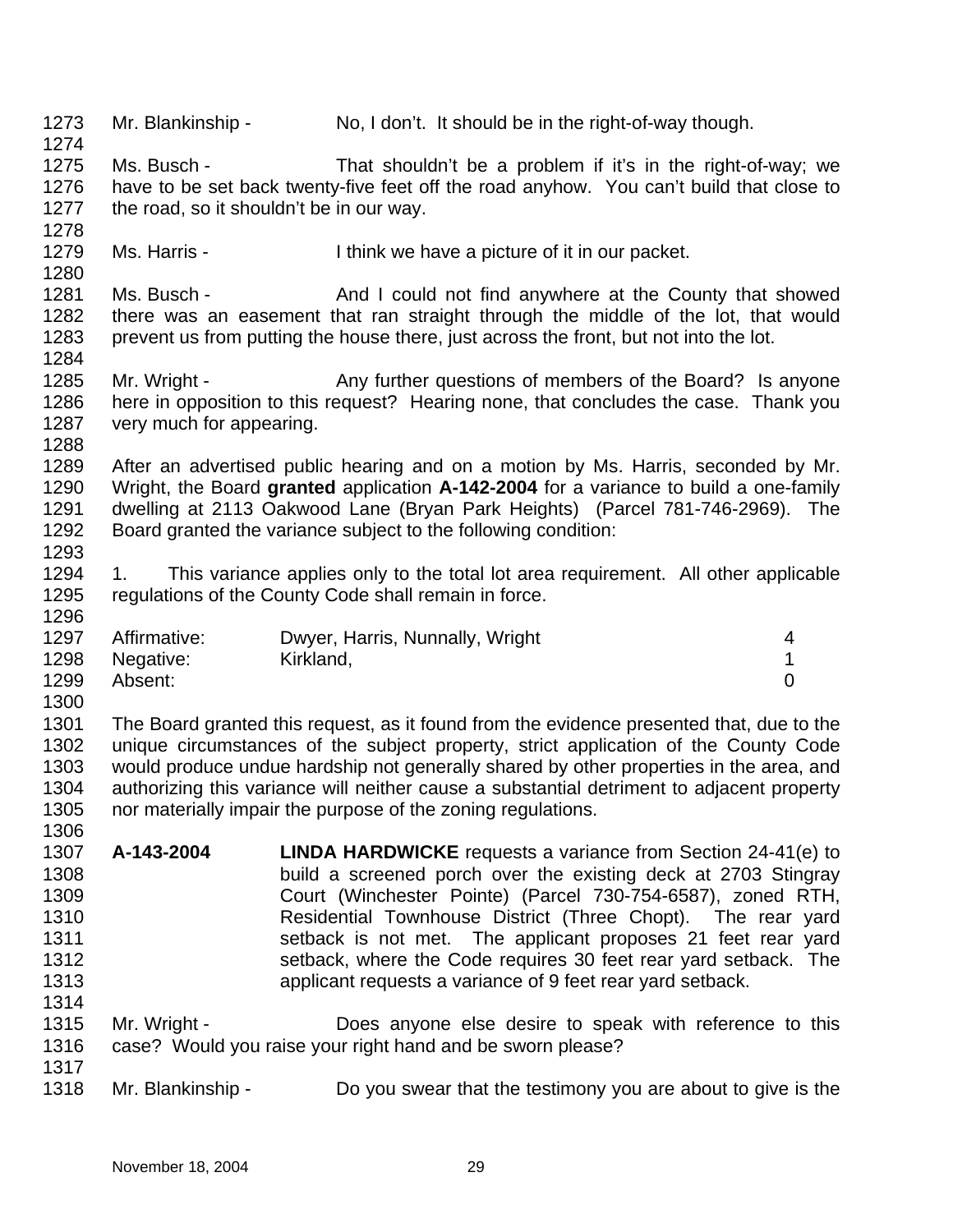Mr. Blankinship - No, I don't. It should be in the right-of-way though.

Ms. Busch - That shouldn't be a problem if it's in the right-of-way; we have to be set back twenty-five feet off the road anyhow. You can't build that close to the road, so it shouldn't be in our way.

Ms. Harris - I think we have a picture of it in our packet.

Ms. Busch - And I could not find anywhere at the County that showed there was an easement that ran straight through the middle of the lot, that would prevent us from putting the house there, just across the front, but not into the lot.

Mr. Wright - Any further questions of members of the Board? Is anyone here in opposition to this request? Hearing none, that concludes the case. Thank you very much for appearing.

After an advertised public hearing and on a motion by Ms. Harris, seconded by Mr. Wright, the Board **granted** application **A-142-2004** for a variance to build a one-family dwelling at 2113 Oakwood Lane (Bryan Park Heights) (Parcel 781-746-2969). The Board granted the variance subject to the following condition:

1. This variance applies only to the total lot area requirement. All other applicable regulations of the County Code shall remain in force.

| | | |
|---|---|---|
| Affirmative: | Dwyer, Harris, Nunnally, Wright | 4 |
| Negative: | Kirkland, | 1 |
| Absent: | | 0 |

The Board granted this request, as it found from the evidence presented that, due to the unique circumstances of the subject property, strict application of the County Code would produce undue hardship not generally shared by other properties in the area, and authorizing this variance will neither cause a substantial detriment to adjacent property nor materially impair the purpose of the zoning regulations.

**A-143-2004** **LINDA HARDWICKE** requests a variance from Section 24-41(e) to build a screened porch over the existing deck at 2703 Stingray Court (Winchester Pointe) (Parcel 730-754-6587), zoned RTH, Residential Townhouse District (Three Chopt). The rear yard setback is not met. The applicant proposes 21 feet rear yard setback, where the Code requires 30 feet rear yard setback. The applicant requests a variance of 9 feet rear yard setback.

Mr. Wright - Does anyone else desire to speak with reference to this case? Would you raise your right hand and be sworn please?

Mr. Blankinship - Do you swear that the testimony you are about to give is the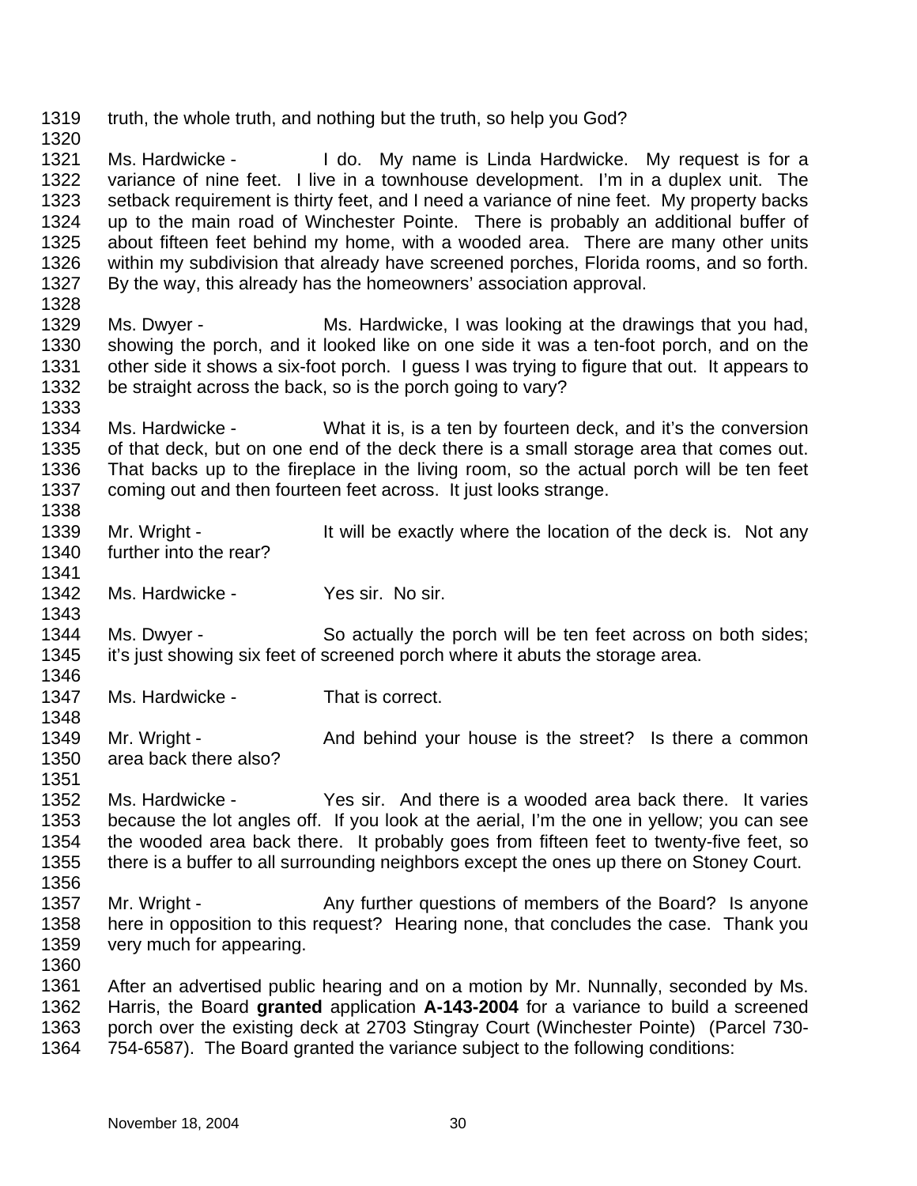truth, the whole truth, and nothing but the truth, so help you God?

Ms. Hardwicke - I do. My name is Linda Hardwicke. My request is for a variance of nine feet. I live in a townhouse development. I'm in a duplex unit. The setback requirement is thirty feet, and I need a variance of nine feet. My property backs up to the main road of Winchester Pointe. There is probably an additional buffer of about fifteen feet behind my home, with a wooded area. There are many other units within my subdivision that already have screened porches, Florida rooms, and so forth. By the way, this already has the homeowners' association approval.

Ms. Dwyer - Ms. Hardwicke, I was looking at the drawings that you had, showing the porch, and it looked like on one side it was a ten-foot porch, and on the other side it shows a six-foot porch. I guess I was trying to figure that out. It appears to be straight across the back, so is the porch going to vary?

Ms. Hardwicke - What it is, is a ten by fourteen deck, and it's the conversion of that deck, but on one end of the deck there is a small storage area that comes out. That backs up to the fireplace in the living room, so the actual porch will be ten feet coming out and then fourteen feet across. It just looks strange.

Mr. Wright - It will be exactly where the location of the deck is. Not any further into the rear?

Ms. Hardwicke - Yes sir. No sir.

Ms. Dwyer - So actually the porch will be ten feet across on both sides; it's just showing six feet of screened porch where it abuts the storage area.

Ms. Hardwicke - That is correct.

Mr. Wright - And behind your house is the street? Is there a common area back there also?

Ms. Hardwicke - Yes sir. And there is a wooded area back there. It varies because the lot angles off. If you look at the aerial, I'm the one in yellow; you can see the wooded area back there. It probably goes from fifteen feet to twenty-five feet, so there is a buffer to all surrounding neighbors except the ones up there on Stoney Court.

Mr. Wright - Any further questions of members of the Board? Is anyone here in opposition to this request? Hearing none, that concludes the case. Thank you very much for appearing.

After an advertised public hearing and on a motion by Mr. Nunnally, seconded by Ms. Harris, the Board **granted** application **A-143-2004** for a variance to build a screened porch over the existing deck at 2703 Stingray Court (Winchester Pointe) (Parcel 730-754-6587). The Board granted the variance subject to the following conditions: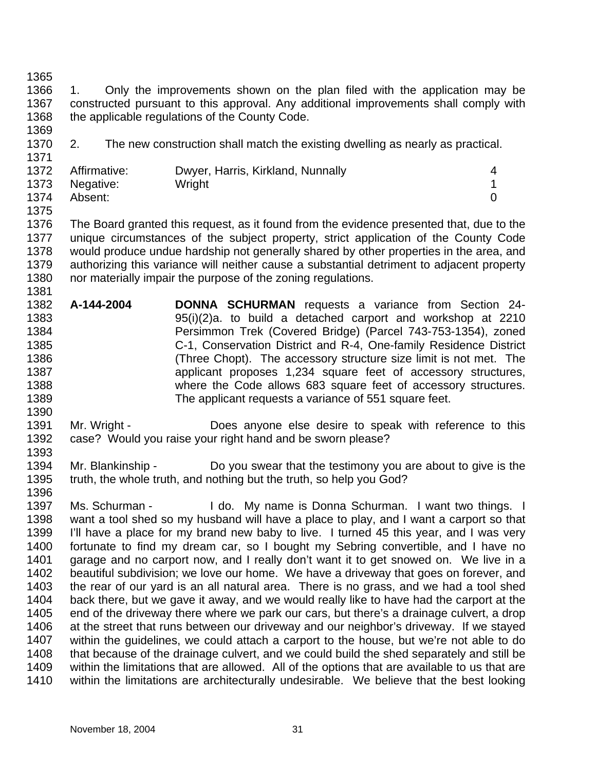1. Only the improvements shown on the plan filed with the application may be constructed pursuant to this approval. Any additional improvements shall comply with the applicable regulations of the County Code.

2. The new construction shall match the existing dwelling as nearly as practical.

| | | |
|---|---|---|
| Affirmative: | Dwyer, Harris, Kirkland, Nunnally | 4 |
| Negative: | Wright | 1 |
| Absent: | | 0 |

The Board granted this request, as it found from the evidence presented that, due to the unique circumstances of the subject property, strict application of the County Code would produce undue hardship not generally shared by other properties in the area, and authorizing this variance will neither cause a substantial detriment to adjacent property nor materially impair the purpose of the zoning regulations.

**A-144-2004** **DONNA SCHURMAN** requests a variance from Section 24-95(i)(2)a. to build a detached carport and workshop at 2210 Persimmon Trek (Covered Bridge) (Parcel 743-753-1354), zoned C-1, Conservation District and R-4, One-family Residence District (Three Chopt). The accessory structure size limit is not met. The applicant proposes 1,234 square feet of accessory structures, where the Code allows 683 square feet of accessory structures. The applicant requests a variance of 551 square feet.

Mr. Wright - Does anyone else desire to speak with reference to this case? Would you raise your right hand and be sworn please?

Mr. Blankinship - Do you swear that the testimony you are about to give is the truth, the whole truth, and nothing but the truth, so help you God?

Ms. Schurman - I do. My name is Donna Schurman. I want two things. I want a tool shed so my husband will have a place to play, and I want a carport so that I'll have a place for my brand new baby to live. I turned 45 this year, and I was very fortunate to find my dream car, so I bought my Sebring convertible, and I have no garage and no carport now, and I really don't want it to get snowed on. We live in a beautiful subdivision; we love our home. We have a driveway that goes on forever, and the rear of our yard is an all natural area. There is no grass, and we had a tool shed back there, but we gave it away, and we would really like to have had the carport at the end of the driveway there where we park our cars, but there's a drainage culvert, a drop at the street that runs between our driveway and our neighbor's driveway. If we stayed within the guidelines, we could attach a carport to the house, but we're not able to do that because of the drainage culvert, and we could build the shed separately and still be within the limitations that are allowed. All of the options that are available to us that are within the limitations are architecturally undesirable. We believe that the best looking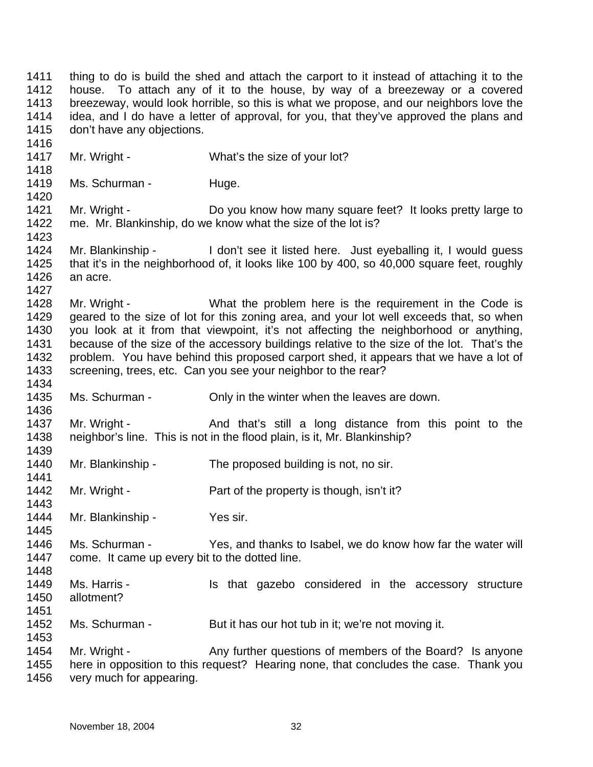1411 thing to do is build the shed and attach the carport to it instead of attaching it to the
1412 house. To attach any of it to the house, by way of a breezeway or a covered
1413 breezeway, would look horrible, so this is what we propose, and our neighbors love the
1414 idea, and I do have a letter of approval, for you, that they've approved the plans and
1415 don't have any objections.
1416
1417 Mr. Wright - What's the size of your lot?
1418
1419 Ms. Schurman - Huge.
1420
1421 Mr. Wright - Do you know how many square feet? It looks pretty large to
1422 me. Mr. Blankinship, do we know what the size of the lot is?
1423
1424 Mr. Blankinship - I don't see it listed here. Just eyeballing it, I would guess
1425 that it's in the neighborhood of, it looks like 100 by 400, so 40,000 square feet, roughly
1426 an acre.
1427
1428 Mr. Wright - What the problem here is the requirement in the Code is
1429 geared to the size of lot for this zoning area, and your lot well exceeds that, so when
1430 you look at it from that viewpoint, it's not affecting the neighborhood or anything,
1431 because of the size of the accessory buildings relative to the size of the lot. That's the
1432 problem. You have behind this proposed carport shed, it appears that we have a lot of
1433 screening, trees, etc. Can you see your neighbor to the rear?
1434
1435 Ms. Schurman - Only in the winter when the leaves are down.
1436
1437 Mr. Wright - And that's still a long distance from this point to the
1438 neighbor's line. This is not in the flood plain, is it, Mr. Blankinship?
1439
1440 Mr. Blankinship - The proposed building is not, no sir.
1441
1442 Mr. Wright - Part of the property is though, isn't it?
1443
1444 Mr. Blankinship - Yes sir.
1445
1446 Ms. Schurman - Yes, and thanks to Isabel, we do know how far the water will
1447 come. It came up every bit to the dotted line.
1448
1449 Ms. Harris - Is that gazebo considered in the accessory structure
1450 allotment?
1451
1452 Ms. Schurman - But it has our hot tub in it; we're not moving it.
1453
1454 Mr. Wright - Any further questions of members of the Board? Is anyone
1455 here in opposition to this request? Hearing none, that concludes the case. Thank you
1456 very much for appearing.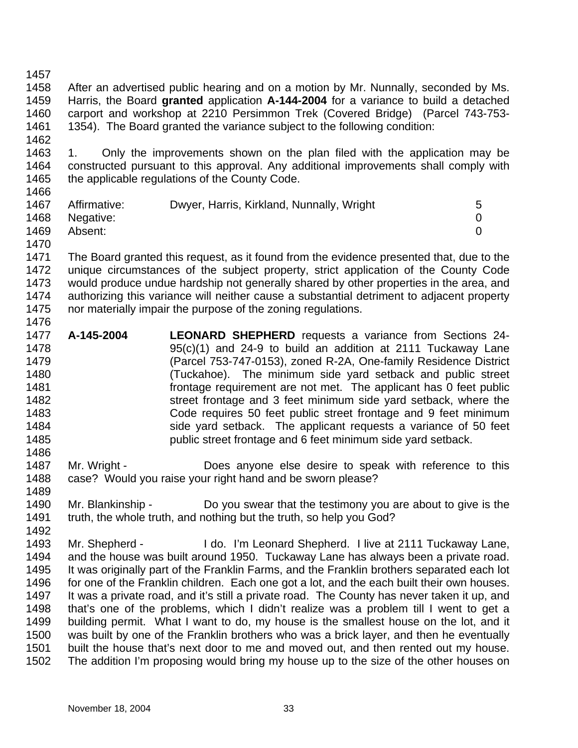After an advertised public hearing and on a motion by Mr. Nunnally, seconded by Ms. Harris, the Board **granted** application **A-144-2004** for a variance to build a detached carport and workshop at 2210 Persimmon Trek (Covered Bridge) (Parcel 743-753-1354). The Board granted the variance subject to the following condition:

1. Only the improvements shown on the plan filed with the application may be constructed pursuant to this approval. Any additional improvements shall comply with the applicable regulations of the County Code.

| | | |
|---|---|---|
| Affirmative: | Dwyer, Harris, Kirkland, Nunnally, Wright | 5 |
| Negative: | | 0 |
| Absent: | | 0 |

The Board granted this request, as it found from the evidence presented that, due to the unique circumstances of the subject property, strict application of the County Code would produce undue hardship not generally shared by other properties in the area, and authorizing this variance will neither cause a substantial detriment to adjacent property nor materially impair the purpose of the zoning regulations.

**A-145-2004** **LEONARD SHEPHERD** requests a variance from Sections 24-95(c)(1) and 24-9 to build an addition at 2111 Tuckaway Lane (Parcel 753-747-0153), zoned R-2A, One-family Residence District (Tuckahoe). The minimum side yard setback and public street frontage requirement are not met. The applicant has 0 feet public street frontage and 3 feet minimum side yard setback, where the Code requires 50 feet public street frontage and 9 feet minimum side yard setback. The applicant requests a variance of 50 feet public street frontage and 6 feet minimum side yard setback.

Mr. Wright - Does anyone else desire to speak with reference to this case? Would you raise your right hand and be sworn please?

Mr. Blankinship - Do you swear that the testimony you are about to give is the truth, the whole truth, and nothing but the truth, so help you God?

Mr. Shepherd - I do. I'm Leonard Shepherd. I live at 2111 Tuckaway Lane, and the house was built around 1950. Tuckaway Lane has always been a private road. It was originally part of the Franklin Farms, and the Franklin brothers separated each lot for one of the Franklin children. Each one got a lot, and the each built their own houses. It was a private road, and it's still a private road. The County has never taken it up, and that's one of the problems, which I didn't realize was a problem till I went to get a building permit. What I want to do, my house is the smallest house on the lot, and it was built by one of the Franklin brothers who was a brick layer, and then he eventually built the house that's next door to me and moved out, and then rented out my house. The addition I'm proposing would bring my house up to the size of the other houses on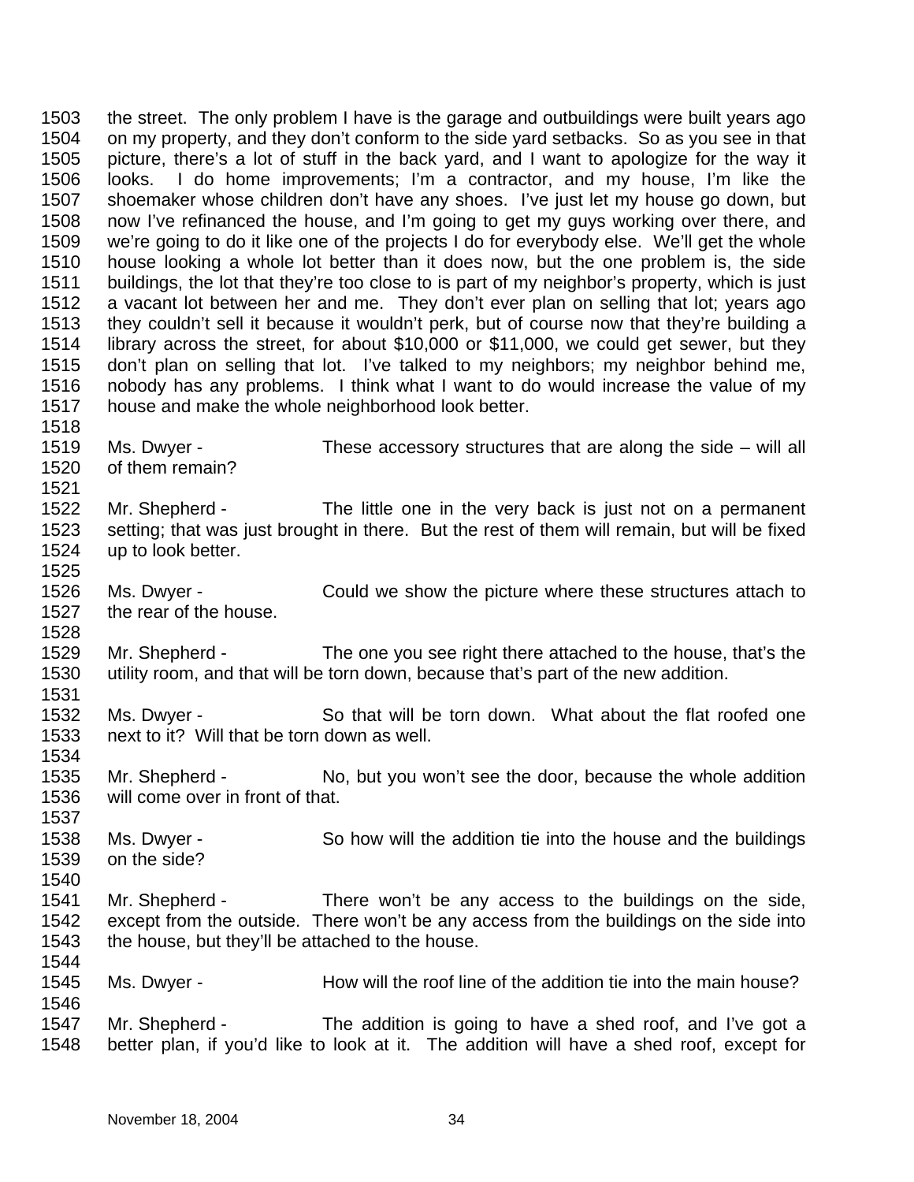the street. The only problem I have is the garage and outbuildings were built years ago on my property, and they don't conform to the side yard setbacks. So as you see in that picture, there's a lot of stuff in the back yard, and I want to apologize for the way it looks. I do home improvements; I'm a contractor, and my house, I'm like the shoemaker whose children don't have any shoes. I've just let my house go down, but now I've refinanced the house, and I'm going to get my guys working over there, and we're going to do it like one of the projects I do for everybody else. We'll get the whole house looking a whole lot better than it does now, but the one problem is, the side buildings, the lot that they're too close to is part of my neighbor's property, which is just a vacant lot between her and me. They don't ever plan on selling that lot; years ago they couldn't sell it because it wouldn't perk, but of course now that they're building a library across the street, for about $10,000 or $11,000, we could get sewer, but they don't plan on selling that lot. I've talked to my neighbors; my neighbor behind me, nobody has any problems. I think what I want to do would increase the value of my house and make the whole neighborhood look better.

Ms. Dwyer - These accessory structures that are along the side – will all of them remain?

Mr. Shepherd - The little one in the very back is just not on a permanent setting; that was just brought in there. But the rest of them will remain, but will be fixed up to look better.

Ms. Dwyer - Could we show the picture where these structures attach to the rear of the house.

Mr. Shepherd - The one you see right there attached to the house, that's the utility room, and that will be torn down, because that's part of the new addition.

Ms. Dwyer - So that will be torn down. What about the flat roofed one next to it? Will that be torn down as well.

Mr. Shepherd - No, but you won't see the door, because the whole addition will come over in front of that.

Ms. Dwyer - So how will the addition tie into the house and the buildings on the side?

Mr. Shepherd - There won't be any access to the buildings on the side, except from the outside. There won't be any access from the buildings on the side into the house, but they'll be attached to the house.

Ms. Dwyer - How will the roof line of the addition tie into the main house?

Mr. Shepherd - The addition is going to have a shed roof, and I've got a better plan, if you'd like to look at it. The addition will have a shed roof, except for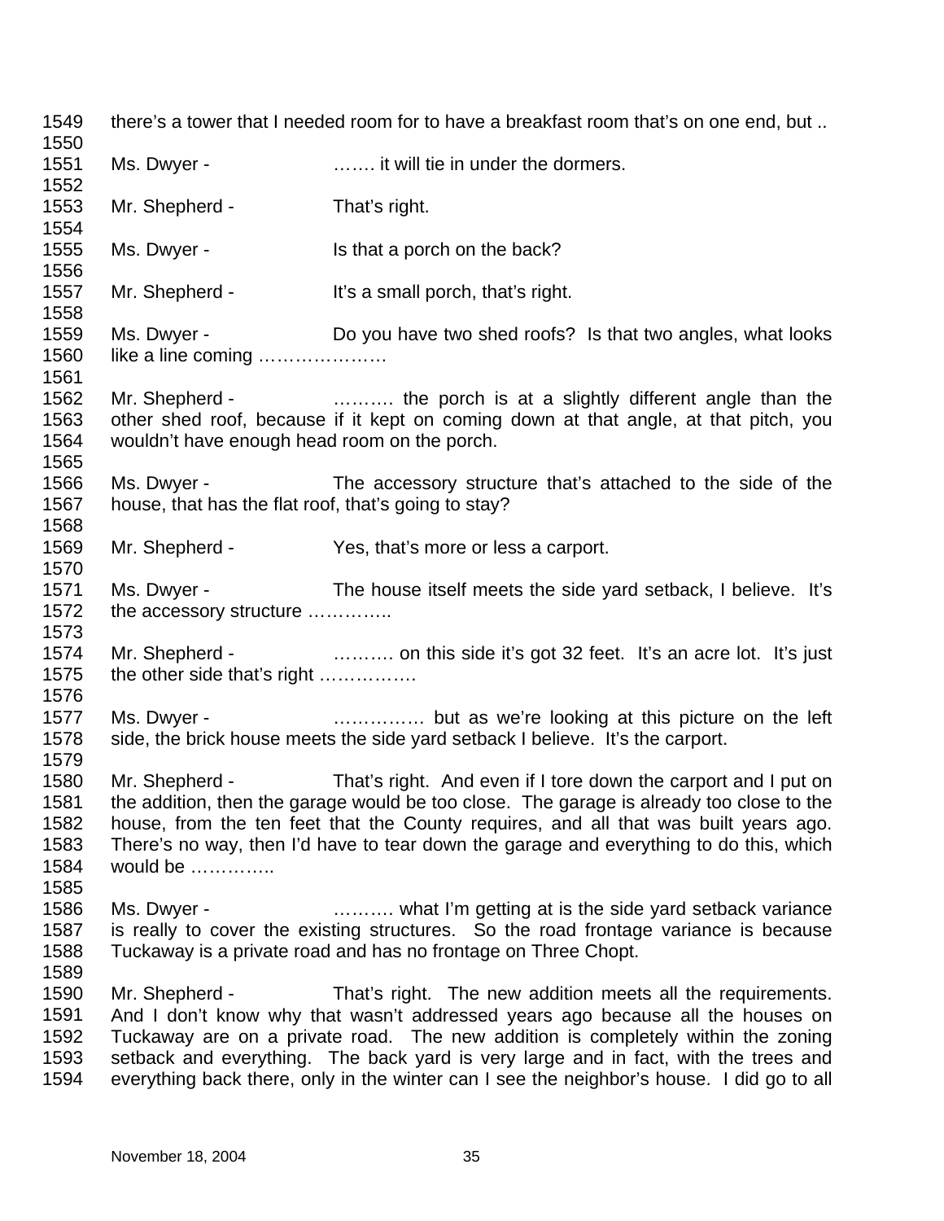1549 there's a tower that I needed room for to have a breakfast room that's on one end, but ..
1550
1551 Ms. Dwyer - ……. it will tie in under the dormers.
1552
1553 Mr. Shepherd - That's right.
1554
1555 Ms. Dwyer - Is that a porch on the back?
1556
1557 Mr. Shepherd - It's a small porch, that's right.
1558
1559 Ms. Dwyer - Do you have two shed roofs? Is that two angles, what looks
1560 like a line coming …………………
1561
1562 Mr. Shepherd - ………. the porch is at a slightly different angle than the
1563 other shed roof, because if it kept on coming down at that angle, at that pitch, you
1564 wouldn't have enough head room on the porch.
1565
1566 Ms. Dwyer - The accessory structure that's attached to the side of the
1567 house, that has the flat roof, that's going to stay?
1568
1569 Mr. Shepherd - Yes, that's more or less a carport.
1570
1571 Ms. Dwyer - The house itself meets the side yard setback, I believe. It's
1572 the accessory structure …………..
1573
1574 Mr. Shepherd - ………. on this side it's got 32 feet. It's an acre lot. It's just
1575 the other side that's right …………….
1576
1577 Ms. Dwyer - …………… but as we're looking at this picture on the left
1578 side, the brick house meets the side yard setback I believe. It's the carport.
1579
1580 Mr. Shepherd - That's right. And even if I tore down the carport and I put on
1581 the addition, then the garage would be too close. The garage is already too close to the
1582 house, from the ten feet that the County requires, and all that was built years ago.
1583 There's no way, then I'd have to tear down the garage and everything to do this, which
1584 would be …………..
1585
1586 Ms. Dwyer - ………. what I'm getting at is the side yard setback variance
1587 is really to cover the existing structures. So the road frontage variance is because
1588 Tuckaway is a private road and has no frontage on Three Chopt.
1589
1590 Mr. Shepherd - That's right. The new addition meets all the requirements.
1591 And I don't know why that wasn't addressed years ago because all the houses on
1592 Tuckaway are on a private road. The new addition is completely within the zoning
1593 setback and everything. The back yard is very large and in fact, with the trees and
1594 everything back there, only in the winter can I see the neighbor's house. I did go to all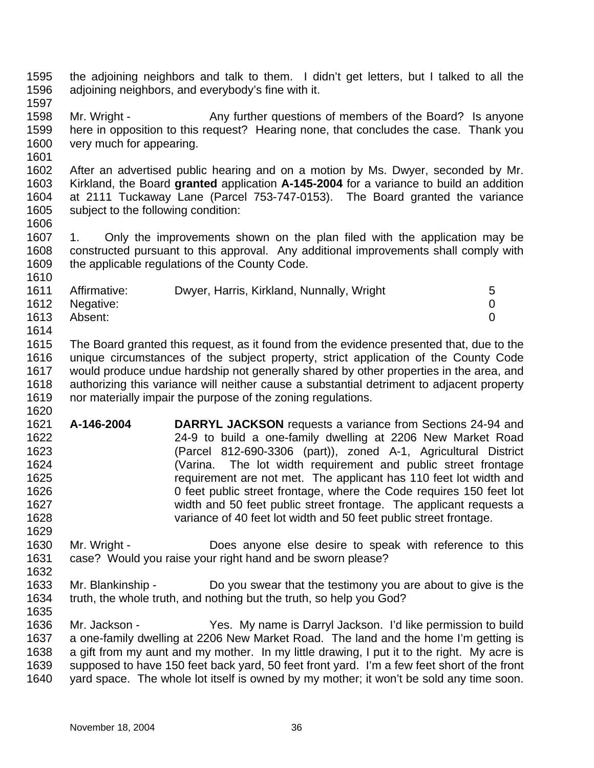the adjoining neighbors and talk to them. I didn't get letters, but I talked to all the adjoining neighbors, and everybody's fine with it.

Mr. Wright - Any further questions of members of the Board? Is anyone here in opposition to this request? Hearing none, that concludes the case. Thank you very much for appearing.

After an advertised public hearing and on a motion by Ms. Dwyer, seconded by Mr. Kirkland, the Board **granted** application **A-145-2004** for a variance to build an addition at 2111 Tuckaway Lane (Parcel 753-747-0153). The Board granted the variance subject to the following condition:

1. Only the improvements shown on the plan filed with the application may be constructed pursuant to this approval. Any additional improvements shall comply with the applicable regulations of the County Code.

| | | |
|---|---|---|
| Affirmative: | Dwyer, Harris, Kirkland, Nunnally, Wright | 5 |
| Negative: | | 0 |
| Absent: | | 0 |

The Board granted this request, as it found from the evidence presented that, due to the unique circumstances of the subject property, strict application of the County Code would produce undue hardship not generally shared by other properties in the area, and authorizing this variance will neither cause a substantial detriment to adjacent property nor materially impair the purpose of the zoning regulations.

**A-146-2004** **DARRYL JACKSON** requests a variance from Sections 24-94 and 24-9 to build a one-family dwelling at 2206 New Market Road (Parcel 812-690-3306 (part)), zoned A-1, Agricultural District (Varina. The lot width requirement and public street frontage requirement are not met. The applicant has 110 feet lot width and 0 feet public street frontage, where the Code requires 150 feet lot width and 50 feet public street frontage. The applicant requests a variance of 40 feet lot width and 50 feet public street frontage.

Mr. Wright - Does anyone else desire to speak with reference to this case? Would you raise your right hand and be sworn please?

Mr. Blankinship - Do you swear that the testimony you are about to give is the truth, the whole truth, and nothing but the truth, so help you God?

Mr. Jackson - Yes. My name is Darryl Jackson. I'd like permission to build a one-family dwelling at 2206 New Market Road. The land and the home I'm getting is a gift from my aunt and my mother. In my little drawing, I put it to the right. My acre is supposed to have 150 feet back yard, 50 feet front yard. I'm a few feet short of the front yard space. The whole lot itself is owned by my mother; it won't be sold any time soon.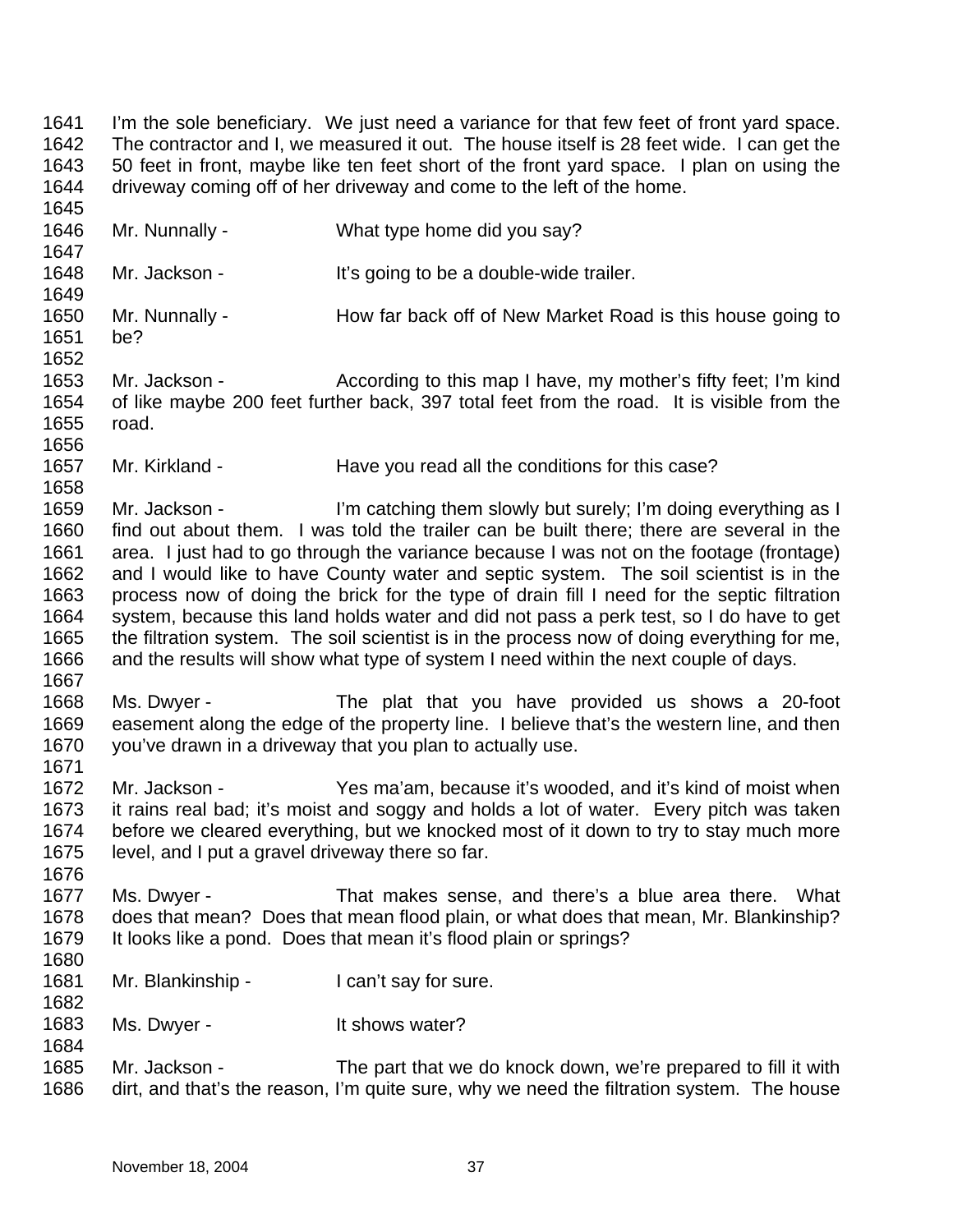I'm the sole beneficiary. We just need a variance for that few feet of front yard space. The contractor and I, we measured it out. The house itself is 28 feet wide. I can get the 50 feet in front, maybe like ten feet short of the front yard space. I plan on using the driveway coming off of her driveway and come to the left of the home.

Mr. Nunnally - What type home did you say?

Mr. Jackson - It's going to be a double-wide trailer.

Mr. Nunnally - How far back off of New Market Road is this house going to be?

Mr. Jackson - According to this map I have, my mother's fifty feet; I'm kind of like maybe 200 feet further back, 397 total feet from the road. It is visible from the road.

Mr. Kirkland - Have you read all the conditions for this case?

Mr. Jackson - I'm catching them slowly but surely; I'm doing everything as I find out about them. I was told the trailer can be built there; there are several in the area. I just had to go through the variance because I was not on the footage (frontage) and I would like to have County water and septic system. The soil scientist is in the process now of doing the brick for the type of drain fill I need for the septic filtration system, because this land holds water and did not pass a perk test, so I do have to get the filtration system. The soil scientist is in the process now of doing everything for me, and the results will show what type of system I need within the next couple of days.

Ms. Dwyer - The plat that you have provided us shows a 20-foot easement along the edge of the property line. I believe that's the western line, and then you've drawn in a driveway that you plan to actually use.

Mr. Jackson - Yes ma'am, because it's wooded, and it's kind of moist when it rains real bad; it's moist and soggy and holds a lot of water. Every pitch was taken before we cleared everything, but we knocked most of it down to try to stay much more level, and I put a gravel driveway there so far.

Ms. Dwyer - That makes sense, and there's a blue area there. What does that mean? Does that mean flood plain, or what does that mean, Mr. Blankinship? It looks like a pond. Does that mean it's flood plain or springs?

Mr. Blankinship - I can't say for sure.

Ms. Dwyer - It shows water?

Mr. Jackson - The part that we do knock down, we're prepared to fill it with dirt, and that's the reason, I'm quite sure, why we need the filtration system. The house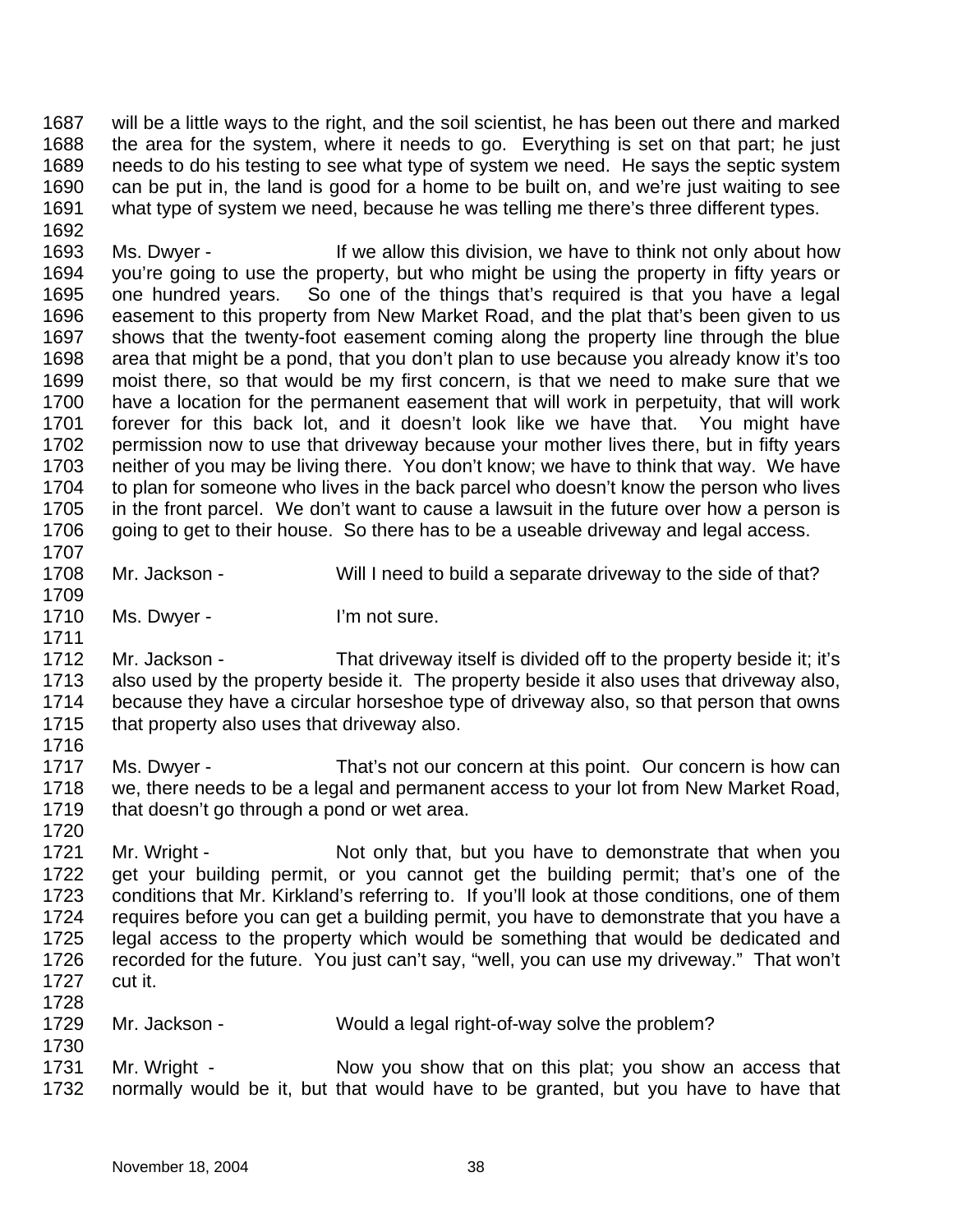1687 will be a little ways to the right, and the soil scientist, he has been out there and marked
1688 the area for the system, where it needs to go. Everything is set on that part; he just
1689 needs to do his testing to see what type of system we need. He says the septic system
1690 can be put in, the land is good for a home to be built on, and we're just waiting to see
1691 what type of system we need, because he was telling me there's three different types.
1692
1693 Ms. Dwyer - If we allow this division, we have to think not only about how
1694 you're going to use the property, but who might be using the property in fifty years or
1695 one hundred years. So one of the things that's required is that you have a legal
1696 easement to this property from New Market Road, and the plat that's been given to us
1697 shows that the twenty-foot easement coming along the property line through the blue
1698 area that might be a pond, that you don't plan to use because you already know it's too
1699 moist there, so that would be my first concern, is that we need to make sure that we
1700 have a location for the permanent easement that will work in perpetuity, that will work
1701 forever for this back lot, and it doesn't look like we have that. You might have
1702 permission now to use that driveway because your mother lives there, but in fifty years
1703 neither of you may be living there. You don't know; we have to think that way. We have
1704 to plan for someone who lives in the back parcel who doesn't know the person who lives
1705 in the front parcel. We don't want to cause a lawsuit in the future over how a person is
1706 going to get to their house. So there has to be a useable driveway and legal access.
1707
1708 Mr. Jackson - Will I need to build a separate driveway to the side of that?
1709
1710 Ms. Dwyer - I'm not sure.
1711
1712 Mr. Jackson - That driveway itself is divided off to the property beside it; it's
1713 also used by the property beside it. The property beside it also uses that driveway also,
1714 because they have a circular horseshoe type of driveway also, so that person that owns
1715 that property also uses that driveway also.
1716
1717 Ms. Dwyer - That's not our concern at this point. Our concern is how can
1718 we, there needs to be a legal and permanent access to your lot from New Market Road,
1719 that doesn't go through a pond or wet area.
1720
1721 Mr. Wright - Not only that, but you have to demonstrate that when you
1722 get your building permit, or you cannot get the building permit; that's one of the
1723 conditions that Mr. Kirkland's referring to. If you'll look at those conditions, one of them
1724 requires before you can get a building permit, you have to demonstrate that you have a
1725 legal access to the property which would be something that would be dedicated and
1726 recorded for the future. You just can't say, "well, you can use my driveway." That won't
1727 cut it.
1728
1729 Mr. Jackson - Would a legal right-of-way solve the problem?
1730
1731 Mr. Wright - Now you show that on this plat; you show an access that
1732 normally would be it, but that would have to be granted, but you have to have that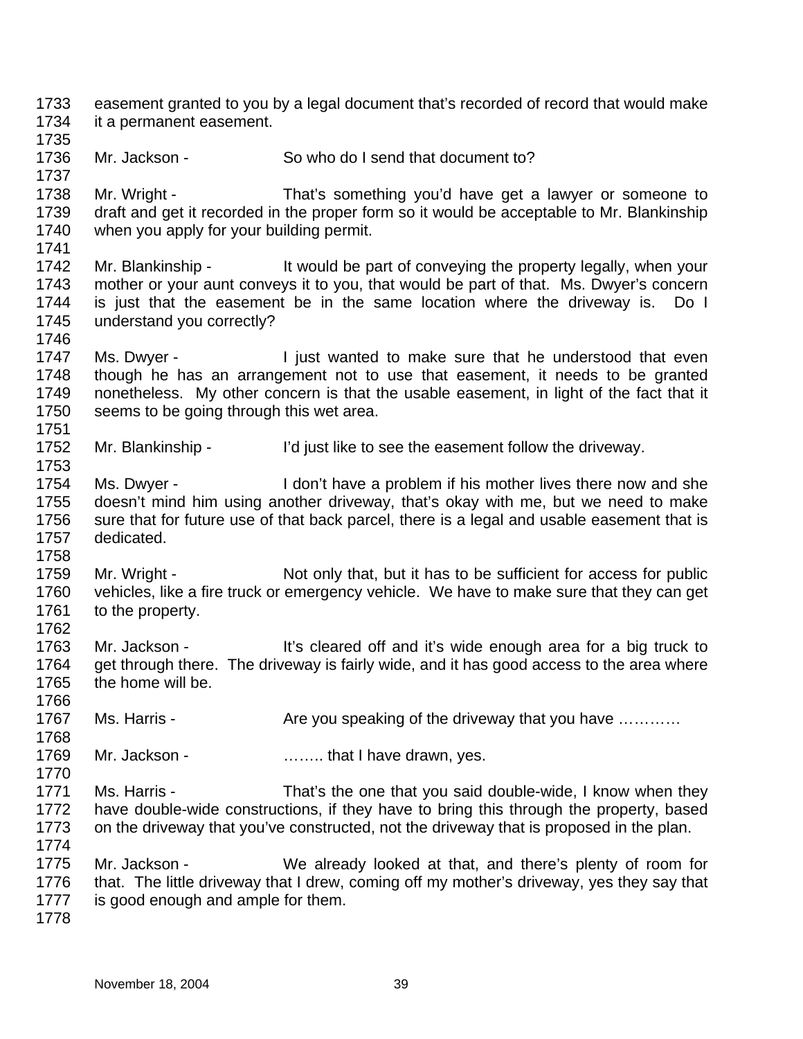easement granted to you by a legal document that's recorded of record that would make it a permanent easement.

Mr. Jackson - So who do I send that document to?

Mr. Wright - That's something you'd have get a lawyer or someone to draft and get it recorded in the proper form so it would be acceptable to Mr. Blankinship when you apply for your building permit.

Mr. Blankinship - It would be part of conveying the property legally, when your mother or your aunt conveys it to you, that would be part of that. Ms. Dwyer's concern is just that the easement be in the same location where the driveway is. Do I understand you correctly?

Ms. Dwyer - I just wanted to make sure that he understood that even though he has an arrangement not to use that easement, it needs to be granted nonetheless. My other concern is that the usable easement, in light of the fact that it seems to be going through this wet area.

Mr. Blankinship - I'd just like to see the easement follow the driveway.

Ms. Dwyer - I don't have a problem if his mother lives there now and she doesn't mind him using another driveway, that's okay with me, but we need to make sure that for future use of that back parcel, there is a legal and usable easement that is dedicated.

Mr. Wright - Not only that, but it has to be sufficient for access for public vehicles, like a fire truck or emergency vehicle. We have to make sure that they can get to the property.

Mr. Jackson - It's cleared off and it's wide enough area for a big truck to get through there. The driveway is fairly wide, and it has good access to the area where the home will be.

Ms. Harris - Are you speaking of the driveway that you have …………

Mr. Jackson - …….. that I have drawn, yes.

Ms. Harris - That's the one that you said double-wide, I know when they have double-wide constructions, if they have to bring this through the property, based on the driveway that you've constructed, not the driveway that is proposed in the plan.

Mr. Jackson - We already looked at that, and there's plenty of room for that. The little driveway that I drew, coming off my mother's driveway, yes they say that is good enough and ample for them.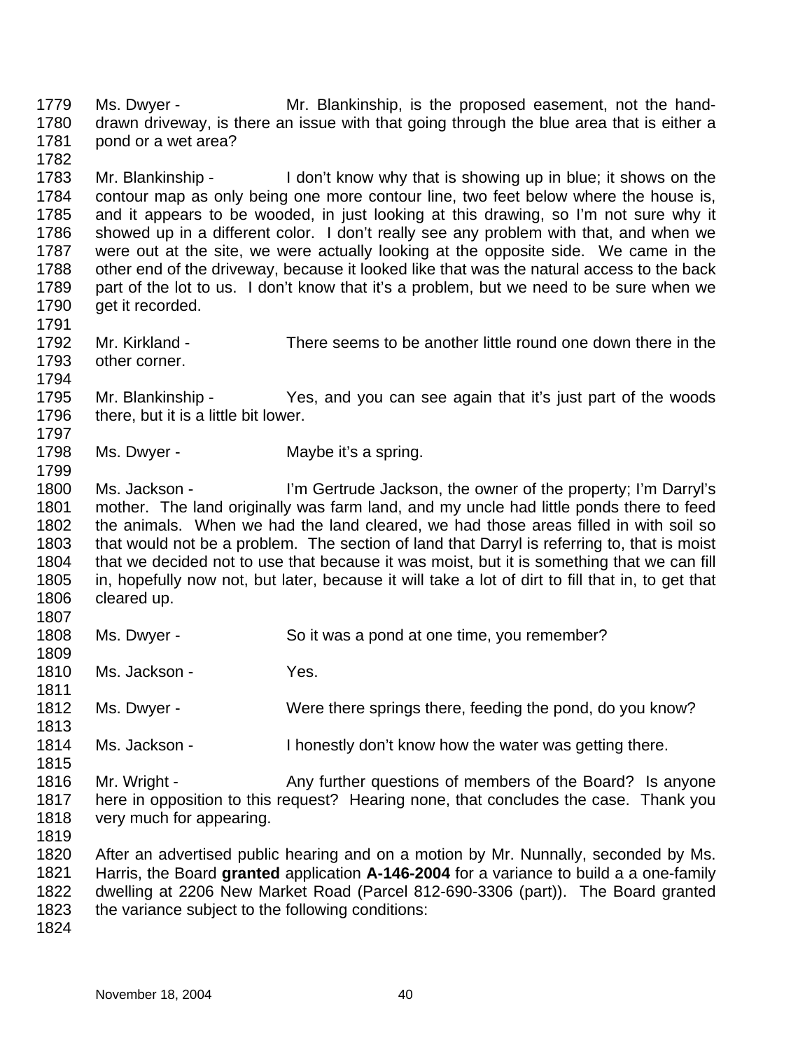Ms. Dwyer - Mr. Blankinship, is the proposed easement, not the hand-drawn driveway, is there an issue with that going through the blue area that is either a pond or a wet area?

Mr. Blankinship - I don't know why that is showing up in blue; it shows on the contour map as only being one more contour line, two feet below where the house is, and it appears to be wooded, in just looking at this drawing, so I'm not sure why it showed up in a different color. I don't really see any problem with that, and when we were out at the site, we were actually looking at the opposite side. We came in the other end of the driveway, because it looked like that was the natural access to the back part of the lot to us. I don't know that it's a problem, but we need to be sure when we get it recorded.

Mr. Kirkland - There seems to be another little round one down there in the other corner.

Mr. Blankinship - Yes, and you can see again that it's just part of the woods there, but it is a little bit lower.

Ms. Dwyer - Maybe it's a spring.

Ms. Jackson - I'm Gertrude Jackson, the owner of the property; I'm Darryl's mother. The land originally was farm land, and my uncle had little ponds there to feed the animals. When we had the land cleared, we had those areas filled in with soil so that would not be a problem. The section of land that Darryl is referring to, that is moist that we decided not to use that because it was moist, but it is something that we can fill in, hopefully now not, but later, because it will take a lot of dirt to fill that in, to get that cleared up.

Ms. Dwyer - So it was a pond at one time, you remember?

Ms. Jackson - Yes.

Ms. Dwyer - Were there springs there, feeding the pond, do you know?

Ms. Jackson - I honestly don't know how the water was getting there.

Mr. Wright - Any further questions of members of the Board? Is anyone here in opposition to this request? Hearing none, that concludes the case. Thank you very much for appearing.

After an advertised public hearing and on a motion by Mr. Nunnally, seconded by Ms. Harris, the Board **granted** application **A-146-2004** for a variance to build a a one-family dwelling at 2206 New Market Road (Parcel 812-690-3306 (part)). The Board granted the variance subject to the following conditions: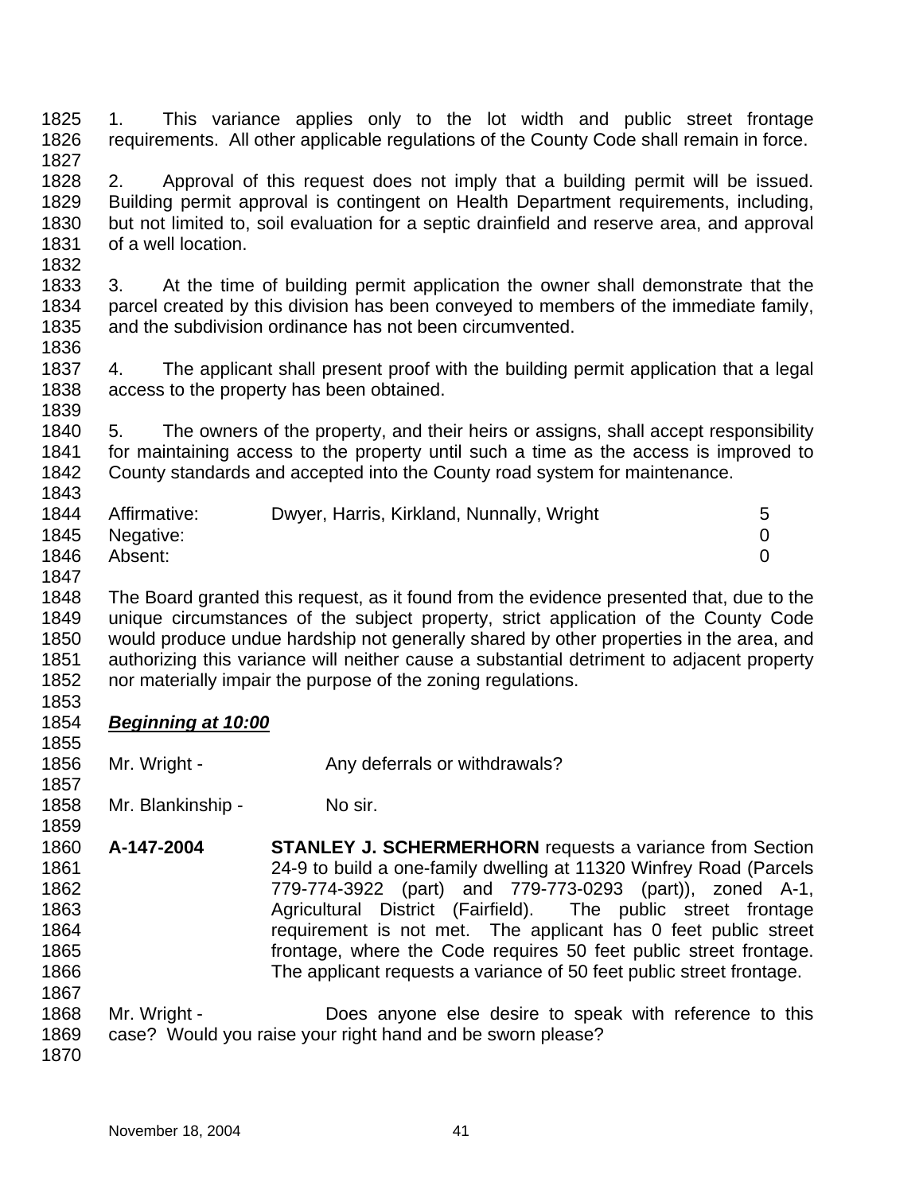1. This variance applies only to the lot width and public street frontage requirements. All other applicable regulations of the County Code shall remain in force.

2. Approval of this request does not imply that a building permit will be issued. Building permit approval is contingent on Health Department requirements, including, but not limited to, soil evaluation for a septic drainfield and reserve area, and approval of a well location.

3. At the time of building permit application the owner shall demonstrate that the parcel created by this division has been conveyed to members of the immediate family, and the subdivision ordinance has not been circumvented.

4. The applicant shall present proof with the building permit application that a legal access to the property has been obtained.

5. The owners of the property, and their heirs or assigns, shall accept responsibility for maintaining access to the property until such a time as the access is improved to County standards and accepted into the County road system for maintenance.

| | | |
|---|---|---|
| Affirmative: | Dwyer, Harris, Kirkland, Nunnally, Wright | 5 |
| Negative: | | 0 |
| Absent: | | 0 |

The Board granted this request, as it found from the evidence presented that, due to the unique circumstances of the subject property, strict application of the County Code would produce undue hardship not generally shared by other properties in the area, and authorizing this variance will neither cause a substantial detriment to adjacent property nor materially impair the purpose of the zoning regulations.

***Beginning at 10:00***

Mr. Wright - Any deferrals or withdrawals?

Mr. Blankinship - No sir.

**A-147-2004** **STANLEY J. SCHERMERHORN** requests a variance from Section 24-9 to build a one-family dwelling at 11320 Winfrey Road (Parcels 779-774-3922 (part) and 779-773-0293 (part)), zoned A-1, Agricultural District (Fairfield). The public street frontage requirement is not met. The applicant has 0 feet public street frontage, where the Code requires 50 feet public street frontage. The applicant requests a variance of 50 feet public street frontage.

Mr. Wright - Does anyone else desire to speak with reference to this case? Would you raise your right hand and be sworn please?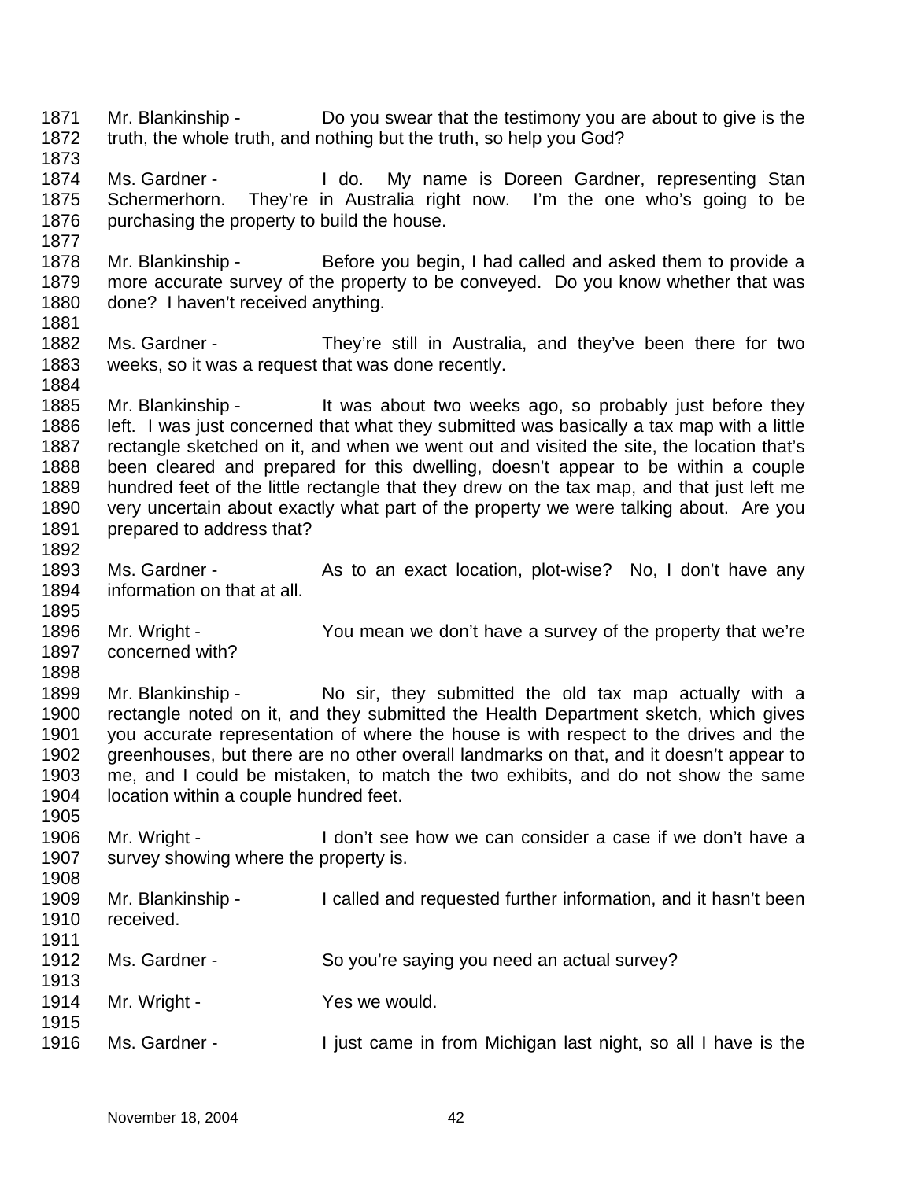1871 Mr. Blankinship - Do you swear that the testimony you are about to give is the
1872 truth, the whole truth, and nothing but the truth, so help you God?
1873
1874 Ms. Gardner - I do. My name is Doreen Gardner, representing Stan
1875 Schermerhorn. They're in Australia right now. I'm the one who's going to be
1876 purchasing the property to build the house.
1877
1878 Mr. Blankinship - Before you begin, I had called and asked them to provide a
1879 more accurate survey of the property to be conveyed. Do you know whether that was
1880 done? I haven't received anything.
1881
1882 Ms. Gardner - They're still in Australia, and they've been there for two
1883 weeks, so it was a request that was done recently.
1884
1885 Mr. Blankinship - It was about two weeks ago, so probably just before they
1886 left. I was just concerned that what they submitted was basically a tax map with a little
1887 rectangle sketched on it, and when we went out and visited the site, the location that's
1888 been cleared and prepared for this dwelling, doesn't appear to be within a couple
1889 hundred feet of the little rectangle that they drew on the tax map, and that just left me
1890 very uncertain about exactly what part of the property we were talking about. Are you
1891 prepared to address that?
1892
1893 Ms. Gardner - As to an exact location, plot-wise? No, I don't have any
1894 information on that at all.
1895
1896 Mr. Wright - You mean we don't have a survey of the property that we're
1897 concerned with?
1898
1899 Mr. Blankinship - No sir, they submitted the old tax map actually with a
1900 rectangle noted on it, and they submitted the Health Department sketch, which gives
1901 you accurate representation of where the house is with respect to the drives and the
1902 greenhouses, but there are no other overall landmarks on that, and it doesn't appear to
1903 me, and I could be mistaken, to match the two exhibits, and do not show the same
1904 location within a couple hundred feet.
1905
1906 Mr. Wright - I don't see how we can consider a case if we don't have a
1907 survey showing where the property is.
1908
1909 Mr. Blankinship - I called and requested further information, and it hasn't been
1910 received.
1911
1912 Ms. Gardner - So you're saying you need an actual survey?
1913
1914 Mr. Wright - Yes we would.
1915
1916 Ms. Gardner - I just came in from Michigan last night, so all I have is the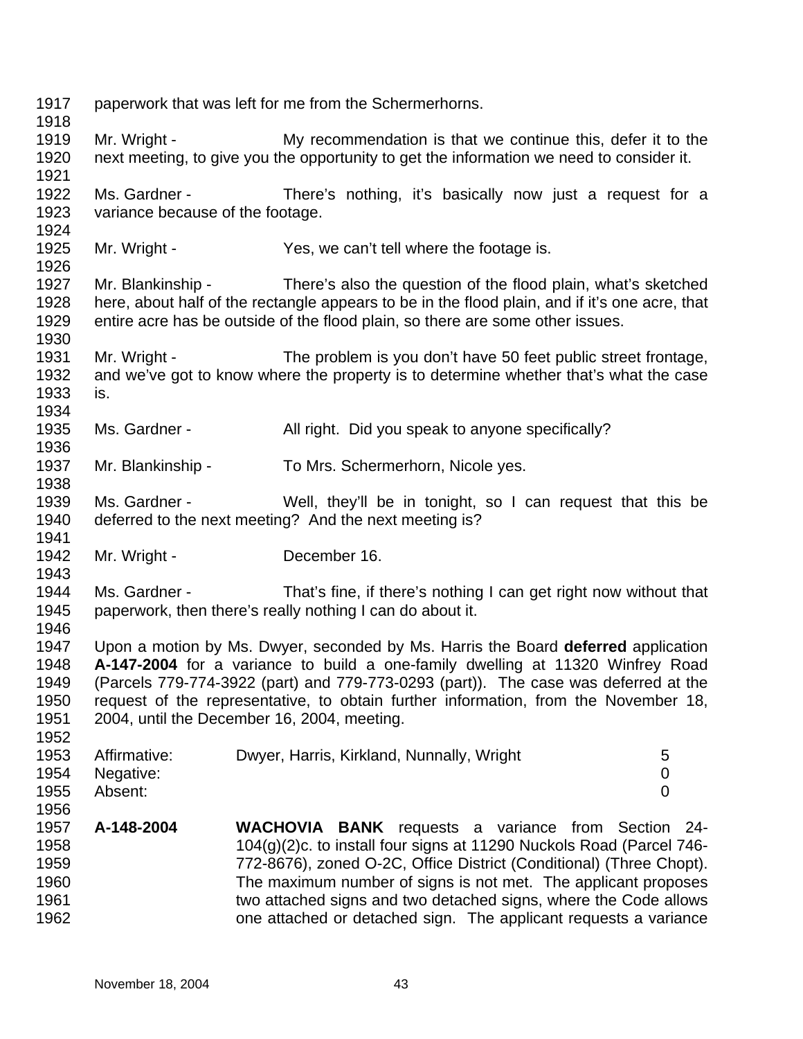paperwork that was left for me from the Schermerhorns.

Mr. Wright - My recommendation is that we continue this, defer it to the next meeting, to give you the opportunity to get the information we need to consider it.

Ms. Gardner - There's nothing, it's basically now just a request for a variance because of the footage.

Mr. Wright - Yes, we can't tell where the footage is.

Mr. Blankinship - There's also the question of the flood plain, what's sketched here, about half of the rectangle appears to be in the flood plain, and if it's one acre, that entire acre has be outside of the flood plain, so there are some other issues.

Mr. Wright - The problem is you don't have 50 feet public street frontage, and we've got to know where the property is to determine whether that's what the case is.

Ms. Gardner - All right. Did you speak to anyone specifically?

Mr. Blankinship - To Mrs. Schermerhorn, Nicole yes.

Ms. Gardner - Well, they'll be in tonight, so I can request that this be deferred to the next meeting? And the next meeting is?

Mr. Wright - December 16.

Ms. Gardner - That's fine, if there's nothing I can get right now without that paperwork, then there's really nothing I can do about it.

Upon a motion by Ms. Dwyer, seconded by Ms. Harris the Board **deferred** application **A-147-2004** for a variance to build a one-family dwelling at 11320 Winfrey Road (Parcels 779-774-3922 (part) and 779-773-0293 (part)). The case was deferred at the request of the representative, to obtain further information, from the November 18, 2004, until the December 16, 2004, meeting.

| | | |
|---|---|---|
| Affirmative: | Dwyer, Harris, Kirkland, Nunnally, Wright | 5 |
| Negative: | | 0 |
| Absent: | | 0 |

**A-148-2004** **WACHOVIA BANK** requests a variance from Section 24-104(g)(2)c. to install four signs at 11290 Nuckols Road (Parcel 746-772-8676), zoned O-2C, Office District (Conditional) (Three Chopt). The maximum number of signs is not met. The applicant proposes two attached signs and two detached signs, where the Code allows one attached or detached sign. The applicant requests a variance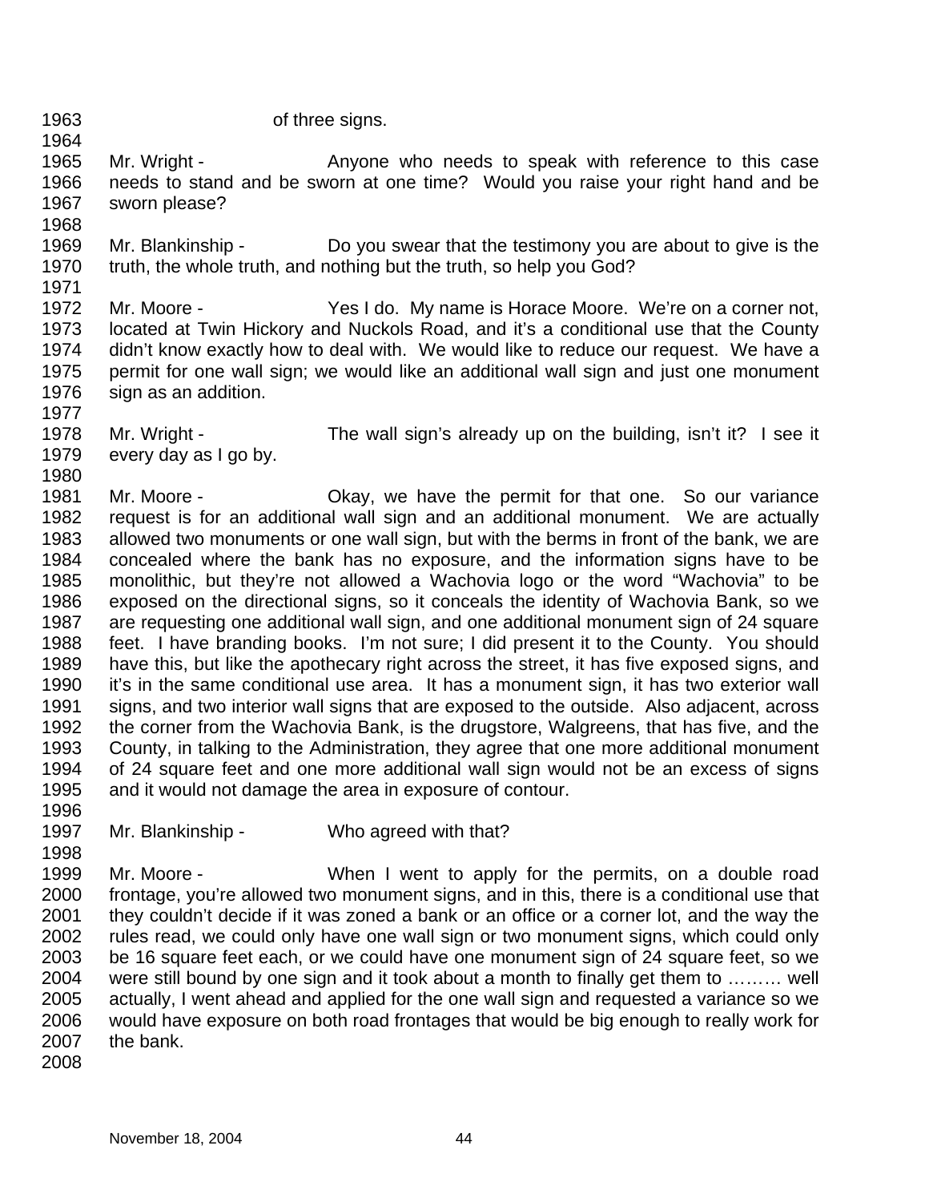of three signs.

Mr. Wright - Anyone who needs to speak with reference to this case needs to stand and be sworn at one time? Would you raise your right hand and be sworn please?

Mr. Blankinship - Do you swear that the testimony you are about to give is the truth, the whole truth, and nothing but the truth, so help you God?

Mr. Moore - Yes I do. My name is Horace Moore. We're on a corner not, located at Twin Hickory and Nuckols Road, and it's a conditional use that the County didn't know exactly how to deal with. We would like to reduce our request. We have a permit for one wall sign; we would like an additional wall sign and just one monument sign as an addition.

Mr. Wright - The wall sign's already up on the building, isn't it? I see it every day as I go by.

Mr. Moore - Okay, we have the permit for that one. So our variance request is for an additional wall sign and an additional monument. We are actually allowed two monuments or one wall sign, but with the berms in front of the bank, we are concealed where the bank has no exposure, and the information signs have to be monolithic, but they're not allowed a Wachovia logo or the word "Wachovia" to be exposed on the directional signs, so it conceals the identity of Wachovia Bank, so we are requesting one additional wall sign, and one additional monument sign of 24 square feet. I have branding books. I'm not sure; I did present it to the County. You should have this, but like the apothecary right across the street, it has five exposed signs, and it's in the same conditional use area. It has a monument sign, it has two exterior wall signs, and two interior wall signs that are exposed to the outside. Also adjacent, across the corner from the Wachovia Bank, is the drugstore, Walgreens, that has five, and the County, in talking to the Administration, they agree that one more additional monument of 24 square feet and one more additional wall sign would not be an excess of signs and it would not damage the area in exposure of contour.

Mr. Blankinship - Who agreed with that?

Mr. Moore - When I went to apply for the permits, on a double road frontage, you're allowed two monument signs, and in this, there is a conditional use that they couldn't decide if it was zoned a bank or an office or a corner lot, and the way the rules read, we could only have one wall sign or two monument signs, which could only be 16 square feet each, or we could have one monument sign of 24 square feet, so we were still bound by one sign and it took about a month to finally get them to ……… well actually, I went ahead and applied for the one wall sign and requested a variance so we would have exposure on both road frontages that would be big enough to really work for the bank.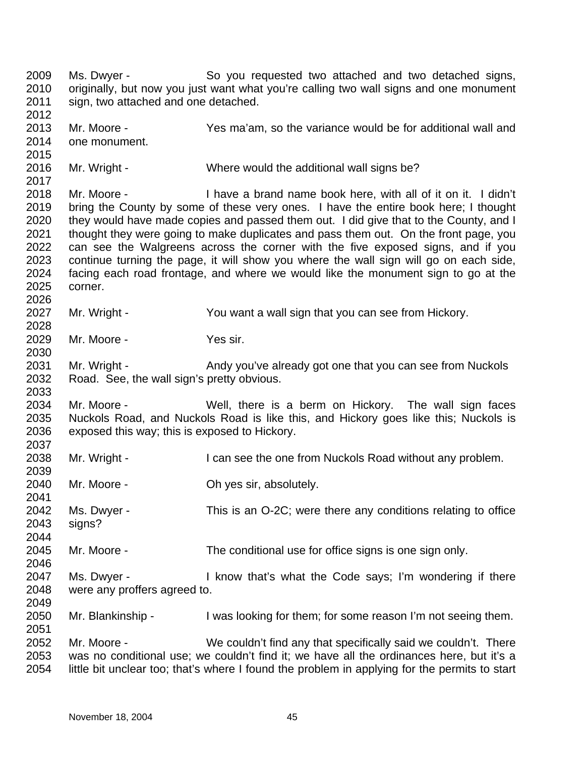2009 Ms. Dwyer - So you requested two attached and two detached signs,
2010 originally, but now you just want what you're calling two wall signs and one monument
2011 sign, two attached and one detached.
2012
2013 Mr. Moore - Yes ma'am, so the variance would be for additional wall and
2014 one monument.
2015
2016 Mr. Wright - Where would the additional wall signs be?
2017
2018 Mr. Moore - I have a brand name book here, with all of it on it. I didn't
2019 bring the County by some of these very ones. I have the entire book here; I thought
2020 they would have made copies and passed them out. I did give that to the County, and I
2021 thought they were going to make duplicates and pass them out. On the front page, you
2022 can see the Walgreens across the corner with the five exposed signs, and if you
2023 continue turning the page, it will show you where the wall sign will go on each side,
2024 facing each road frontage, and where we would like the monument sign to go at the
2025 corner.
2026
2027 Mr. Wright - You want a wall sign that you can see from Hickory.
2028
2029 Mr. Moore - Yes sir.
2030
2031 Mr. Wright - Andy you've already got one that you can see from Nuckols
2032 Road. See, the wall sign's pretty obvious.
2033
2034 Mr. Moore - Well, there is a berm on Hickory. The wall sign faces
2035 Nuckols Road, and Nuckols Road is like this, and Hickory goes like this; Nuckols is
2036 exposed this way; this is exposed to Hickory.
2037
2038 Mr. Wright - I can see the one from Nuckols Road without any problem.
2039
2040 Mr. Moore - Oh yes sir, absolutely.
2041
2042 Ms. Dwyer - This is an O-2C; were there any conditions relating to office
2043 signs?
2044
2045 Mr. Moore - The conditional use for office signs is one sign only.
2046
2047 Ms. Dwyer - I know that's what the Code says; I'm wondering if there
2048 were any proffers agreed to.
2049
2050 Mr. Blankinship - I was looking for them; for some reason I'm not seeing them.
2051
2052 Mr. Moore - We couldn't find any that specifically said we couldn't. There
2053 was no conditional use; we couldn't find it; we have all the ordinances here, but it's a
2054 little bit unclear too; that's where I found the problem in applying for the permits to start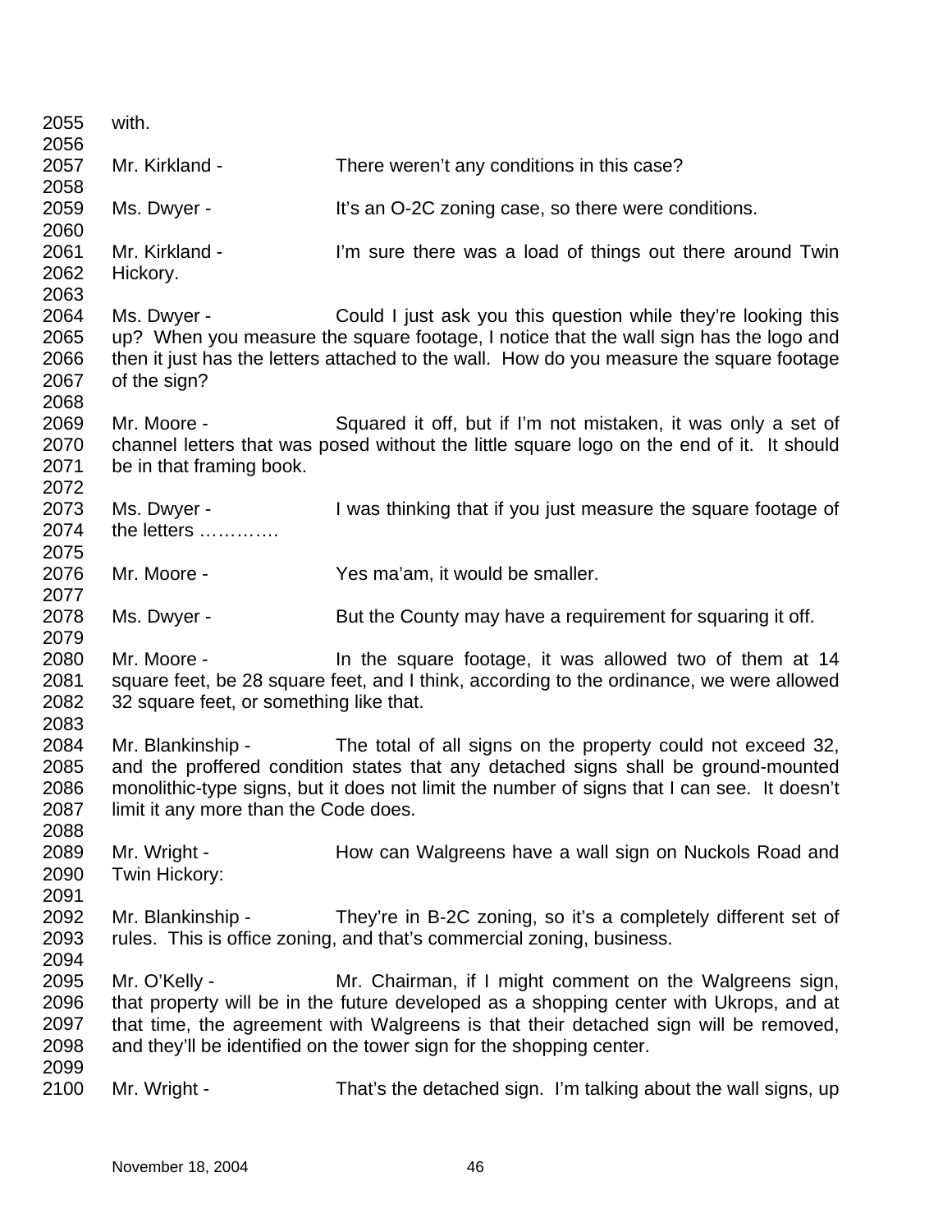with.

Mr. Kirkland - There weren't any conditions in this case?

Ms. Dwyer - It's an O-2C zoning case, so there were conditions.

Mr. Kirkland - I'm sure there was a load of things out there around Twin Hickory.

Ms. Dwyer - Could I just ask you this question while they're looking this up? When you measure the square footage, I notice that the wall sign has the logo and then it just has the letters attached to the wall. How do you measure the square footage of the sign?

Mr. Moore - Squared it off, but if I'm not mistaken, it was only a set of channel letters that was posed without the little square logo on the end of it. It should be in that framing book.

Ms. Dwyer - I was thinking that if you just measure the square footage of the letters ………….

Mr. Moore - Yes ma'am, it would be smaller.

Ms. Dwyer - But the County may have a requirement for squaring it off.

Mr. Moore - In the square footage, it was allowed two of them at 14 square feet, be 28 square feet, and I think, according to the ordinance, we were allowed 32 square feet, or something like that.

Mr. Blankinship - The total of all signs on the property could not exceed 32, and the proffered condition states that any detached signs shall be ground-mounted monolithic-type signs, but it does not limit the number of signs that I can see. It doesn't limit it any more than the Code does.

Mr. Wright - How can Walgreens have a wall sign on Nuckols Road and Twin Hickory:

Mr. Blankinship - They're in B-2C zoning, so it's a completely different set of rules. This is office zoning, and that's commercial zoning, business.

Mr. O'Kelly - Mr. Chairman, if I might comment on the Walgreens sign, that property will be in the future developed as a shopping center with Ukrops, and at that time, the agreement with Walgreens is that their detached sign will be removed, and they'll be identified on the tower sign for the shopping center.

Mr. Wright - That's the detached sign. I'm talking about the wall signs, up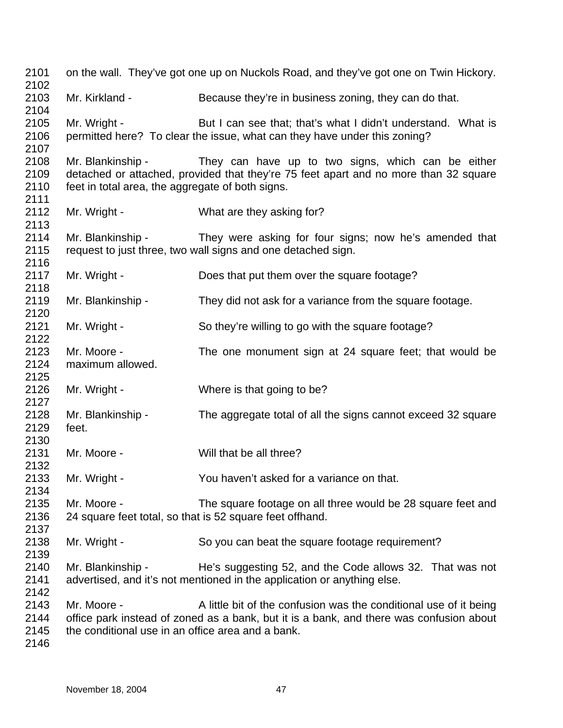on the wall. They've got one up on Nuckols Road, and they've got one on Twin Hickory.

Mr. Kirkland - Because they're in business zoning, they can do that.

Mr. Wright - But I can see that; that's what I didn't understand. What is permitted here? To clear the issue, what can they have under this zoning?

Mr. Blankinship - They can have up to two signs, which can be either detached or attached, provided that they're 75 feet apart and no more than 32 square feet in total area, the aggregate of both signs.

Mr. Wright - What are they asking for?

Mr. Blankinship - They were asking for four signs; now he's amended that request to just three, two wall signs and one detached sign.

Mr. Wright - Does that put them over the square footage?

Mr. Blankinship - They did not ask for a variance from the square footage.

Mr. Wright - So they're willing to go with the square footage?

Mr. Moore - The one monument sign at 24 square feet; that would be maximum allowed.

Mr. Wright - Where is that going to be?

Mr. Blankinship - The aggregate total of all the signs cannot exceed 32 square feet.

Mr. Moore - Will that be all three?

Mr. Wright - You haven't asked for a variance on that.

Mr. Moore - The square footage on all three would be 28 square feet and 24 square feet total, so that is 52 square feet offhand.

Mr. Wright - So you can beat the square footage requirement?

Mr. Blankinship - He's suggesting 52, and the Code allows 32. That was not advertised, and it's not mentioned in the application or anything else.

Mr. Moore - A little bit of the confusion was the conditional use of it being office park instead of zoned as a bank, but it is a bank, and there was confusion about the conditional use in an office area and a bank.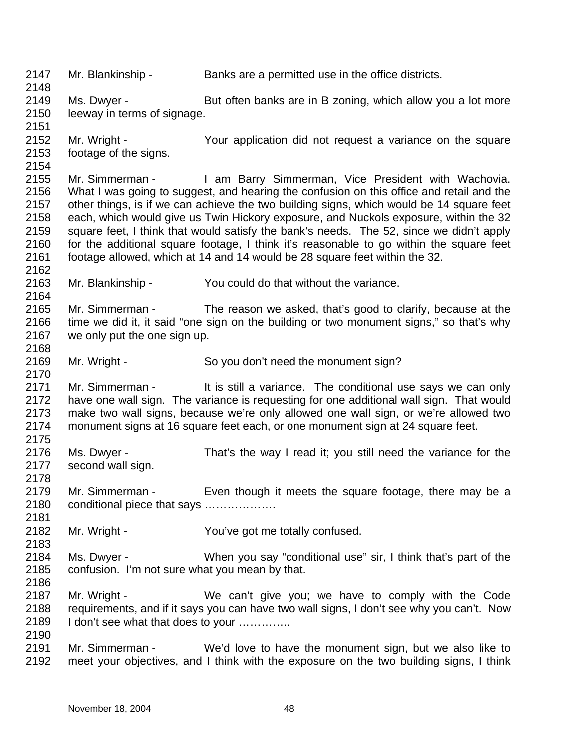2147 Mr. Blankinship - Banks are a permitted use in the office districts.
2148
2149 Ms. Dwyer - But often banks are in B zoning, which allow you a lot more
2150 leeway in terms of signage.
2151
2152 Mr. Wright - Your application did not request a variance on the square
2153 footage of the signs.
2154
2155 Mr. Simmerman - I am Barry Simmerman, Vice President with Wachovia.
2156 What I was going to suggest, and hearing the confusion on this office and retail and the
2157 other things, is if we can achieve the two building signs, which would be 14 square feet
2158 each, which would give us Twin Hickory exposure, and Nuckols exposure, within the 32
2159 square feet, I think that would satisfy the bank's needs. The 52, since we didn't apply
2160 for the additional square footage, I think it's reasonable to go within the square feet
2161 footage allowed, which at 14 and 14 would be 28 square feet within the 32.
2162
2163 Mr. Blankinship - You could do that without the variance.
2164
2165 Mr. Simmerman - The reason we asked, that's good to clarify, because at the
2166 time we did it, it said "one sign on the building or two monument signs," so that's why
2167 we only put the one sign up.
2168
2169 Mr. Wright - So you don't need the monument sign?
2170
2171 Mr. Simmerman - It is still a variance. The conditional use says we can only
2172 have one wall sign. The variance is requesting for one additional wall sign. That would
2173 make two wall signs, because we're only allowed one wall sign, or we're allowed two
2174 monument signs at 16 square feet each, or one monument sign at 24 square feet.
2175
2176 Ms. Dwyer - That's the way I read it; you still need the variance for the
2177 second wall sign.
2178
2179 Mr. Simmerman - Even though it meets the square footage, there may be a
2180 conditional piece that says ……………….
2181
2182 Mr. Wright - You've got me totally confused.
2183
2184 Ms. Dwyer - When you say "conditional use" sir, I think that's part of the
2185 confusion. I'm not sure what you mean by that.
2186
2187 Mr. Wright - We can't give you; we have to comply with the Code
2188 requirements, and if it says you can have two wall signs, I don't see why you can't. Now
2189 I don't see what that does to your …………..
2190
2191 Mr. Simmerman - We'd love to have the monument sign, but we also like to
2192 meet your objectives, and I think with the exposure on the two building signs, I think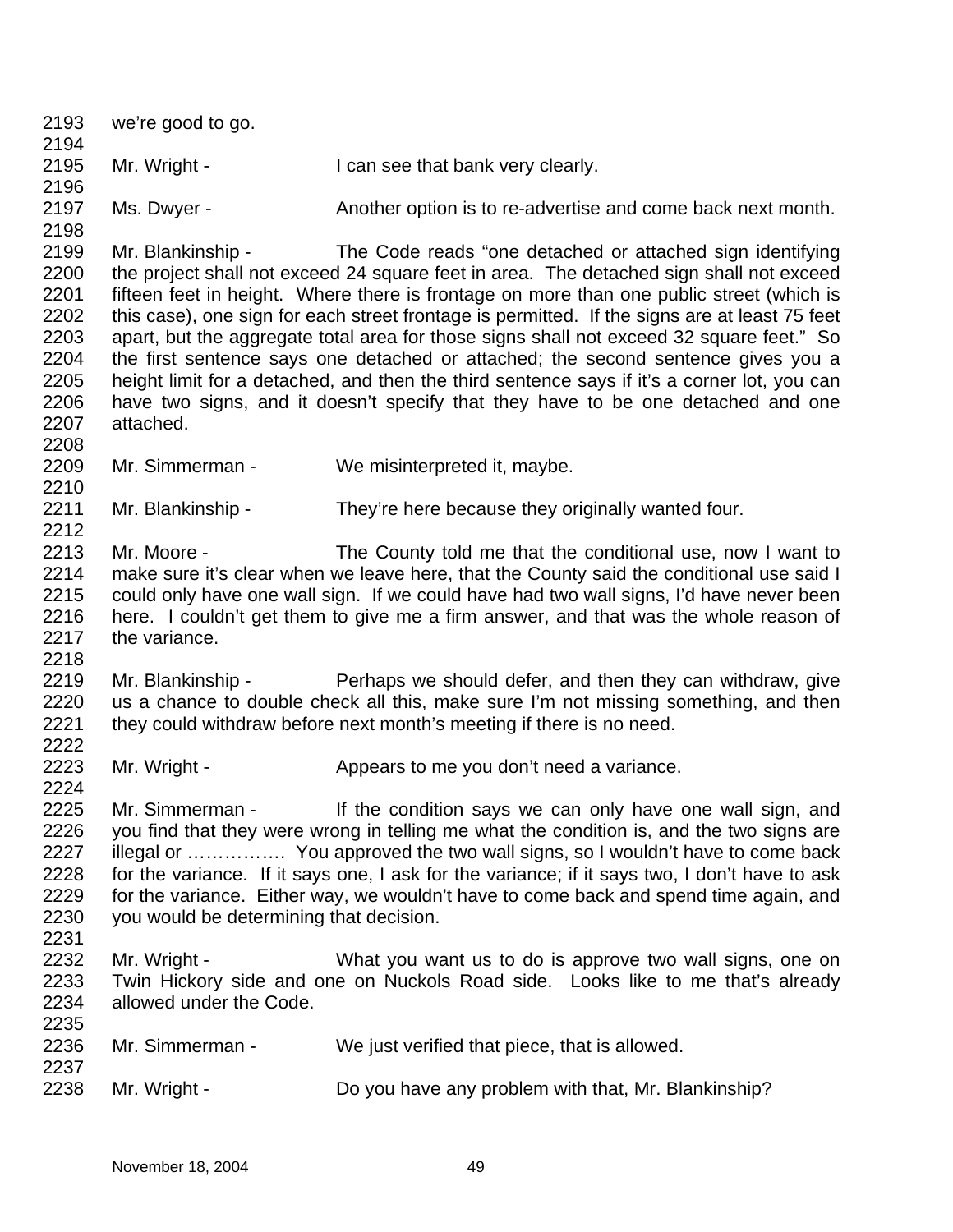we're good to go.

Mr. Wright - I can see that bank very clearly.

Ms. Dwyer - Another option is to re-advertise and come back next month.

Mr. Blankinship - The Code reads "one detached or attached sign identifying the project shall not exceed 24 square feet in area. The detached sign shall not exceed fifteen feet in height. Where there is frontage on more than one public street (which is this case), one sign for each street frontage is permitted. If the signs are at least 75 feet apart, but the aggregate total area for those signs shall not exceed 32 square feet." So the first sentence says one detached or attached; the second sentence gives you a height limit for a detached, and then the third sentence says if it's a corner lot, you can have two signs, and it doesn't specify that they have to be one detached and one attached.

Mr. Simmerman - We misinterpreted it, maybe.

Mr. Blankinship - They're here because they originally wanted four.

Mr. Moore - The County told me that the conditional use, now I want to make sure it's clear when we leave here, that the County said the conditional use said I could only have one wall sign. If we could have had two wall signs, I'd have never been here. I couldn't get them to give me a firm answer, and that was the whole reason of the variance.

Mr. Blankinship - Perhaps we should defer, and then they can withdraw, give us a chance to double check all this, make sure I'm not missing something, and then they could withdraw before next month's meeting if there is no need.

Mr. Wright - Appears to me you don't need a variance.

Mr. Simmerman - If the condition says we can only have one wall sign, and you find that they were wrong in telling me what the condition is, and the two signs are illegal or ……………. You approved the two wall signs, so I wouldn't have to come back for the variance. If it says one, I ask for the variance; if it says two, I don't have to ask for the variance. Either way, we wouldn't have to come back and spend time again, and you would be determining that decision.

Mr. Wright - What you want us to do is approve two wall signs, one on Twin Hickory side and one on Nuckols Road side. Looks like to me that's already allowed under the Code.

Mr. Simmerman - We just verified that piece, that is allowed.

Mr. Wright - Do you have any problem with that, Mr. Blankinship?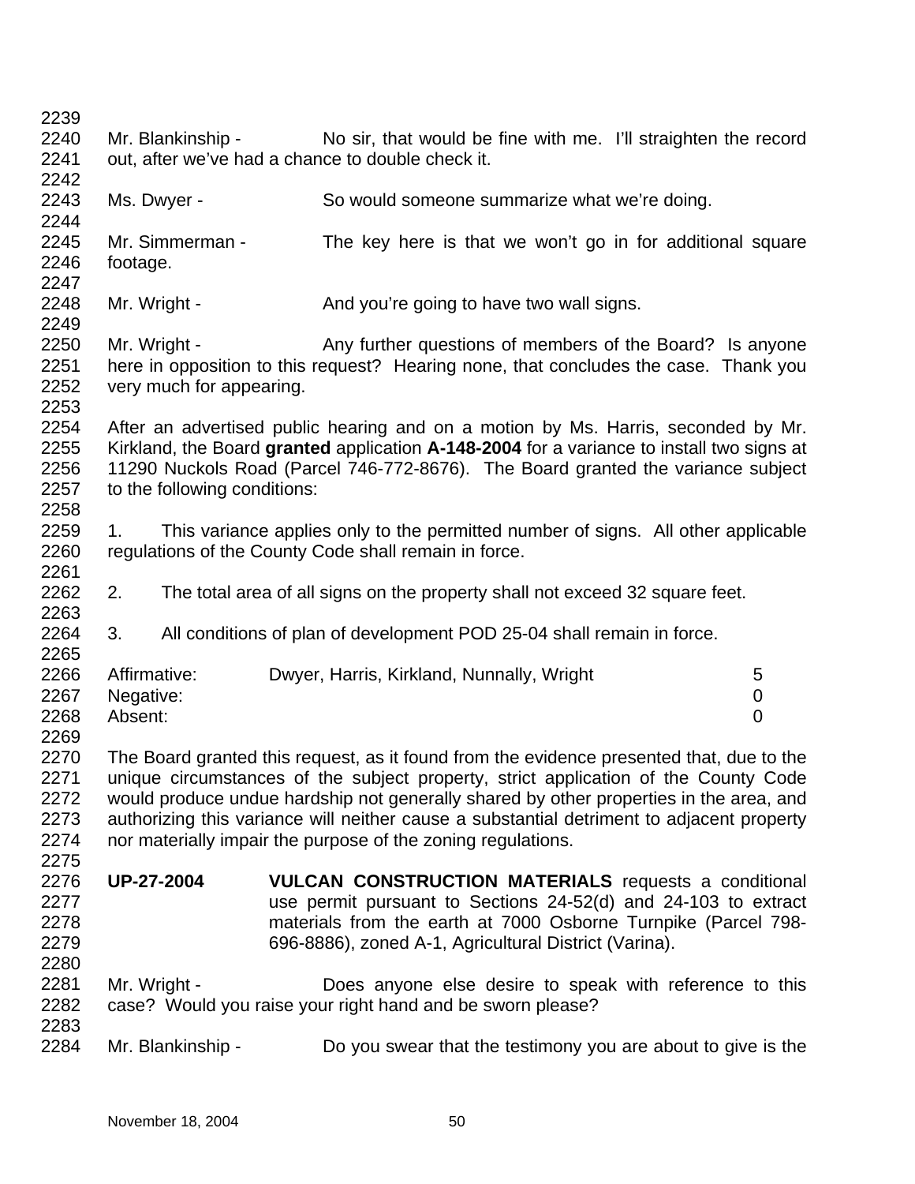Mr. Blankinship - No sir, that would be fine with me. I'll straighten the record out, after we've had a chance to double check it.

Ms. Dwyer - So would someone summarize what we're doing.

Mr. Simmerman - The key here is that we won't go in for additional square footage.

Mr. Wright - And you're going to have two wall signs.

Mr. Wright - Any further questions of members of the Board? Is anyone here in opposition to this request? Hearing none, that concludes the case. Thank you very much for appearing.

After an advertised public hearing and on a motion by Ms. Harris, seconded by Mr. Kirkland, the Board **granted** application **A-148-2004** for a variance to install two signs at 11290 Nuckols Road (Parcel 746-772-8676). The Board granted the variance subject to the following conditions:

1. This variance applies only to the permitted number of signs. All other applicable regulations of the County Code shall remain in force.

2. The total area of all signs on the property shall not exceed 32 square feet.

3. All conditions of plan of development POD 25-04 shall remain in force.

| | | |
|---|---|---|
| Affirmative: | Dwyer, Harris, Kirkland, Nunnally, Wright | 5 |
| Negative: | | 0 |
| Absent: | | 0 |

The Board granted this request, as it found from the evidence presented that, due to the unique circumstances of the subject property, strict application of the County Code would produce undue hardship not generally shared by other properties in the area, and authorizing this variance will neither cause a substantial detriment to adjacent property nor materially impair the purpose of the zoning regulations.

**UP-27-2004** **VULCAN CONSTRUCTION MATERIALS** requests a conditional use permit pursuant to Sections 24-52(d) and 24-103 to extract materials from the earth at 7000 Osborne Turnpike (Parcel 798-696-8886), zoned A-1, Agricultural District (Varina).

Mr. Wright - Does anyone else desire to speak with reference to this case? Would you raise your right hand and be sworn please?

Mr. Blankinship - Do you swear that the testimony you are about to give is the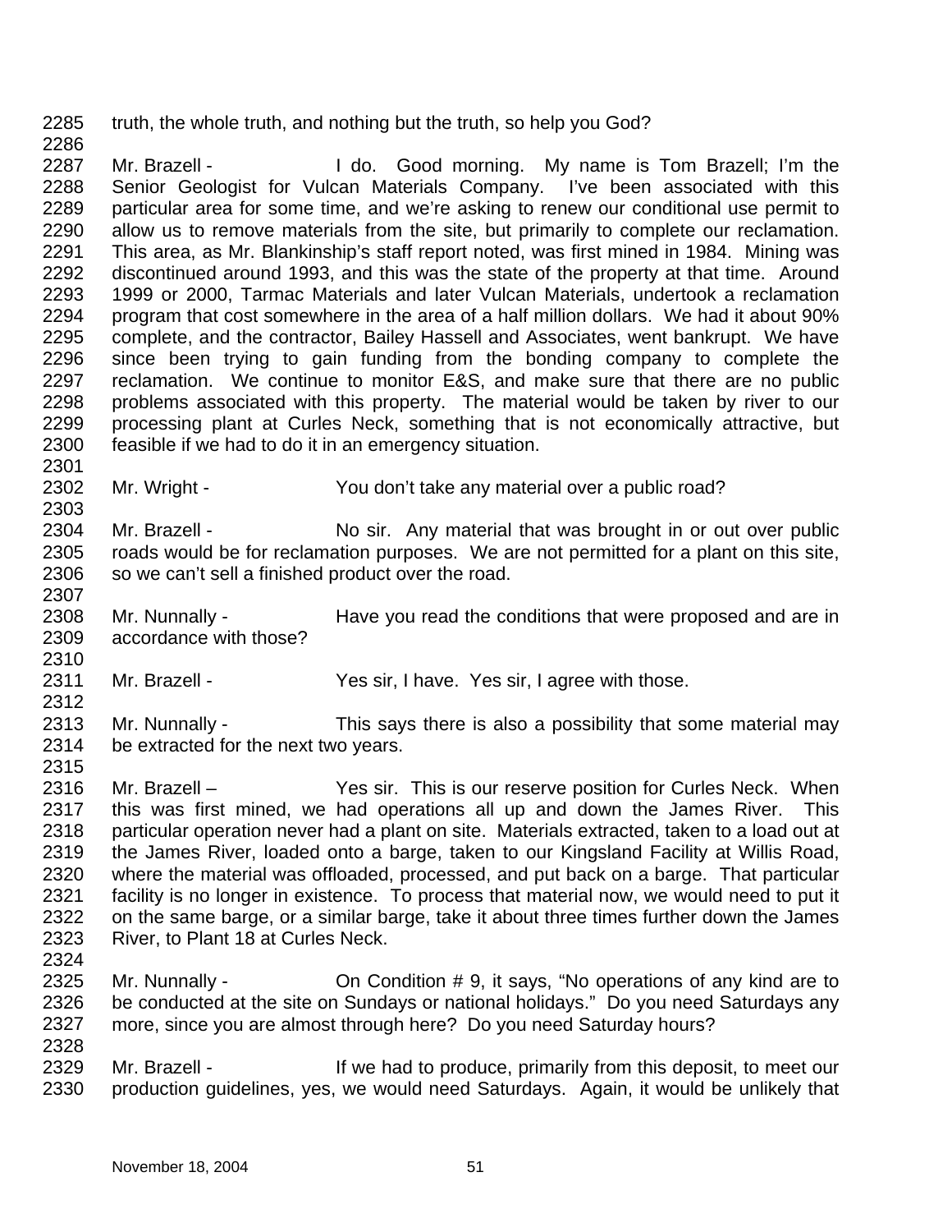truth, the whole truth, and nothing but the truth, so help you God?

Mr. Brazell - I do. Good morning. My name is Tom Brazell; I'm the Senior Geologist for Vulcan Materials Company. I've been associated with this particular area for some time, and we're asking to renew our conditional use permit to allow us to remove materials from the site, but primarily to complete our reclamation. This area, as Mr. Blankinship's staff report noted, was first mined in 1984. Mining was discontinued around 1993, and this was the state of the property at that time. Around 1999 or 2000, Tarmac Materials and later Vulcan Materials, undertook a reclamation program that cost somewhere in the area of a half million dollars. We had it about 90% complete, and the contractor, Bailey Hassell and Associates, went bankrupt. We have since been trying to gain funding from the bonding company to complete the reclamation. We continue to monitor E&S, and make sure that there are no public problems associated with this property. The material would be taken by river to our processing plant at Curles Neck, something that is not economically attractive, but feasible if we had to do it in an emergency situation.

Mr. Wright - You don't take any material over a public road?

Mr. Brazell - No sir. Any material that was brought in or out over public roads would be for reclamation purposes. We are not permitted for a plant on this site, so we can't sell a finished product over the road.

Mr. Nunnally - Have you read the conditions that were proposed and are in accordance with those?

Mr. Brazell - Yes sir, I have. Yes sir, I agree with those.

Mr. Nunnally - This says there is also a possibility that some material may be extracted for the next two years.

Mr. Brazell – Yes sir. This is our reserve position for Curles Neck. When this was first mined, we had operations all up and down the James River. This particular operation never had a plant on site. Materials extracted, taken to a load out at the James River, loaded onto a barge, taken to our Kingsland Facility at Willis Road, where the material was offloaded, processed, and put back on a barge. That particular facility is no longer in existence. To process that material now, we would need to put it on the same barge, or a similar barge, take it about three times further down the James River, to Plant 18 at Curles Neck.

Mr. Nunnally - On Condition # 9, it says, "No operations of any kind are to be conducted at the site on Sundays or national holidays." Do you need Saturdays any more, since you are almost through here? Do you need Saturday hours?

Mr. Brazell - If we had to produce, primarily from this deposit, to meet our production guidelines, yes, we would need Saturdays. Again, it would be unlikely that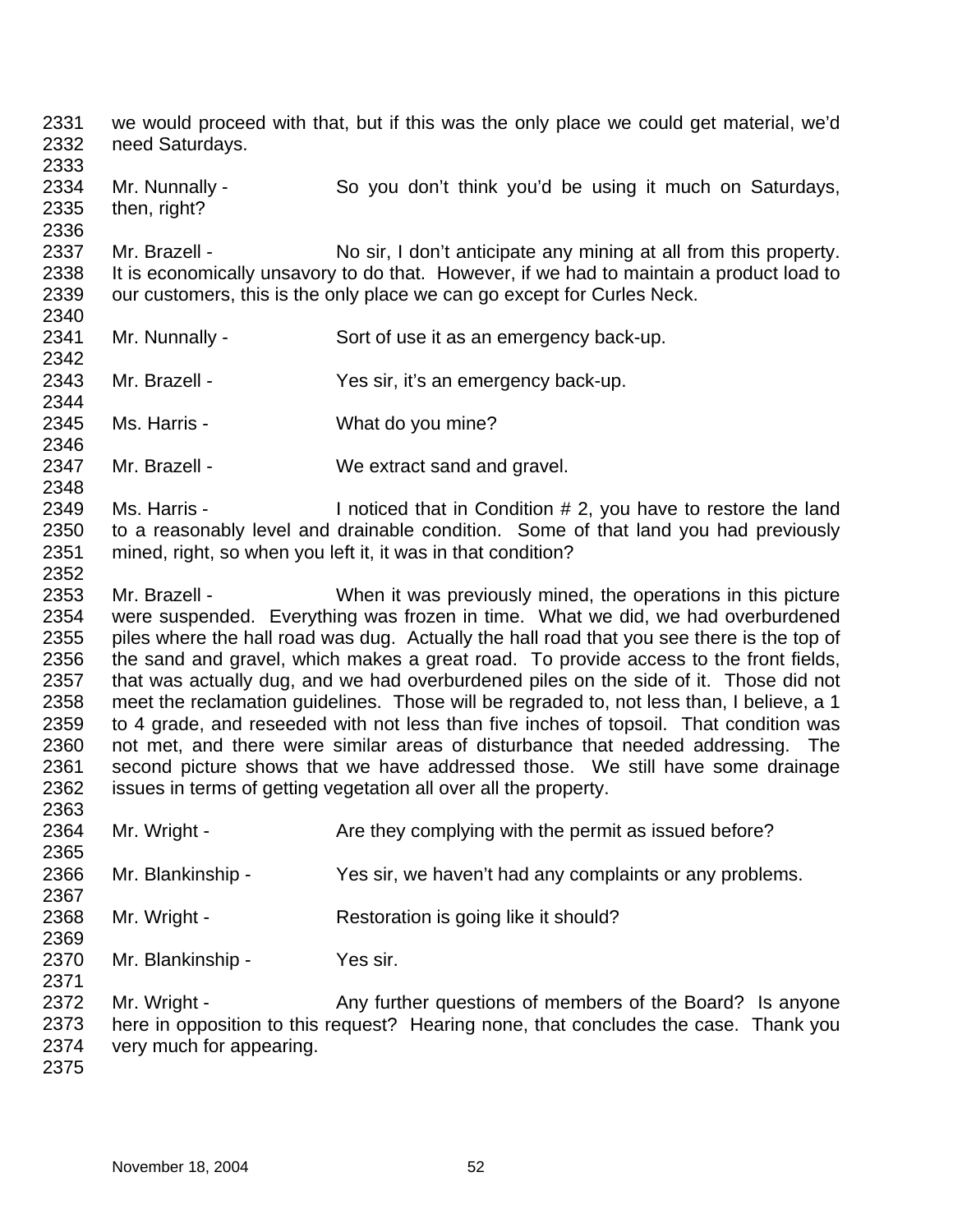we would proceed with that, but if this was the only place we could get material, we'd need Saturdays.

Mr. Nunnally - So you don't think you'd be using it much on Saturdays, then, right?

Mr. Brazell - No sir, I don't anticipate any mining at all from this property. It is economically unsavory to do that. However, if we had to maintain a product load to our customers, this is the only place we can go except for Curles Neck.

Mr. Nunnally - Sort of use it as an emergency back-up.

Mr. Brazell - Yes sir, it's an emergency back-up.

Ms. Harris - What do you mine?

Mr. Brazell - We extract sand and gravel.

Ms. Harris - I noticed that in Condition # 2, you have to restore the land to a reasonably level and drainable condition. Some of that land you had previously mined, right, so when you left it, it was in that condition?

Mr. Brazell - When it was previously mined, the operations in this picture were suspended. Everything was frozen in time. What we did, we had overburdened piles where the hall road was dug. Actually the hall road that you see there is the top of the sand and gravel, which makes a great road. To provide access to the front fields, that was actually dug, and we had overburdened piles on the side of it. Those did not meet the reclamation guidelines. Those will be regraded to, not less than, I believe, a 1 to 4 grade, and reseeded with not less than five inches of topsoil. That condition was not met, and there were similar areas of disturbance that needed addressing. The second picture shows that we have addressed those. We still have some drainage issues in terms of getting vegetation all over all the property.

Mr. Wright - Are they complying with the permit as issued before?

Mr. Blankinship - Yes sir, we haven't had any complaints or any problems.

Mr. Wright - Restoration is going like it should?

Mr. Blankinship - Yes sir.

Mr. Wright - Any further questions of members of the Board? Is anyone here in opposition to this request? Hearing none, that concludes the case. Thank you very much for appearing.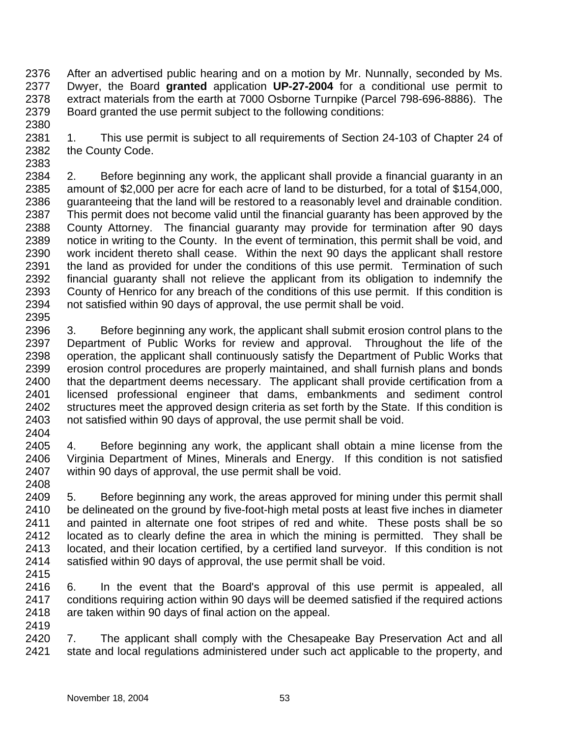After an advertised public hearing and on a motion by Mr. Nunnally, seconded by Ms. Dwyer, the Board **granted** application **UP-27-2004** for a conditional use permit to extract materials from the earth at 7000 Osborne Turnpike (Parcel 798-696-8886). The Board granted the use permit subject to the following conditions:

1. This use permit is subject to all requirements of Section 24-103 of Chapter 24 of the County Code.

2. Before beginning any work, the applicant shall provide a financial guaranty in an amount of $2,000 per acre for each acre of land to be disturbed, for a total of $154,000, guaranteeing that the land will be restored to a reasonably level and drainable condition. This permit does not become valid until the financial guaranty has been approved by the County Attorney. The financial guaranty may provide for termination after 90 days notice in writing to the County. In the event of termination, this permit shall be void, and work incident thereto shall cease. Within the next 90 days the applicant shall restore the land as provided for under the conditions of this use permit. Termination of such financial guaranty shall not relieve the applicant from its obligation to indemnify the County of Henrico for any breach of the conditions of this use permit. If this condition is not satisfied within 90 days of approval, the use permit shall be void.

3. Before beginning any work, the applicant shall submit erosion control plans to the Department of Public Works for review and approval. Throughout the life of the operation, the applicant shall continuously satisfy the Department of Public Works that erosion control procedures are properly maintained, and shall furnish plans and bonds that the department deems necessary. The applicant shall provide certification from a licensed professional engineer that dams, embankments and sediment control structures meet the approved design criteria as set forth by the State. If this condition is not satisfied within 90 days of approval, the use permit shall be void.

4. Before beginning any work, the applicant shall obtain a mine license from the Virginia Department of Mines, Minerals and Energy. If this condition is not satisfied within 90 days of approval, the use permit shall be void.

5. Before beginning any work, the areas approved for mining under this permit shall be delineated on the ground by five-foot-high metal posts at least five inches in diameter and painted in alternate one foot stripes of red and white. These posts shall be so located as to clearly define the area in which the mining is permitted. They shall be located, and their location certified, by a certified land surveyor. If this condition is not satisfied within 90 days of approval, the use permit shall be void.

6. In the event that the Board's approval of this use permit is appealed, all conditions requiring action within 90 days will be deemed satisfied if the required actions are taken within 90 days of final action on the appeal.

7. The applicant shall comply with the Chesapeake Bay Preservation Act and all state and local regulations administered under such act applicable to the property, and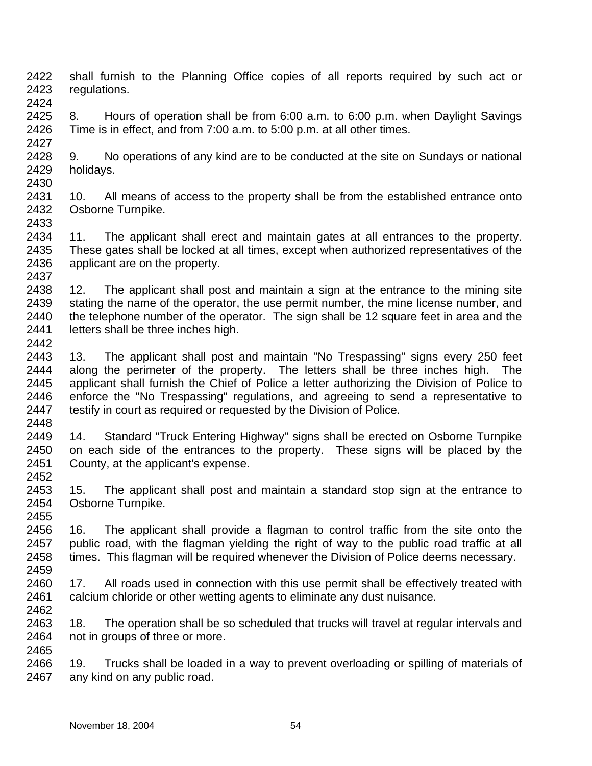shall furnish to the Planning Office copies of all reports required by such act or regulations.

8. Hours of operation shall be from 6:00 a.m. to 6:00 p.m. when Daylight Savings Time is in effect, and from 7:00 a.m. to 5:00 p.m. at all other times.

9. No operations of any kind are to be conducted at the site on Sundays or national holidays.

10. All means of access to the property shall be from the established entrance onto Osborne Turnpike.

11. The applicant shall erect and maintain gates at all entrances to the property. These gates shall be locked at all times, except when authorized representatives of the applicant are on the property.

12. The applicant shall post and maintain a sign at the entrance to the mining site stating the name of the operator, the use permit number, the mine license number, and the telephone number of the operator. The sign shall be 12 square feet in area and the letters shall be three inches high.

13. The applicant shall post and maintain "No Trespassing" signs every 250 feet along the perimeter of the property. The letters shall be three inches high. The applicant shall furnish the Chief of Police a letter authorizing the Division of Police to enforce the "No Trespassing" regulations, and agreeing to send a representative to testify in court as required or requested by the Division of Police.

14. Standard "Truck Entering Highway" signs shall be erected on Osborne Turnpike on each side of the entrances to the property. These signs will be placed by the County, at the applicant's expense.

15. The applicant shall post and maintain a standard stop sign at the entrance to Osborne Turnpike.

16. The applicant shall provide a flagman to control traffic from the site onto the public road, with the flagman yielding the right of way to the public road traffic at all times. This flagman will be required whenever the Division of Police deems necessary.

17. All roads used in connection with this use permit shall be effectively treated with calcium chloride or other wetting agents to eliminate any dust nuisance.

18. The operation shall be so scheduled that trucks will travel at regular intervals and not in groups of three or more.

19. Trucks shall be loaded in a way to prevent overloading or spilling of materials of any kind on any public road.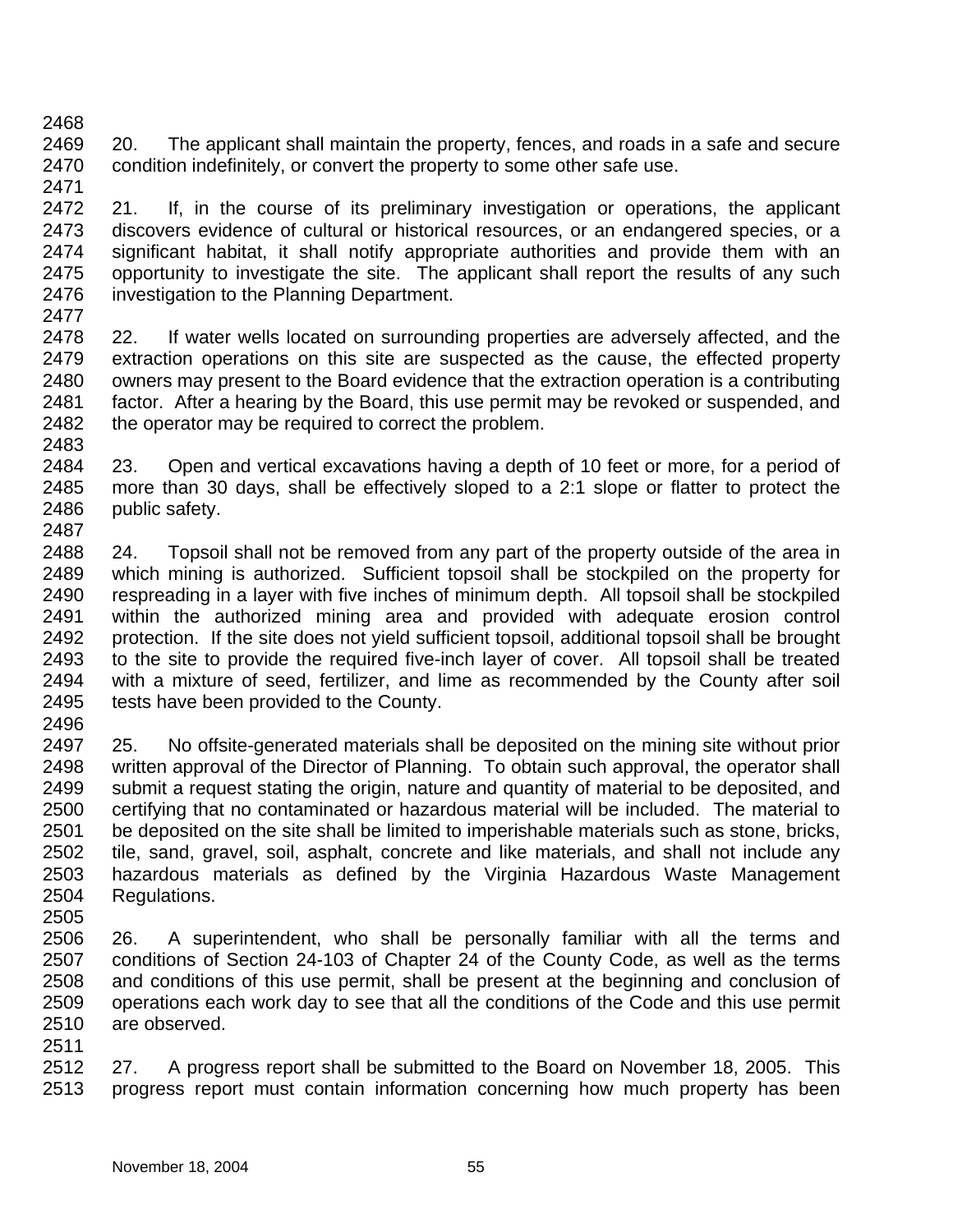20. The applicant shall maintain the property, fences, and roads in a safe and secure condition indefinitely, or convert the property to some other safe use.

21. If, in the course of its preliminary investigation or operations, the applicant discovers evidence of cultural or historical resources, or an endangered species, or a significant habitat, it shall notify appropriate authorities and provide them with an opportunity to investigate the site. The applicant shall report the results of any such investigation to the Planning Department.

22. If water wells located on surrounding properties are adversely affected, and the extraction operations on this site are suspected as the cause, the effected property owners may present to the Board evidence that the extraction operation is a contributing factor. After a hearing by the Board, this use permit may be revoked or suspended, and the operator may be required to correct the problem.

23. Open and vertical excavations having a depth of 10 feet or more, for a period of more than 30 days, shall be effectively sloped to a 2:1 slope or flatter to protect the public safety.

24. Topsoil shall not be removed from any part of the property outside of the area in which mining is authorized. Sufficient topsoil shall be stockpiled on the property for respreading in a layer with five inches of minimum depth. All topsoil shall be stockpiled within the authorized mining area and provided with adequate erosion control protection. If the site does not yield sufficient topsoil, additional topsoil shall be brought to the site to provide the required five-inch layer of cover. All topsoil shall be treated with a mixture of seed, fertilizer, and lime as recommended by the County after soil tests have been provided to the County.

25. No offsite-generated materials shall be deposited on the mining site without prior written approval of the Director of Planning. To obtain such approval, the operator shall submit a request stating the origin, nature and quantity of material to be deposited, and certifying that no contaminated or hazardous material will be included. The material to be deposited on the site shall be limited to imperishable materials such as stone, bricks, tile, sand, gravel, soil, asphalt, concrete and like materials, and shall not include any hazardous materials as defined by the Virginia Hazardous Waste Management Regulations.

26. A superintendent, who shall be personally familiar with all the terms and conditions of Section 24-103 of Chapter 24 of the County Code, as well as the terms and conditions of this use permit, shall be present at the beginning and conclusion of operations each work day to see that all the conditions of the Code and this use permit are observed.

27. A progress report shall be submitted to the Board on November 18, 2005. This progress report must contain information concerning how much property has been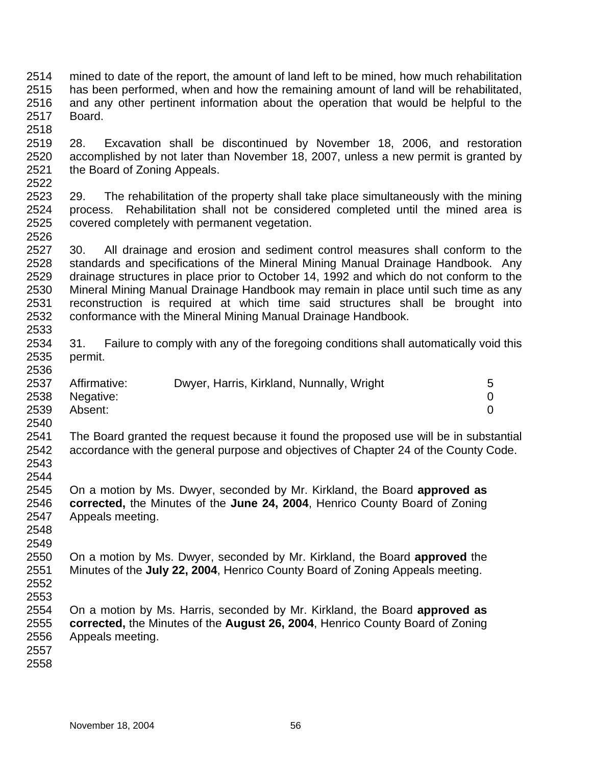mined to date of the report, the amount of land left to be mined, how much rehabilitation has been performed, when and how the remaining amount of land will be rehabilitated, and any other pertinent information about the operation that would be helpful to the Board.

28. Excavation shall be discontinued by November 18, 2006, and restoration accomplished by not later than November 18, 2007, unless a new permit is granted by the Board of Zoning Appeals.

29. The rehabilitation of the property shall take place simultaneously with the mining process. Rehabilitation shall not be considered completed until the mined area is covered completely with permanent vegetation.

30. All drainage and erosion and sediment control measures shall conform to the standards and specifications of the Mineral Mining Manual Drainage Handbook. Any drainage structures in place prior to October 14, 1992 and which do not conform to the Mineral Mining Manual Drainage Handbook may remain in place until such time as any reconstruction is required at which time said structures shall be brought into conformance with the Mineral Mining Manual Drainage Handbook.

31. Failure to comply with any of the foregoing conditions shall automatically void this permit.

| | | |
|---|---|---|
| Affirmative: | Dwyer, Harris, Kirkland, Nunnally, Wright | 5 |
| Negative: | | 0 |
| Absent: | | 0 |

The Board granted the request because it found the proposed use will be in substantial accordance with the general purpose and objectives of Chapter 24 of the County Code.

On a motion by Ms. Dwyer, seconded by Mr. Kirkland, the Board **approved as corrected,** the Minutes of the **June 24, 2004**, Henrico County Board of Zoning Appeals meeting.

On a motion by Ms. Dwyer, seconded by Mr. Kirkland, the Board **approved** the Minutes of the **July 22, 2004**, Henrico County Board of Zoning Appeals meeting.

On a motion by Ms. Harris, seconded by Mr. Kirkland, the Board **approved as corrected,** the Minutes of the **August 26, 2004**, Henrico County Board of Zoning Appeals meeting.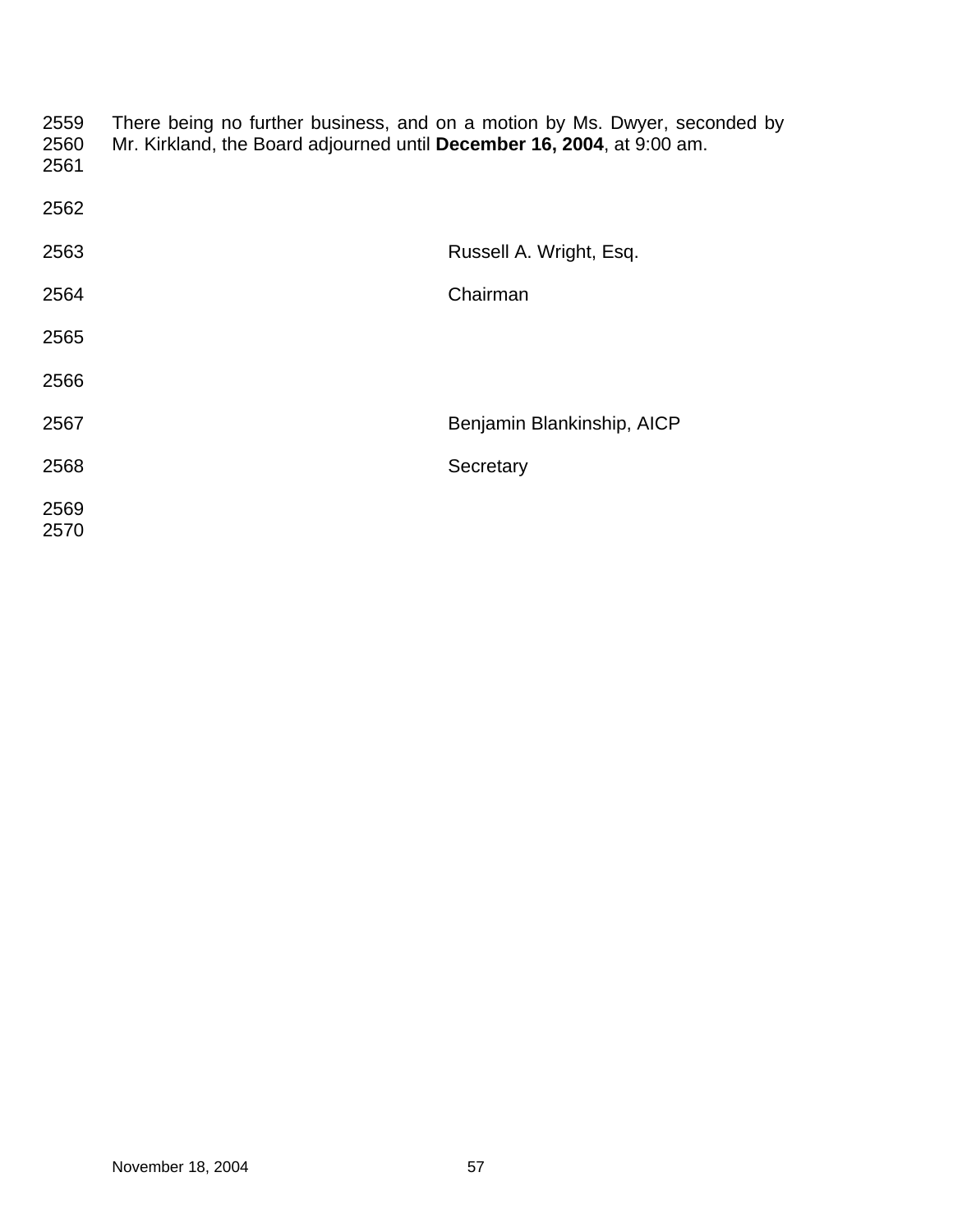There being no further business, and on a motion by Ms. Dwyer, seconded by Mr. Kirkland, the Board adjourned until **December 16, 2004**, at 9:00 am.

Russell A. Wright, Esq.

Chairman

Benjamin Blankinship, AICP

Secretary